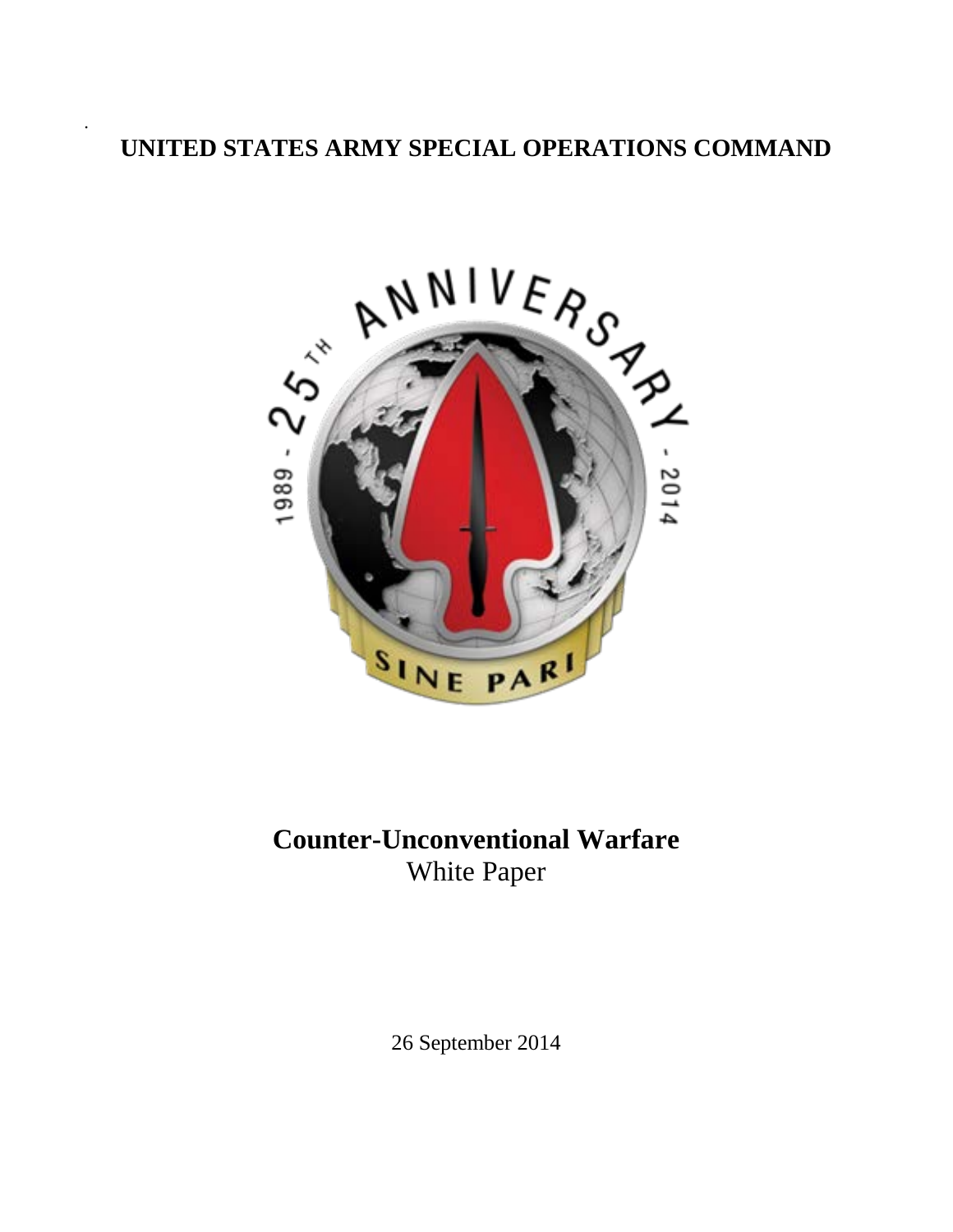# UNITED STATES ARMY SPECIAL OPERATIONS COMMAND

**Counter-Unconventional Warfare**
White Paper

26 September 2014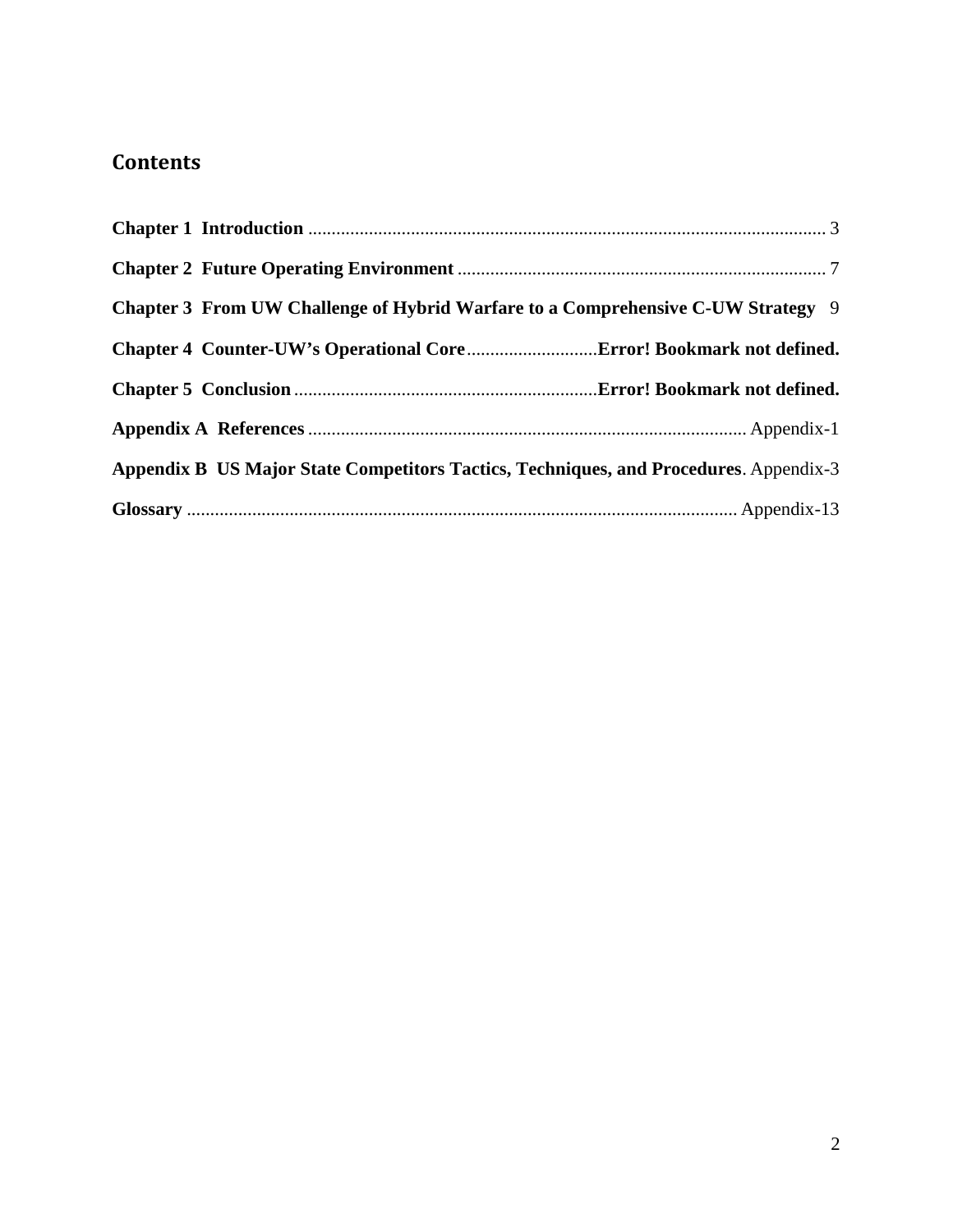## Contents

**Chapter 1 Introduction** ............................................................................................................... 3

**Chapter 2 Future Operating Environment** ............................................................................... 7

**Chapter 3 From UW Challenge of Hybrid Warfare to a Comprehensive C-UW Strategy** 9

**Chapter 4 Counter-UW's Operational Core**............................**Error! Bookmark not defined.**

**Chapter 5 Conclusion**.................................................................**Error! Bookmark not defined.**

**Appendix A References**............................................................................................. Appendix-1

**Appendix B US Major State Competitors Tactics, Techniques, and Procedures**. Appendix-3

**Glossary** ...................................................................................................................... Appendix-13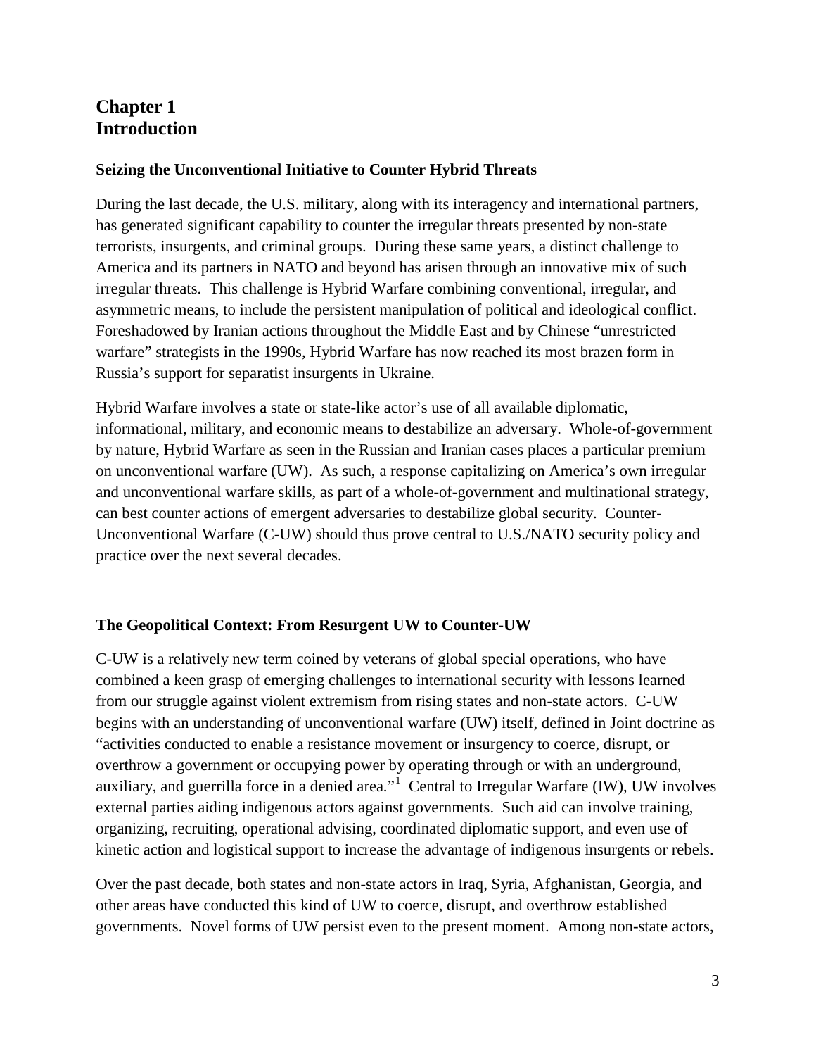# Chapter 1
# Introduction

### Seizing the Unconventional Initiative to Counter Hybrid Threats

During the last decade, the U.S. military, along with its interagency and international partners, has generated significant capability to counter the irregular threats presented by non-state terrorists, insurgents, and criminal groups. During these same years, a distinct challenge to America and its partners in NATO and beyond has arisen through an innovative mix of such irregular threats. This challenge is Hybrid Warfare combining conventional, irregular, and asymmetric means, to include the persistent manipulation of political and ideological conflict. Foreshadowed by Iranian actions throughout the Middle East and by Chinese "unrestricted warfare" strategists in the 1990s, Hybrid Warfare has now reached its most brazen form in Russia's support for separatist insurgents in Ukraine.

Hybrid Warfare involves a state or state-like actor's use of all available diplomatic, informational, military, and economic means to destabilize an adversary. Whole-of-government by nature, Hybrid Warfare as seen in the Russian and Iranian cases places a particular premium on unconventional warfare (UW). As such, a response capitalizing on America's own irregular and unconventional warfare skills, as part of a whole-of-government and multinational strategy, can best counter actions of emergent adversaries to destabilize global security. Counter-Unconventional Warfare (C-UW) should thus prove central to U.S./NATO security policy and practice over the next several decades.

### The Geopolitical Context: From Resurgent UW to Counter-UW

C-UW is a relatively new term coined by veterans of global special operations, who have combined a keen grasp of emerging challenges to international security with lessons learned from our struggle against violent extremism from rising states and non-state actors. C-UW begins with an understanding of unconventional warfare (UW) itself, defined in Joint doctrine as "activities conducted to enable a resistance movement or insurgency to coerce, disrupt, or overthrow a government or occupying power by operating through or with an underground, auxiliary, and guerrilla force in a denied area."[1] Central to Irregular Warfare (IW), UW involves external parties aiding indigenous actors against governments. Such aid can involve training, organizing, recruiting, operational advising, coordinated diplomatic support, and even use of kinetic action and logistical support to increase the advantage of indigenous insurgents or rebels.

Over the past decade, both states and non-state actors in Iraq, Syria, Afghanistan, Georgia, and other areas have conducted this kind of UW to coerce, disrupt, and overthrow established governments. Novel forms of UW persist even to the present moment. Among non-state actors,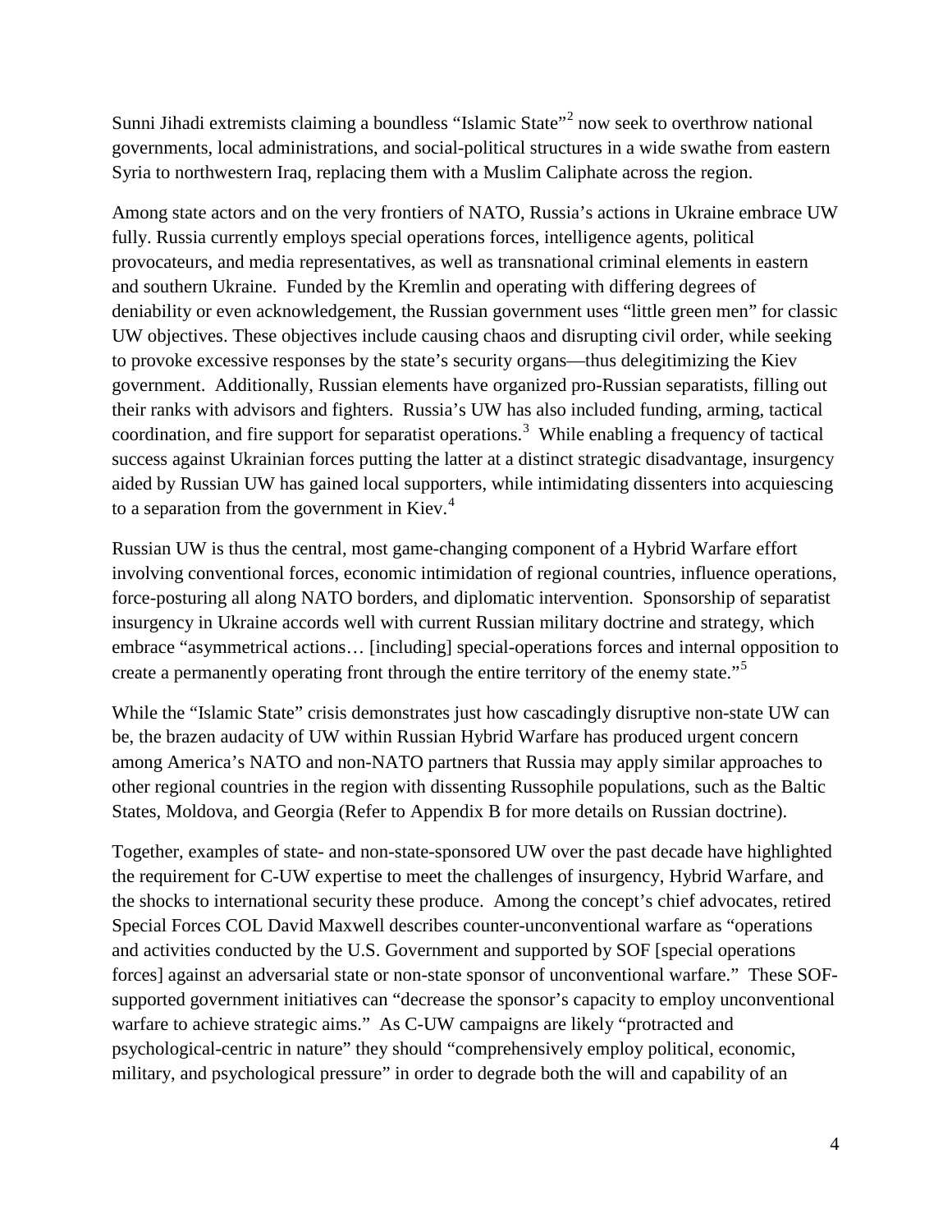Sunni Jihadi extremists claiming a boundless "Islamic State"[2] now seek to overthrow national governments, local administrations, and social-political structures in a wide swathe from eastern Syria to northwestern Iraq, replacing them with a Muslim Caliphate across the region.

Among state actors and on the very frontiers of NATO, Russia's actions in Ukraine embrace UW fully. Russia currently employs special operations forces, intelligence agents, political provocateurs, and media representatives, as well as transnational criminal elements in eastern and southern Ukraine. Funded by the Kremlin and operating with differing degrees of deniability or even acknowledgement, the Russian government uses "little green men" for classic UW objectives. These objectives include causing chaos and disrupting civil order, while seeking to provoke excessive responses by the state's security organs—thus delegitimizing the Kiev government. Additionally, Russian elements have organized pro-Russian separatists, filling out their ranks with advisors and fighters. Russia's UW has also included funding, arming, tactical coordination, and fire support for separatist operations.[3] While enabling a frequency of tactical success against Ukrainian forces putting the latter at a distinct strategic disadvantage, insurgency aided by Russian UW has gained local supporters, while intimidating dissenters into acquiescing to a separation from the government in Kiev.[4]

Russian UW is thus the central, most game-changing component of a Hybrid Warfare effort involving conventional forces, economic intimidation of regional countries, influence operations, force-posturing all along NATO borders, and diplomatic intervention. Sponsorship of separatist insurgency in Ukraine accords well with current Russian military doctrine and strategy, which embrace "asymmetrical actions… [including] special-operations forces and internal opposition to create a permanently operating front through the entire territory of the enemy state."[5]

While the "Islamic State" crisis demonstrates just how cascadingly disruptive non-state UW can be, the brazen audacity of UW within Russian Hybrid Warfare has produced urgent concern among America's NATO and non-NATO partners that Russia may apply similar approaches to other regional countries in the region with dissenting Russophile populations, such as the Baltic States, Moldova, and Georgia (Refer to Appendix B for more details on Russian doctrine).

Together, examples of state- and non-state-sponsored UW over the past decade have highlighted the requirement for C-UW expertise to meet the challenges of insurgency, Hybrid Warfare, and the shocks to international security these produce. Among the concept's chief advocates, retired Special Forces COL David Maxwell describes counter-unconventional warfare as "operations and activities conducted by the U.S. Government and supported by SOF [special operations forces] against an adversarial state or non-state sponsor of unconventional warfare." These SOF-supported government initiatives can "decrease the sponsor's capacity to employ unconventional warfare to achieve strategic aims." As C-UW campaigns are likely "protracted and psychological-centric in nature" they should "comprehensively employ political, economic, military, and psychological pressure" in order to degrade both the will and capability of an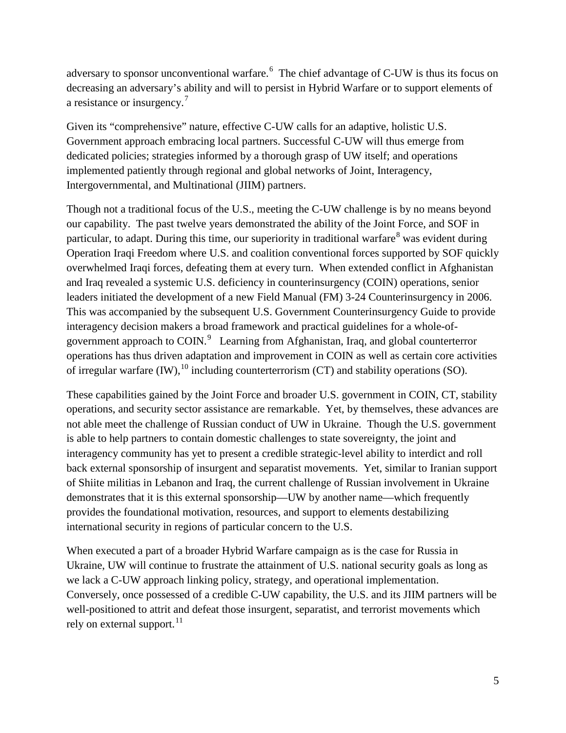adversary to sponsor unconventional warfare.[6] The chief advantage of C-UW is thus its focus on decreasing an adversary's ability and will to persist in Hybrid Warfare or to support elements of a resistance or insurgency.[7]

Given its "comprehensive" nature, effective C-UW calls for an adaptive, holistic U.S. Government approach embracing local partners. Successful C-UW will thus emerge from dedicated policies; strategies informed by a thorough grasp of UW itself; and operations implemented patiently through regional and global networks of Joint, Interagency, Intergovernmental, and Multinational (JIIM) partners.

Though not a traditional focus of the U.S., meeting the C-UW challenge is by no means beyond our capability. The past twelve years demonstrated the ability of the Joint Force, and SOF in particular, to adapt. During this time, our superiority in traditional warfare[8] was evident during Operation Iraqi Freedom where U.S. and coalition conventional forces supported by SOF quickly overwhelmed Iraqi forces, defeating them at every turn. When extended conflict in Afghanistan and Iraq revealed a systemic U.S. deficiency in counterinsurgency (COIN) operations, senior leaders initiated the development of a new Field Manual (FM) 3-24 Counterinsurgency in 2006. This was accompanied by the subsequent U.S. Government Counterinsurgency Guide to provide interagency decision makers a broad framework and practical guidelines for a whole-of-government approach to COIN.[9] Learning from Afghanistan, Iraq, and global counterterror operations has thus driven adaptation and improvement in COIN as well as certain core activities of irregular warfare (IW),[10] including counterterrorism (CT) and stability operations (SO).

These capabilities gained by the Joint Force and broader U.S. government in COIN, CT, stability operations, and security sector assistance are remarkable. Yet, by themselves, these advances are not able meet the challenge of Russian conduct of UW in Ukraine. Though the U.S. government is able to help partners to contain domestic challenges to state sovereignty, the joint and interagency community has yet to present a credible strategic-level ability to interdict and roll back external sponsorship of insurgent and separatist movements. Yet, similar to Iranian support of Shiite militias in Lebanon and Iraq, the current challenge of Russian involvement in Ukraine demonstrates that it is this external sponsorship—UW by another name—which frequently provides the foundational motivation, resources, and support to elements destabilizing international security in regions of particular concern to the U.S.

When executed a part of a broader Hybrid Warfare campaign as is the case for Russia in Ukraine, UW will continue to frustrate the attainment of U.S. national security goals as long as we lack a C-UW approach linking policy, strategy, and operational implementation. Conversely, once possessed of a credible C-UW capability, the U.S. and its JIIM partners will be well-positioned to attrit and defeat those insurgent, separatist, and terrorist movements which rely on external support.[11]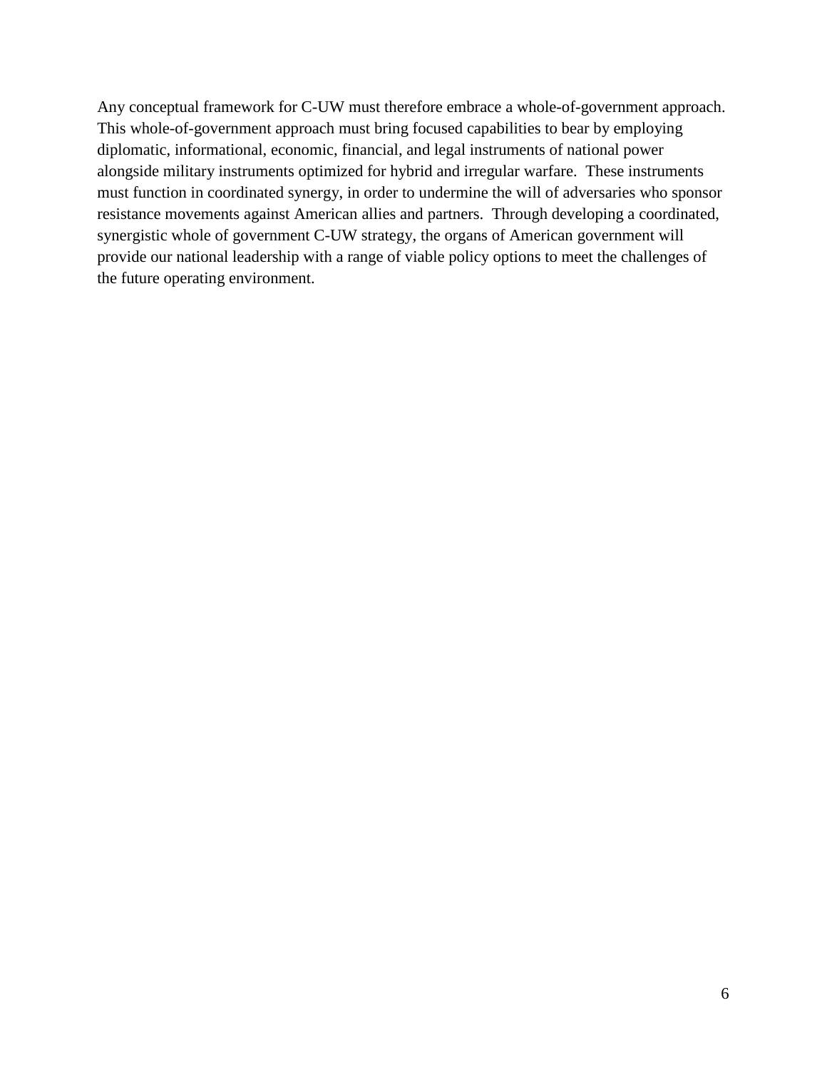Any conceptual framework for C-UW must therefore embrace a whole-of-government approach. This whole-of-government approach must bring focused capabilities to bear by employing diplomatic, informational, economic, financial, and legal instruments of national power alongside military instruments optimized for hybrid and irregular warfare. These instruments must function in coordinated synergy, in order to undermine the will of adversaries who sponsor resistance movements against American allies and partners. Through developing a coordinated, synergistic whole of government C-UW strategy, the organs of American government will provide our national leadership with a range of viable policy options to meet the challenges of the future operating environment.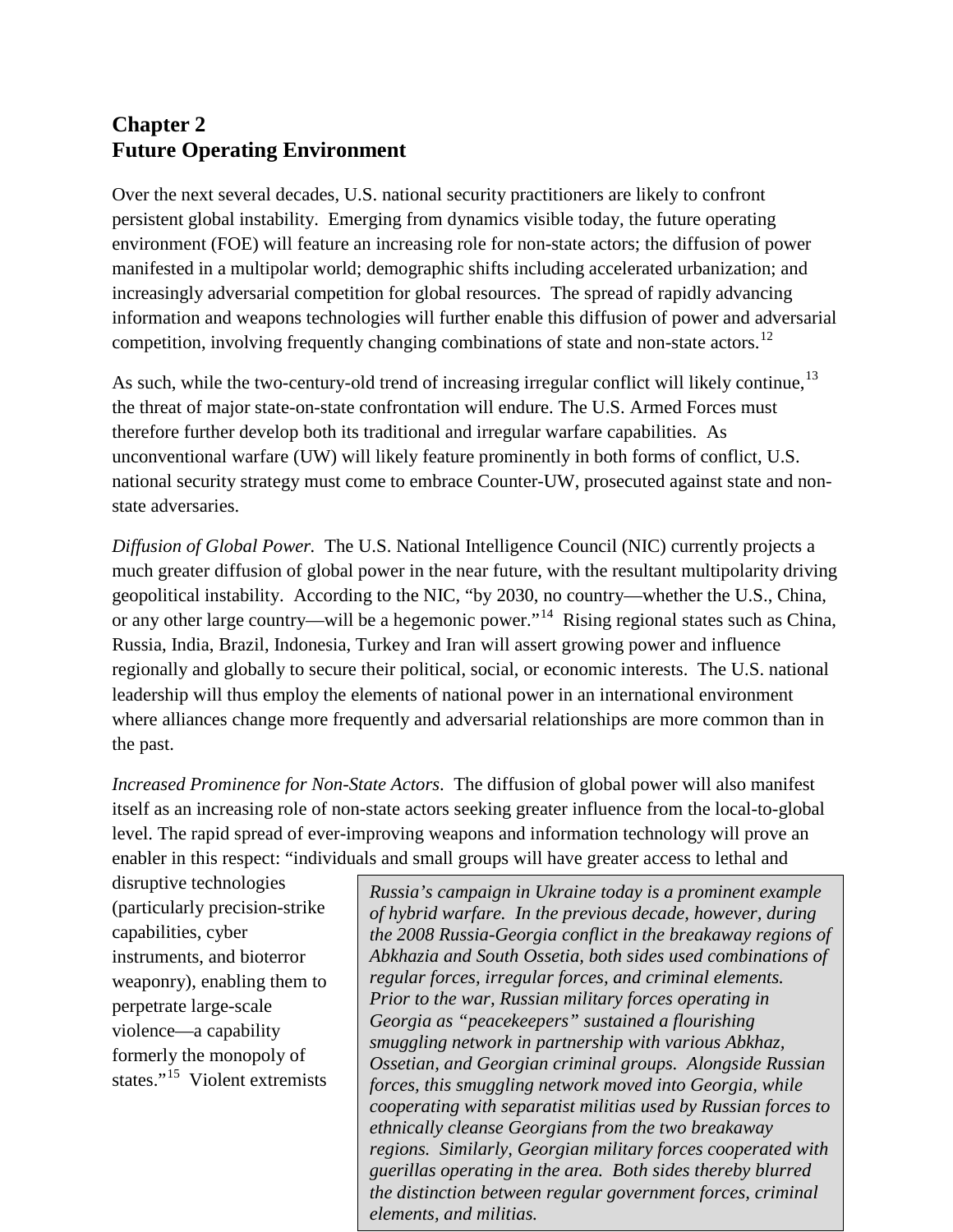# Chapter 2
# Future Operating Environment

Over the next several decades, U.S. national security practitioners are likely to confront persistent global instability. Emerging from dynamics visible today, the future operating environment (FOE) will feature an increasing role for non-state actors; the diffusion of power manifested in a multipolar world; demographic shifts including accelerated urbanization; and increasingly adversarial competition for global resources. The spread of rapidly advancing information and weapons technologies will further enable this diffusion of power and adversarial competition, involving frequently changing combinations of state and non-state actors.[12]

As such, while the two-century-old trend of increasing irregular conflict will likely continue,[13] the threat of major state-on-state confrontation will endure. The U.S. Armed Forces must therefore further develop both its traditional and irregular warfare capabilities. As unconventional warfare (UW) will likely feature prominently in both forms of conflict, U.S. national security strategy must come to embrace Counter-UW, prosecuted against state and non-state adversaries.

*Diffusion of Global Power.* The U.S. National Intelligence Council (NIC) currently projects a much greater diffusion of global power in the near future, with the resultant multipolarity driving geopolitical instability. According to the NIC, "by 2030, no country—whether the U.S., China, or any other large country—will be a hegemonic power."[14] Rising regional states such as China, Russia, India, Brazil, Indonesia, Turkey and Iran will assert growing power and influence regionally and globally to secure their political, social, or economic interests. The U.S. national leadership will thus employ the elements of national power in an international environment where alliances change more frequently and adversarial relationships are more common than in the past.

*Increased Prominence for Non-State Actors.* The diffusion of global power will also manifest itself as an increasing role of non-state actors seeking greater influence from the local-to-global level. The rapid spread of ever-improving weapons and information technology will prove an enabler in this respect: "individuals and small groups will have greater access to lethal and disruptive technologies (particularly precision-strike capabilities, cyber instruments, and bioterror weaponry), enabling them to perpetrate large-scale violence—a capability formerly the monopoly of states."[15] Violent extremists

> *Russia's campaign in Ukraine today is a prominent example of hybrid warfare. In the previous decade, however, during the 2008 Russia-Georgia conflict in the breakaway regions of Abkhazia and South Ossetia, both sides used combinations of regular forces, irregular forces, and criminal elements. Prior to the war, Russian military forces operating in Georgia as "peacekeepers" sustained a flourishing smuggling network in partnership with various Abkhaz, Ossetian, and Georgian criminal groups. Alongside Russian forces, this smuggling network moved into Georgia, while cooperating with separatist militias used by Russian forces to ethnically cleanse Georgians from the two breakaway regions. Similarly, Georgian military forces cooperated with guerillas operating in the area. Both sides thereby blurred the distinction between regular government forces, criminal elements, and militias.*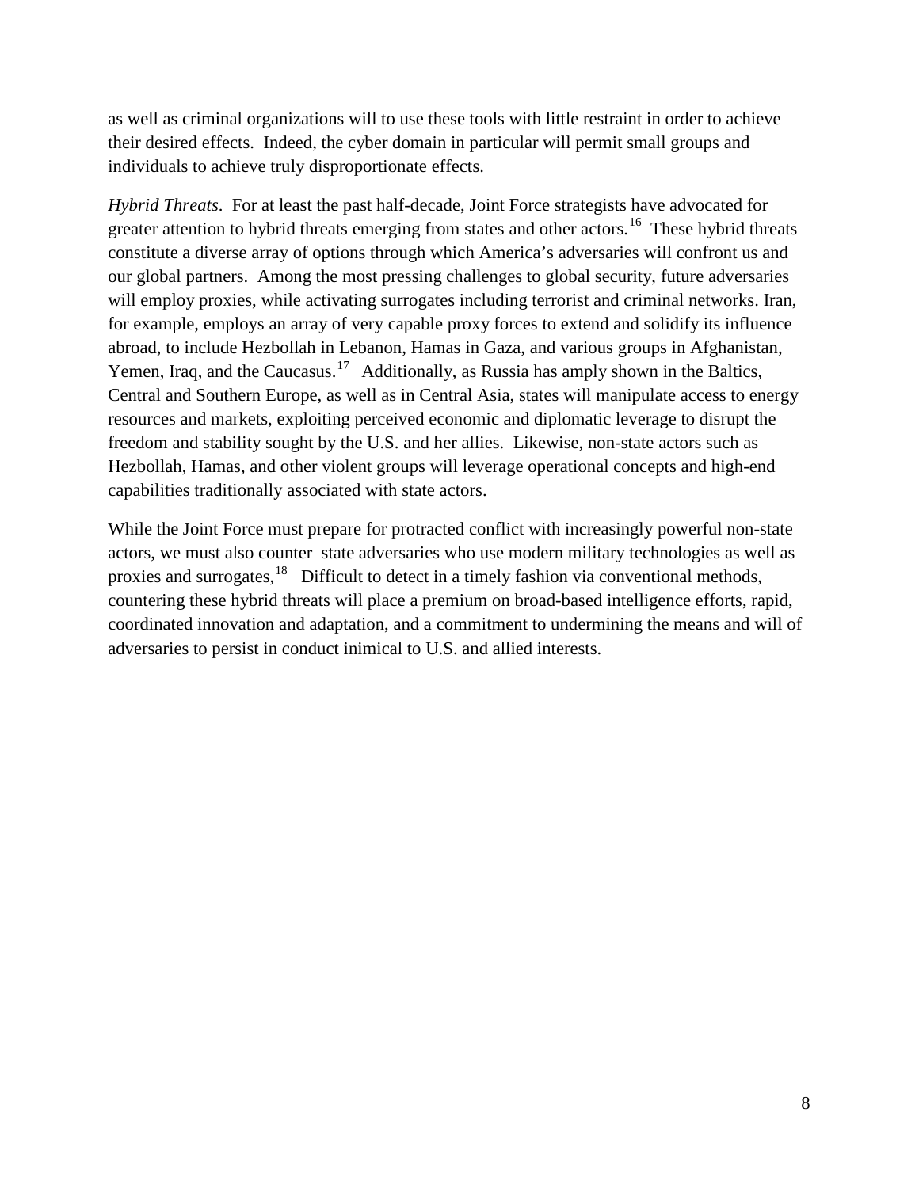as well as criminal organizations will to use these tools with little restraint in order to achieve their desired effects. Indeed, the cyber domain in particular will permit small groups and individuals to achieve truly disproportionate effects.

*Hybrid Threats*. For at least the past half-decade, Joint Force strategists have advocated for greater attention to hybrid threats emerging from states and other actors.[16] These hybrid threats constitute a diverse array of options through which America's adversaries will confront us and our global partners. Among the most pressing challenges to global security, future adversaries will employ proxies, while activating surrogates including terrorist and criminal networks. Iran, for example, employs an array of very capable proxy forces to extend and solidify its influence abroad, to include Hezbollah in Lebanon, Hamas in Gaza, and various groups in Afghanistan, Yemen, Iraq, and the Caucasus.[17] Additionally, as Russia has amply shown in the Baltics, Central and Southern Europe, as well as in Central Asia, states will manipulate access to energy resources and markets, exploiting perceived economic and diplomatic leverage to disrupt the freedom and stability sought by the U.S. and her allies. Likewise, non-state actors such as Hezbollah, Hamas, and other violent groups will leverage operational concepts and high-end capabilities traditionally associated with state actors.

While the Joint Force must prepare for protracted conflict with increasingly powerful non-state actors, we must also counter state adversaries who use modern military technologies as well as proxies and surrogates,[18] Difficult to detect in a timely fashion via conventional methods, countering these hybrid threats will place a premium on broad-based intelligence efforts, rapid, coordinated innovation and adaptation, and a commitment to undermining the means and will of adversaries to persist in conduct inimical to U.S. and allied interests.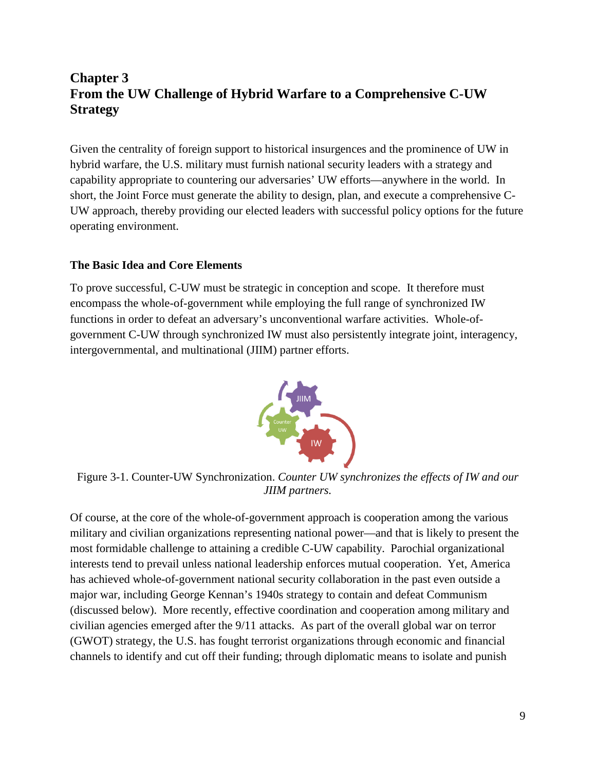# Chapter 3
# From the UW Challenge of Hybrid Warfare to a Comprehensive C-UW Strategy

Given the centrality of foreign support to historical insurgences and the prominence of UW in hybrid warfare, the U.S. military must furnish national security leaders with a strategy and capability appropriate to countering our adversaries' UW efforts—anywhere in the world. In short, the Joint Force must generate the ability to design, plan, and execute a comprehensive C-UW approach, thereby providing our elected leaders with successful policy options for the future operating environment.

## The Basic Idea and Core Elements

To prove successful, C-UW must be strategic in conception and scope. It therefore must encompass the whole-of-government while employing the full range of synchronized IW functions in order to defeat an adversary's unconventional warfare activities. Whole-of-government C-UW through synchronized IW must also persistently integrate joint, interagency, intergovernmental, and multinational (JIIM) partner efforts.

Figure 3-1. Counter-UW Synchronization. *Counter UW synchronizes the effects of IW and our JIIM partners.*

Of course, at the core of the whole-of-government approach is cooperation among the various military and civilian organizations representing national power—and that is likely to present the most formidable challenge to attaining a credible C-UW capability. Parochial organizational interests tend to prevail unless national leadership enforces mutual cooperation. Yet, America has achieved whole-of-government national security collaboration in the past even outside a major war, including George Kennan's 1940s strategy to contain and defeat Communism (discussed below). More recently, effective coordination and cooperation among military and civilian agencies emerged after the 9/11 attacks. As part of the overall global war on terror (GWOT) strategy, the U.S. has fought terrorist organizations through economic and financial channels to identify and cut off their funding; through diplomatic means to isolate and punish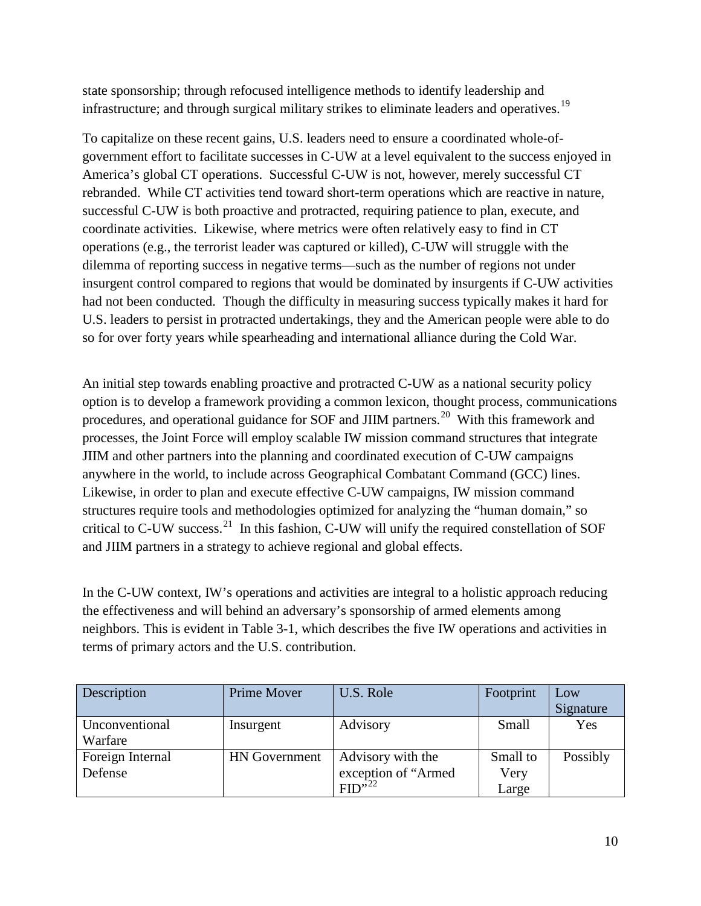state sponsorship; through refocused intelligence methods to identify leadership and infrastructure; and through surgical military strikes to eliminate leaders and operatives.[19]

To capitalize on these recent gains, U.S. leaders need to ensure a coordinated whole-of-government effort to facilitate successes in C-UW at a level equivalent to the success enjoyed in America's global CT operations. Successful C-UW is not, however, merely successful CT rebranded. While CT activities tend toward short-term operations which are reactive in nature, successful C-UW is both proactive and protracted, requiring patience to plan, execute, and coordinate activities. Likewise, where metrics were often relatively easy to find in CT operations (e.g., the terrorist leader was captured or killed), C-UW will struggle with the dilemma of reporting success in negative terms—such as the number of regions not under insurgent control compared to regions that would be dominated by insurgents if C-UW activities had not been conducted. Though the difficulty in measuring success typically makes it hard for U.S. leaders to persist in protracted undertakings, they and the American people were able to do so for over forty years while spearheading and international alliance during the Cold War.

An initial step towards enabling proactive and protracted C-UW as a national security policy option is to develop a framework providing a common lexicon, thought process, communications procedures, and operational guidance for SOF and JIIM partners.[20] With this framework and processes, the Joint Force will employ scalable IW mission command structures that integrate JIIM and other partners into the planning and coordinated execution of C-UW campaigns anywhere in the world, to include across Geographical Combatant Command (GCC) lines. Likewise, in order to plan and execute effective C-UW campaigns, IW mission command structures require tools and methodologies optimized for analyzing the "human domain," so critical to C-UW success.[21] In this fashion, C-UW will unify the required constellation of SOF and JIIM partners in a strategy to achieve regional and global effects.

In the C-UW context, IW's operations and activities are integral to a holistic approach reducing the effectiveness and will behind an adversary's sponsorship of armed elements among neighbors. This is evident in Table 3-1, which describes the five IW operations and activities in terms of primary actors and the U.S. contribution.

| Description | Prime Mover | U.S. Role | Footprint | Low Signature |
|---|---|---|---|---|
| Unconventional Warfare | Insurgent | Advisory | Small | Yes |
| Foreign Internal Defense | HN Government | Advisory with the exception of "Armed FID"[22] | Small to Very Large | Possibly |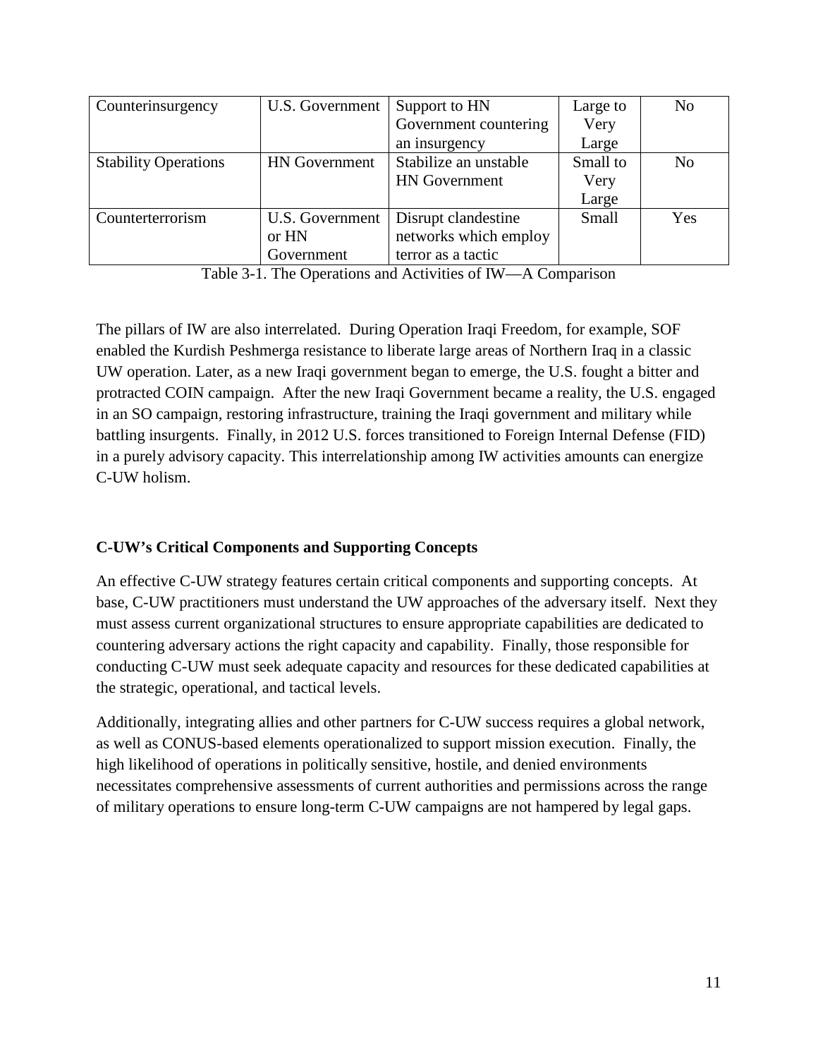| Counterinsurgency | U.S. Government | Support to HN Government countering an insurgency | Large to Very Large | No |
|---|---|---|---|---|
| Stability Operations | HN Government | Stabilize an unstable HN Government | Small to Very Large | No |
| Counterterrorism | U.S. Government or HN Government | Disrupt clandestine networks which employ terror as a tactic | Small | Yes |

Table 3-1. The Operations and Activities of IW—A Comparison

The pillars of IW are also interrelated. During Operation Iraqi Freedom, for example, SOF enabled the Kurdish Peshmerga resistance to liberate large areas of Northern Iraq in a classic UW operation. Later, as a new Iraqi government began to emerge, the U.S. fought a bitter and protracted COIN campaign. After the new Iraqi Government became a reality, the U.S. engaged in an SO campaign, restoring infrastructure, training the Iraqi government and military while battling insurgents. Finally, in 2012 U.S. forces transitioned to Foreign Internal Defense (FID) in a purely advisory capacity. This interrelationship among IW activities amounts can energize C-UW holism.

## C-UW's Critical Components and Supporting Concepts

An effective C-UW strategy features certain critical components and supporting concepts. At base, C-UW practitioners must understand the UW approaches of the adversary itself. Next they must assess current organizational structures to ensure appropriate capabilities are dedicated to countering adversary actions the right capacity and capability. Finally, those responsible for conducting C-UW must seek adequate capacity and resources for these dedicated capabilities at the strategic, operational, and tactical levels.

Additionally, integrating allies and other partners for C-UW success requires a global network, as well as CONUS-based elements operationalized to support mission execution. Finally, the high likelihood of operations in politically sensitive, hostile, and denied environments necessitates comprehensive assessments of current authorities and permissions across the range of military operations to ensure long-term C-UW campaigns are not hampered by legal gaps.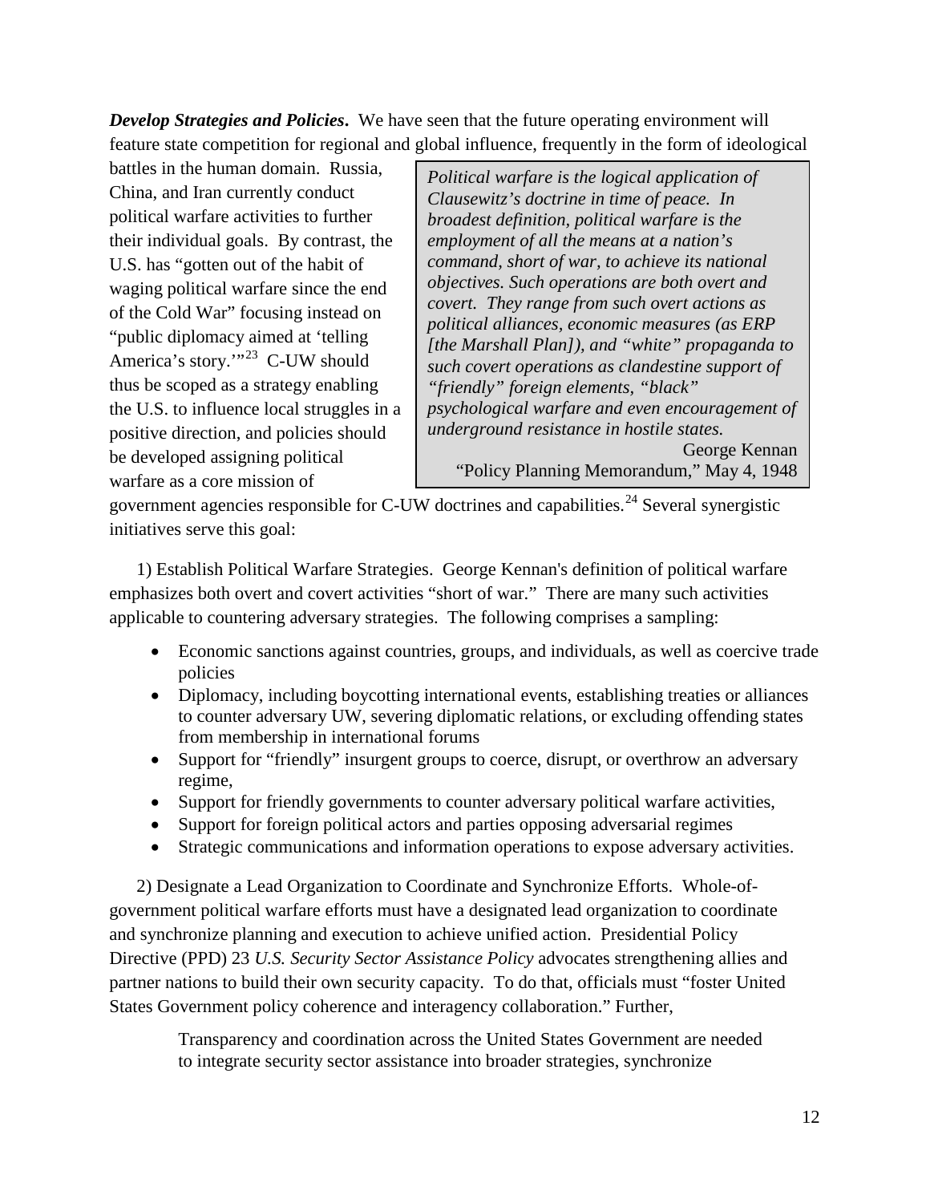***Develop Strategies and Policies*.** We have seen that the future operating environment will feature state competition for regional and global influence, frequently in the form of ideological battles in the human domain. Russia, China, and Iran currently conduct political warfare activities to further their individual goals. By contrast, the U.S. has "gotten out of the habit of waging political warfare since the end of the Cold War" focusing instead on "public diplomacy aimed at 'telling America's story.'"[23] C-UW should thus be scoped as a strategy enabling the U.S. to influence local struggles in a positive direction, and policies should be developed assigning political warfare as a core mission of government agencies responsible for C-UW doctrines and capabilities.[24] Several synergistic initiatives serve this goal:

> *Political warfare is the logical application of Clausewitz's doctrine in time of peace. In broadest definition, political warfare is the employment of all the means at a nation's command, short of war, to achieve its national objectives. Such operations are both overt and covert. They range from such overt actions as political alliances, economic measures (as ERP [the Marshall Plan]), and "white" propaganda to such covert operations as clandestine support of "friendly" foreign elements, "black" psychological warfare and even encouragement of underground resistance in hostile states.*
>
> George Kennan
> "Policy Planning Memorandum," May 4, 1948

1) Establish Political Warfare Strategies. George Kennan's definition of political warfare emphasizes both overt and covert activities "short of war." There are many such activities applicable to countering adversary strategies. The following comprises a sampling:

- Economic sanctions against countries, groups, and individuals, as well as coercive trade policies
- Diplomacy, including boycotting international events, establishing treaties or alliances to counter adversary UW, severing diplomatic relations, or excluding offending states from membership in international forums
- Support for "friendly" insurgent groups to coerce, disrupt, or overthrow an adversary regime,
- Support for friendly governments to counter adversary political warfare activities,
- Support for foreign political actors and parties opposing adversarial regimes
- Strategic communications and information operations to expose adversary activities.

2) Designate a Lead Organization to Coordinate and Synchronize Efforts. Whole-of-government political warfare efforts must have a designated lead organization to coordinate and synchronize planning and execution to achieve unified action. Presidential Policy Directive (PPD) 23 *U.S. Security Sector Assistance Policy* advocates strengthening allies and partner nations to build their own security capacity. To do that, officials must "foster United States Government policy coherence and interagency collaboration." Further,

> Transparency and coordination across the United States Government are needed to integrate security sector assistance into broader strategies, synchronize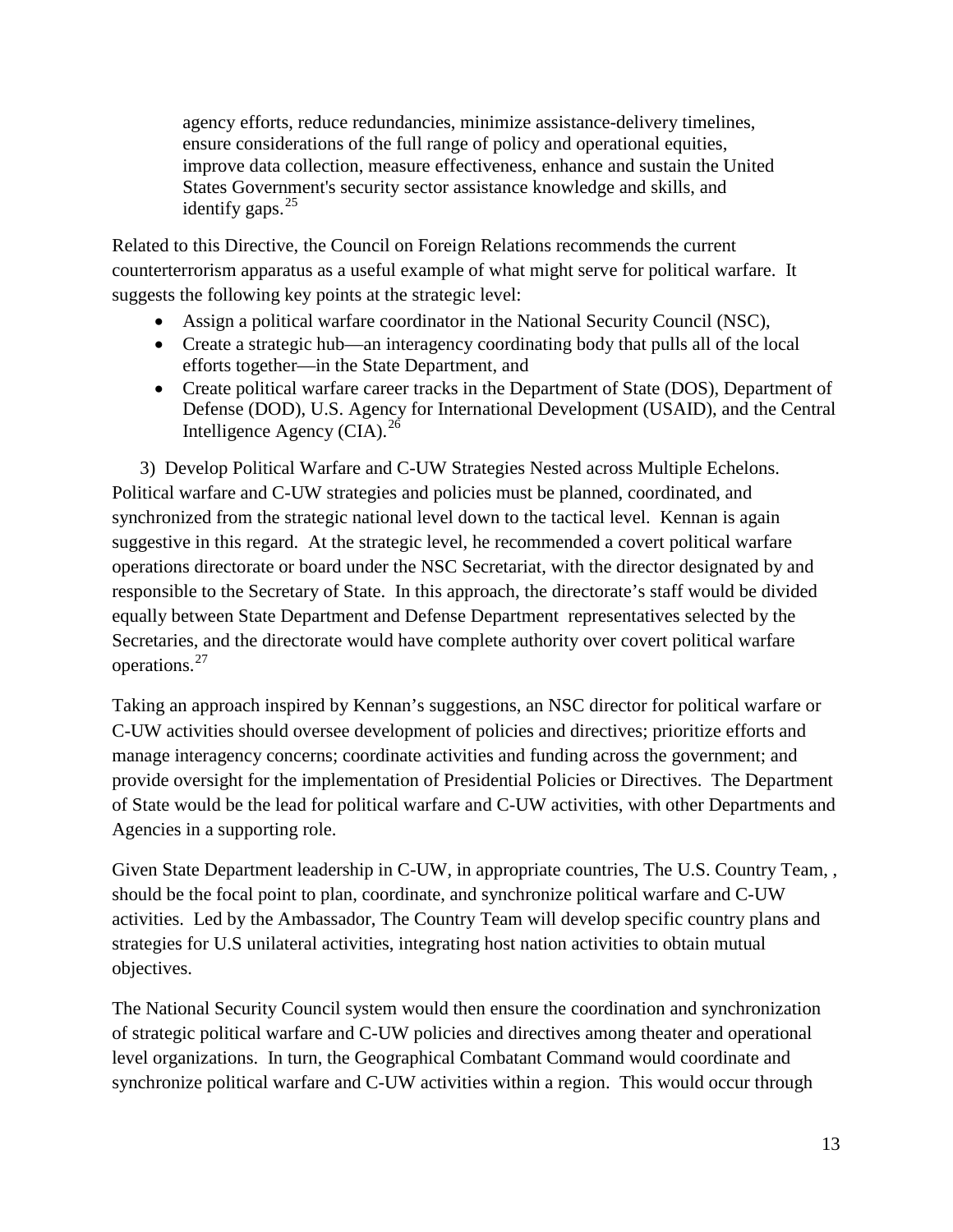agency efforts, reduce redundancies, minimize assistance-delivery timelines, ensure considerations of the full range of policy and operational equities, improve data collection, measure effectiveness, enhance and sustain the United States Government's security sector assistance knowledge and skills, and identify gaps.[25]

Related to this Directive, the Council on Foreign Relations recommends the current counterterrorism apparatus as a useful example of what might serve for political warfare. It suggests the following key points at the strategic level:

- Assign a political warfare coordinator in the National Security Council (NSC),
- Create a strategic hub—an interagency coordinating body that pulls all of the local efforts together—in the State Department, and
- Create political warfare career tracks in the Department of State (DOS), Department of Defense (DOD), U.S. Agency for International Development (USAID), and the Central Intelligence Agency (CIA).[26]

3) Develop Political Warfare and C-UW Strategies Nested across Multiple Echelons. Political warfare and C-UW strategies and policies must be planned, coordinated, and synchronized from the strategic national level down to the tactical level. Kennan is again suggestive in this regard. At the strategic level, he recommended a covert political warfare operations directorate or board under the NSC Secretariat, with the director designated by and responsible to the Secretary of State. In this approach, the directorate's staff would be divided equally between State Department and Defense Department representatives selected by the Secretaries, and the directorate would have complete authority over covert political warfare operations.[27]

Taking an approach inspired by Kennan's suggestions, an NSC director for political warfare or C-UW activities should oversee development of policies and directives; prioritize efforts and manage interagency concerns; coordinate activities and funding across the government; and provide oversight for the implementation of Presidential Policies or Directives. The Department of State would be the lead for political warfare and C-UW activities, with other Departments and Agencies in a supporting role.

Given State Department leadership in C-UW, in appropriate countries, The U.S. Country Team, , should be the focal point to plan, coordinate, and synchronize political warfare and C-UW activities. Led by the Ambassador, The Country Team will develop specific country plans and strategies for U.S unilateral activities, integrating host nation activities to obtain mutual objectives.

The National Security Council system would then ensure the coordination and synchronization of strategic political warfare and C-UW policies and directives among theater and operational level organizations. In turn, the Geographical Combatant Command would coordinate and synchronize political warfare and C-UW activities within a region. This would occur through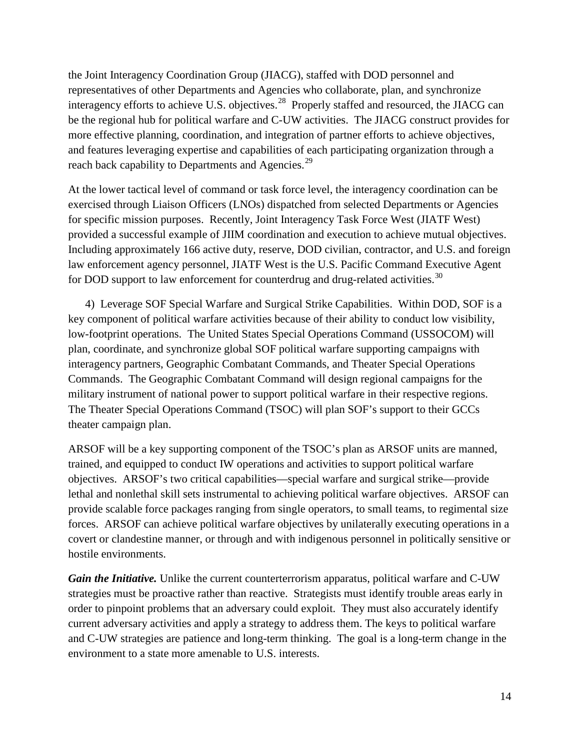the Joint Interagency Coordination Group (JIACG), staffed with DOD personnel and representatives of other Departments and Agencies who collaborate, plan, and synchronize interagency efforts to achieve U.S. objectives.[28] Properly staffed and resourced, the JIACG can be the regional hub for political warfare and C-UW activities. The JIACG construct provides for more effective planning, coordination, and integration of partner efforts to achieve objectives, and features leveraging expertise and capabilities of each participating organization through a reach back capability to Departments and Agencies.[29]

At the lower tactical level of command or task force level, the interagency coordination can be exercised through Liaison Officers (LNOs) dispatched from selected Departments or Agencies for specific mission purposes. Recently, Joint Interagency Task Force West (JIATF West) provided a successful example of JIIM coordination and execution to achieve mutual objectives. Including approximately 166 active duty, reserve, DOD civilian, contractor, and U.S. and foreign law enforcement agency personnel, JIATF West is the U.S. Pacific Command Executive Agent for DOD support to law enforcement for counterdrug and drug-related activities.[30]

4) Leverage SOF Special Warfare and Surgical Strike Capabilities. Within DOD, SOF is a key component of political warfare activities because of their ability to conduct low visibility, low-footprint operations. The United States Special Operations Command (USSOCOM) will plan, coordinate, and synchronize global SOF political warfare supporting campaigns with interagency partners, Geographic Combatant Commands, and Theater Special Operations Commands. The Geographic Combatant Command will design regional campaigns for the military instrument of national power to support political warfare in their respective regions. The Theater Special Operations Command (TSOC) will plan SOF's support to their GCCs theater campaign plan.

ARSOF will be a key supporting component of the TSOC's plan as ARSOF units are manned, trained, and equipped to conduct IW operations and activities to support political warfare objectives. ARSOF's two critical capabilities—special warfare and surgical strike—provide lethal and nonlethal skill sets instrumental to achieving political warfare objectives. ARSOF can provide scalable force packages ranging from single operators, to small teams, to regimental size forces. ARSOF can achieve political warfare objectives by unilaterally executing operations in a covert or clandestine manner, or through and with indigenous personnel in politically sensitive or hostile environments.

***Gain the Initiative.*** Unlike the current counterterrorism apparatus, political warfare and C-UW strategies must be proactive rather than reactive. Strategists must identify trouble areas early in order to pinpoint problems that an adversary could exploit. They must also accurately identify current adversary activities and apply a strategy to address them. The keys to political warfare and C-UW strategies are patience and long-term thinking. The goal is a long-term change in the environment to a state more amenable to U.S. interests.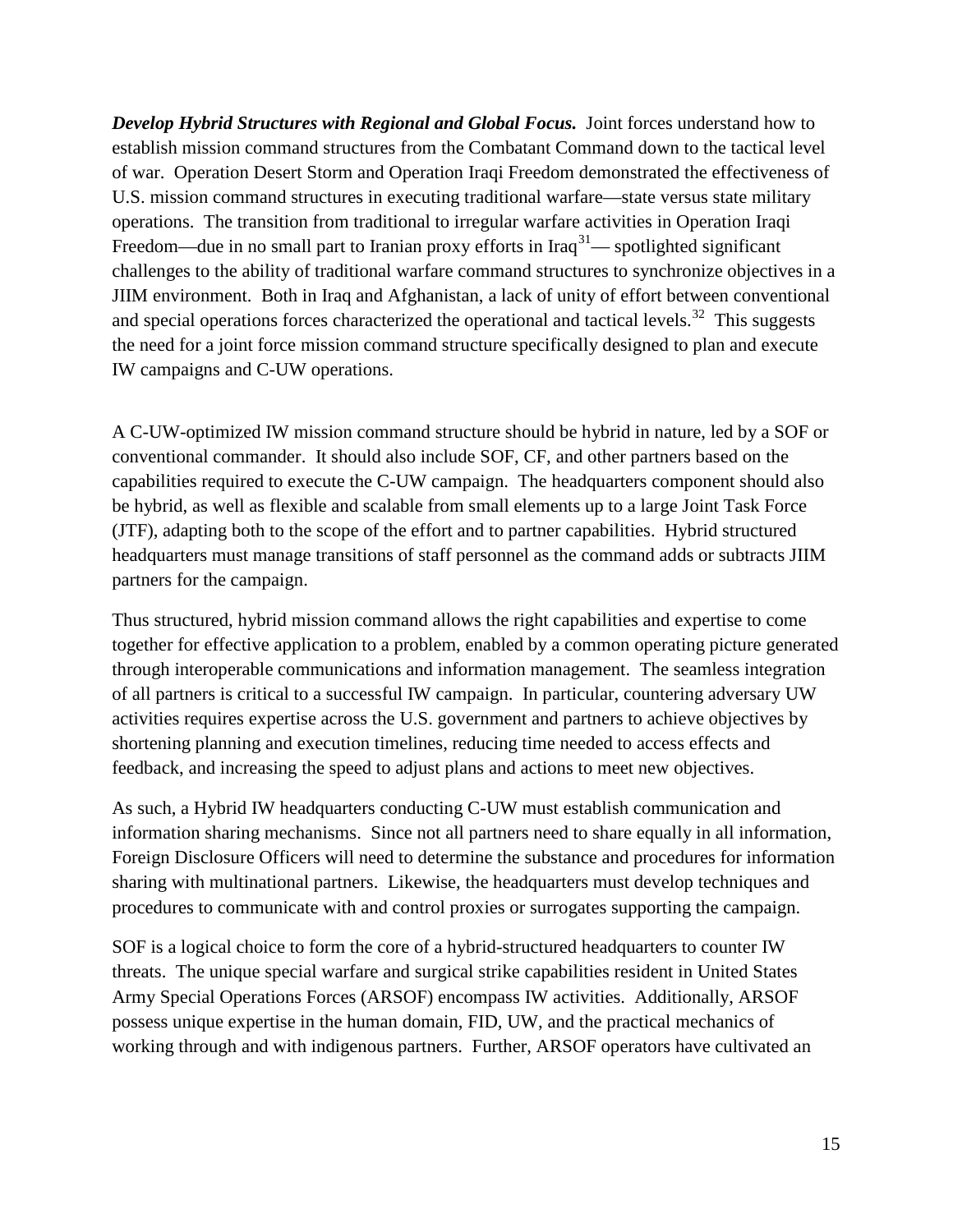***Develop Hybrid Structures with Regional and Global Focus.*** Joint forces understand how to establish mission command structures from the Combatant Command down to the tactical level of war. Operation Desert Storm and Operation Iraqi Freedom demonstrated the effectiveness of U.S. mission command structures in executing traditional warfare—state versus state military operations. The transition from traditional to irregular warfare activities in Operation Iraqi Freedom—due in no small part to Iranian proxy efforts in Iraq[31]— spotlighted significant challenges to the ability of traditional warfare command structures to synchronize objectives in a JIIM environment. Both in Iraq and Afghanistan, a lack of unity of effort between conventional and special operations forces characterized the operational and tactical levels.[32] This suggests the need for a joint force mission command structure specifically designed to plan and execute IW campaigns and C-UW operations.

A C-UW-optimized IW mission command structure should be hybrid in nature, led by a SOF or conventional commander. It should also include SOF, CF, and other partners based on the capabilities required to execute the C-UW campaign. The headquarters component should also be hybrid, as well as flexible and scalable from small elements up to a large Joint Task Force (JTF), adapting both to the scope of the effort and to partner capabilities. Hybrid structured headquarters must manage transitions of staff personnel as the command adds or subtracts JIIM partners for the campaign.

Thus structured, hybrid mission command allows the right capabilities and expertise to come together for effective application to a problem, enabled by a common operating picture generated through interoperable communications and information management. The seamless integration of all partners is critical to a successful IW campaign. In particular, countering adversary UW activities requires expertise across the U.S. government and partners to achieve objectives by shortening planning and execution timelines, reducing time needed to access effects and feedback, and increasing the speed to adjust plans and actions to meet new objectives.

As such, a Hybrid IW headquarters conducting C-UW must establish communication and information sharing mechanisms. Since not all partners need to share equally in all information, Foreign Disclosure Officers will need to determine the substance and procedures for information sharing with multinational partners. Likewise, the headquarters must develop techniques and procedures to communicate with and control proxies or surrogates supporting the campaign.

SOF is a logical choice to form the core of a hybrid-structured headquarters to counter IW threats. The unique special warfare and surgical strike capabilities resident in United States Army Special Operations Forces (ARSOF) encompass IW activities. Additionally, ARSOF possess unique expertise in the human domain, FID, UW, and the practical mechanics of working through and with indigenous partners. Further, ARSOF operators have cultivated an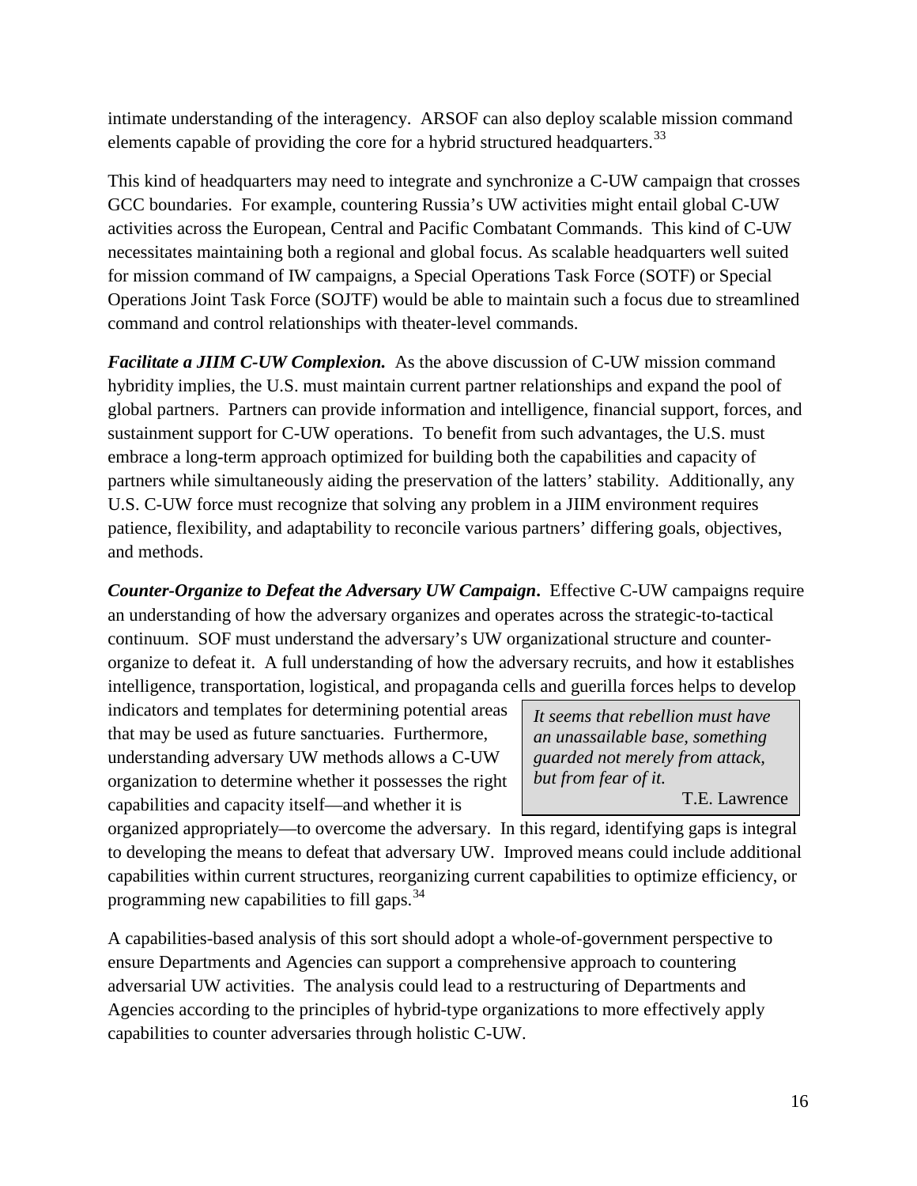intimate understanding of the interagency. ARSOF can also deploy scalable mission command elements capable of providing the core for a hybrid structured headquarters.[33]

This kind of headquarters may need to integrate and synchronize a C-UW campaign that crosses GCC boundaries. For example, countering Russia's UW activities might entail global C-UW activities across the European, Central and Pacific Combatant Commands. This kind of C-UW necessitates maintaining both a regional and global focus. As scalable headquarters well suited for mission command of IW campaigns, a Special Operations Task Force (SOTF) or Special Operations Joint Task Force (SOJTF) would be able to maintain such a focus due to streamlined command and control relationships with theater-level commands.

***Facilitate a JIIM C-UW Complexion.*** As the above discussion of C-UW mission command hybridity implies, the U.S. must maintain current partner relationships and expand the pool of global partners. Partners can provide information and intelligence, financial support, forces, and sustainment support for C-UW operations. To benefit from such advantages, the U.S. must embrace a long-term approach optimized for building both the capabilities and capacity of partners while simultaneously aiding the preservation of the latters' stability. Additionally, any U.S. C-UW force must recognize that solving any problem in a JIIM environment requires patience, flexibility, and adaptability to reconcile various partners' differing goals, objectives, and methods.

***Counter-Organize to Defeat the Adversary UW Campaign*.** Effective C-UW campaigns require an understanding of how the adversary organizes and operates across the strategic-to-tactical continuum. SOF must understand the adversary's UW organizational structure and counter-organize to defeat it. A full understanding of how the adversary recruits, and how it establishes intelligence, transportation, logistical, and propaganda cells and guerilla forces helps to develop indicators and templates for determining potential areas that may be used as future sanctuaries. Furthermore, understanding adversary UW methods allows a C-UW organization to determine whether it possesses the right capabilities and capacity itself—and whether it is organized appropriately—to overcome the adversary. In this regard, identifying gaps is integral to developing the means to defeat that adversary UW. Improved means could include additional capabilities within current structures, reorganizing current capabilities to optimize efficiency, or programming new capabilities to fill gaps.[34]

> *It seems that rebellion must have an unassailable base, something guarded not merely from attack, but from fear of it.*
>
> T.E. Lawrence

A capabilities-based analysis of this sort should adopt a whole-of-government perspective to ensure Departments and Agencies can support a comprehensive approach to countering adversarial UW activities. The analysis could lead to a restructuring of Departments and Agencies according to the principles of hybrid-type organizations to more effectively apply capabilities to counter adversaries through holistic C-UW.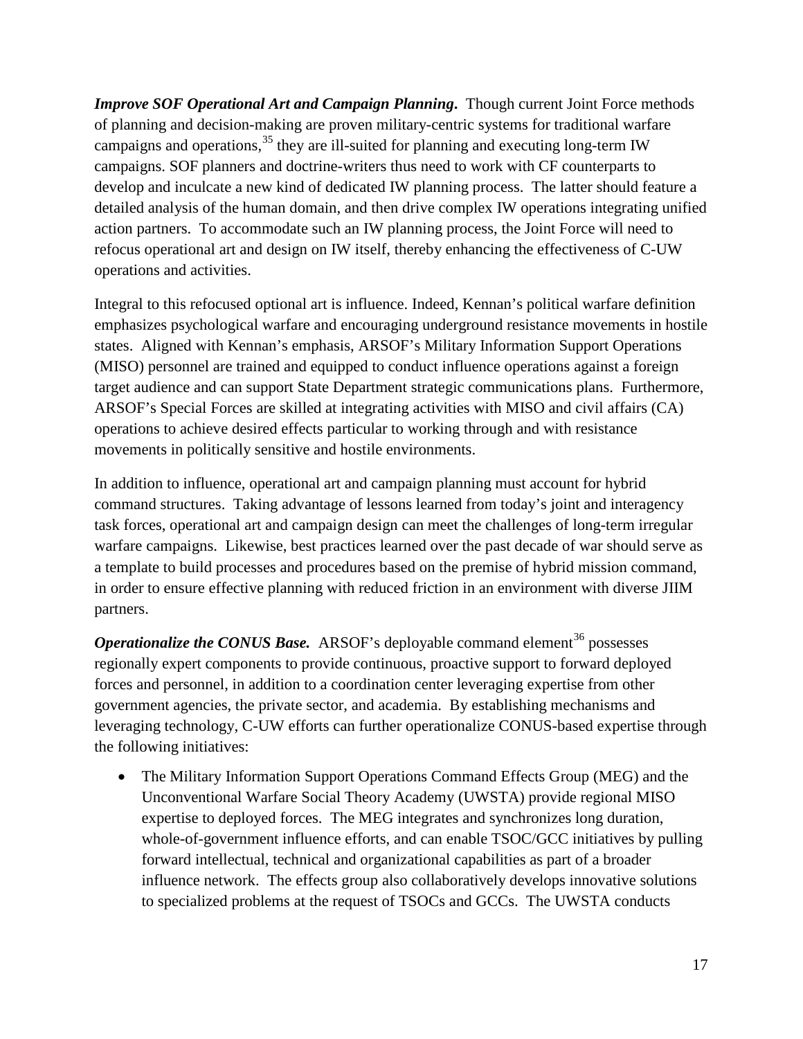***Improve SOF Operational Art and Campaign Planning*.** Though current Joint Force methods of planning and decision-making are proven military-centric systems for traditional warfare campaigns and operations,[35] they are ill-suited for planning and executing long-term IW campaigns. SOF planners and doctrine-writers thus need to work with CF counterparts to develop and inculcate a new kind of dedicated IW planning process. The latter should feature a detailed analysis of the human domain, and then drive complex IW operations integrating unified action partners. To accommodate such an IW planning process, the Joint Force will need to refocus operational art and design on IW itself, thereby enhancing the effectiveness of C-UW operations and activities.

Integral to this refocused optional art is influence. Indeed, Kennan's political warfare definition emphasizes psychological warfare and encouraging underground resistance movements in hostile states. Aligned with Kennan's emphasis, ARSOF's Military Information Support Operations (MISO) personnel are trained and equipped to conduct influence operations against a foreign target audience and can support State Department strategic communications plans. Furthermore, ARSOF's Special Forces are skilled at integrating activities with MISO and civil affairs (CA) operations to achieve desired effects particular to working through and with resistance movements in politically sensitive and hostile environments.

In addition to influence, operational art and campaign planning must account for hybrid command structures. Taking advantage of lessons learned from today's joint and interagency task forces, operational art and campaign design can meet the challenges of long-term irregular warfare campaigns. Likewise, best practices learned over the past decade of war should serve as a template to build processes and procedures based on the premise of hybrid mission command, in order to ensure effective planning with reduced friction in an environment with diverse JIIM partners.

***Operationalize the CONUS Base.*** ARSOF's deployable command element[36] possesses regionally expert components to provide continuous, proactive support to forward deployed forces and personnel, in addition to a coordination center leveraging expertise from other government agencies, the private sector, and academia. By establishing mechanisms and leveraging technology, C-UW efforts can further operationalize CONUS-based expertise through the following initiatives:

- The Military Information Support Operations Command Effects Group (MEG) and the Unconventional Warfare Social Theory Academy (UWSTA) provide regional MISO expertise to deployed forces. The MEG integrates and synchronizes long duration, whole-of-government influence efforts, and can enable TSOC/GCC initiatives by pulling forward intellectual, technical and organizational capabilities as part of a broader influence network. The effects group also collaboratively develops innovative solutions to specialized problems at the request of TSOCs and GCCs. The UWSTA conducts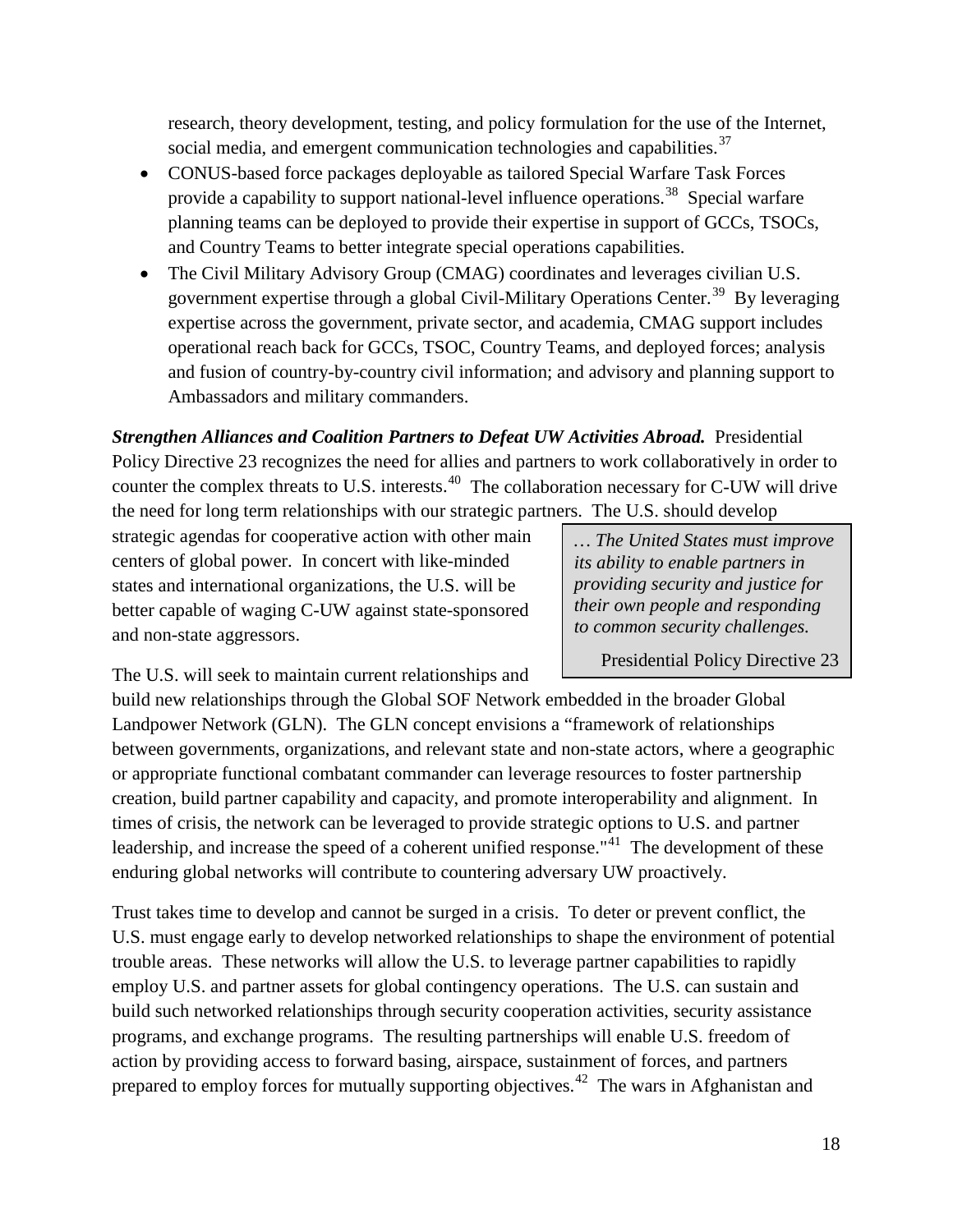research, theory development, testing, and policy formulation for the use of the Internet, social media, and emergent communication technologies and capabilities.[37]

- CONUS-based force packages deployable as tailored Special Warfare Task Forces provide a capability to support national-level influence operations.[38] Special warfare planning teams can be deployed to provide their expertise in support of GCCs, TSOCs, and Country Teams to better integrate special operations capabilities.
- The Civil Military Advisory Group (CMAG) coordinates and leverages civilian U.S. government expertise through a global Civil-Military Operations Center.[39] By leveraging expertise across the government, private sector, and academia, CMAG support includes operational reach back for GCCs, TSOC, Country Teams, and deployed forces; analysis and fusion of country-by-country civil information; and advisory and planning support to Ambassadors and military commanders.

***Strengthen Alliances and Coalition Partners to Defeat UW Activities Abroad.*** Presidential Policy Directive 23 recognizes the need for allies and partners to work collaboratively in order to counter the complex threats to U.S. interests.[40] The collaboration necessary for C-UW will drive the need for long term relationships with our strategic partners. The U.S. should develop strategic agendas for cooperative action with other main centers of global power. In concert with like-minded states and international organizations, the U.S. will be better capable of waging C-UW against state-sponsored and non-state aggressors.

> *… The United States must improve its ability to enable partners in providing security and justice for their own people and responding to common security challenges.*
>
> Presidential Policy Directive 23

The U.S. will seek to maintain current relationships and build new relationships through the Global SOF Network embedded in the broader Global Landpower Network (GLN). The GLN concept envisions a "framework of relationships between governments, organizations, and relevant state and non-state actors, where a geographic or appropriate functional combatant commander can leverage resources to foster partnership creation, build partner capability and capacity, and promote interoperability and alignment. In times of crisis, the network can be leveraged to provide strategic options to U.S. and partner leadership, and increase the speed of a coherent unified response."[41] The development of these enduring global networks will contribute to countering adversary UW proactively.

Trust takes time to develop and cannot be surged in a crisis. To deter or prevent conflict, the U.S. must engage early to develop networked relationships to shape the environment of potential trouble areas. These networks will allow the U.S. to leverage partner capabilities to rapidly employ U.S. and partner assets for global contingency operations. The U.S. can sustain and build such networked relationships through security cooperation activities, security assistance programs, and exchange programs. The resulting partnerships will enable U.S. freedom of action by providing access to forward basing, airspace, sustainment of forces, and partners prepared to employ forces for mutually supporting objectives.[42] The wars in Afghanistan and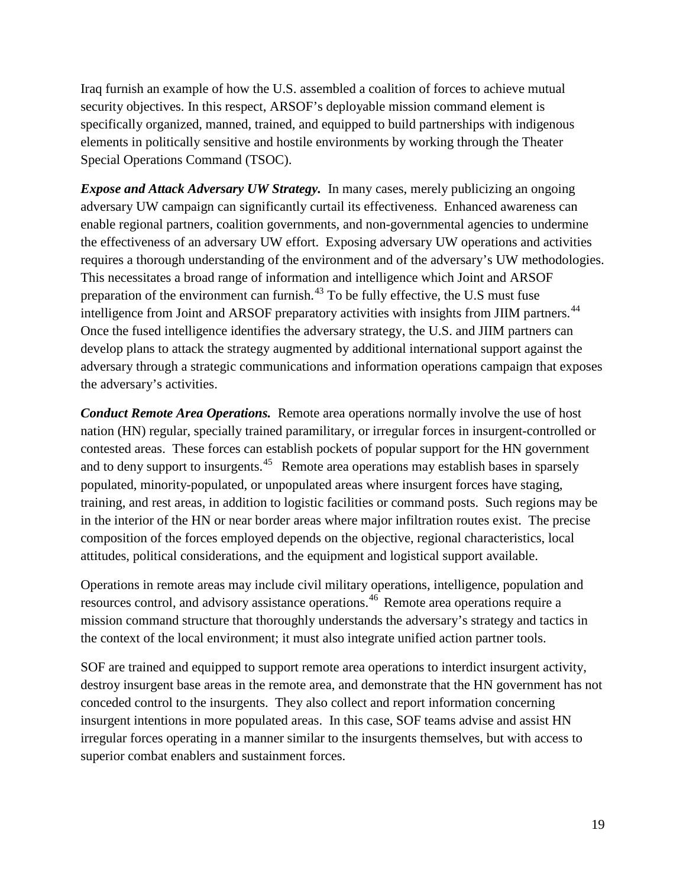Iraq furnish an example of how the U.S. assembled a coalition of forces to achieve mutual security objectives. In this respect, ARSOF's deployable mission command element is specifically organized, manned, trained, and equipped to build partnerships with indigenous elements in politically sensitive and hostile environments by working through the Theater Special Operations Command (TSOC).

***Expose and Attack Adversary UW Strategy.*** In many cases, merely publicizing an ongoing adversary UW campaign can significantly curtail its effectiveness. Enhanced awareness can enable regional partners, coalition governments, and non-governmental agencies to undermine the effectiveness of an adversary UW effort. Exposing adversary UW operations and activities requires a thorough understanding of the environment and of the adversary's UW methodologies. This necessitates a broad range of information and intelligence which Joint and ARSOF preparation of the environment can furnish.[43] To be fully effective, the U.S must fuse intelligence from Joint and ARSOF preparatory activities with insights from JIIM partners.[44] Once the fused intelligence identifies the adversary strategy, the U.S. and JIIM partners can develop plans to attack the strategy augmented by additional international support against the adversary through a strategic communications and information operations campaign that exposes the adversary's activities.

***Conduct Remote Area Operations.*** Remote area operations normally involve the use of host nation (HN) regular, specially trained paramilitary, or irregular forces in insurgent-controlled or contested areas. These forces can establish pockets of popular support for the HN government and to deny support to insurgents.[45] Remote area operations may establish bases in sparsely populated, minority-populated, or unpopulated areas where insurgent forces have staging, training, and rest areas, in addition to logistic facilities or command posts. Such regions may be in the interior of the HN or near border areas where major infiltration routes exist. The precise composition of the forces employed depends on the objective, regional characteristics, local attitudes, political considerations, and the equipment and logistical support available.

Operations in remote areas may include civil military operations, intelligence, population and resources control, and advisory assistance operations.[46] Remote area operations require a mission command structure that thoroughly understands the adversary's strategy and tactics in the context of the local environment; it must also integrate unified action partner tools.

SOF are trained and equipped to support remote area operations to interdict insurgent activity, destroy insurgent base areas in the remote area, and demonstrate that the HN government has not conceded control to the insurgents. They also collect and report information concerning insurgent intentions in more populated areas. In this case, SOF teams advise and assist HN irregular forces operating in a manner similar to the insurgents themselves, but with access to superior combat enablers and sustainment forces.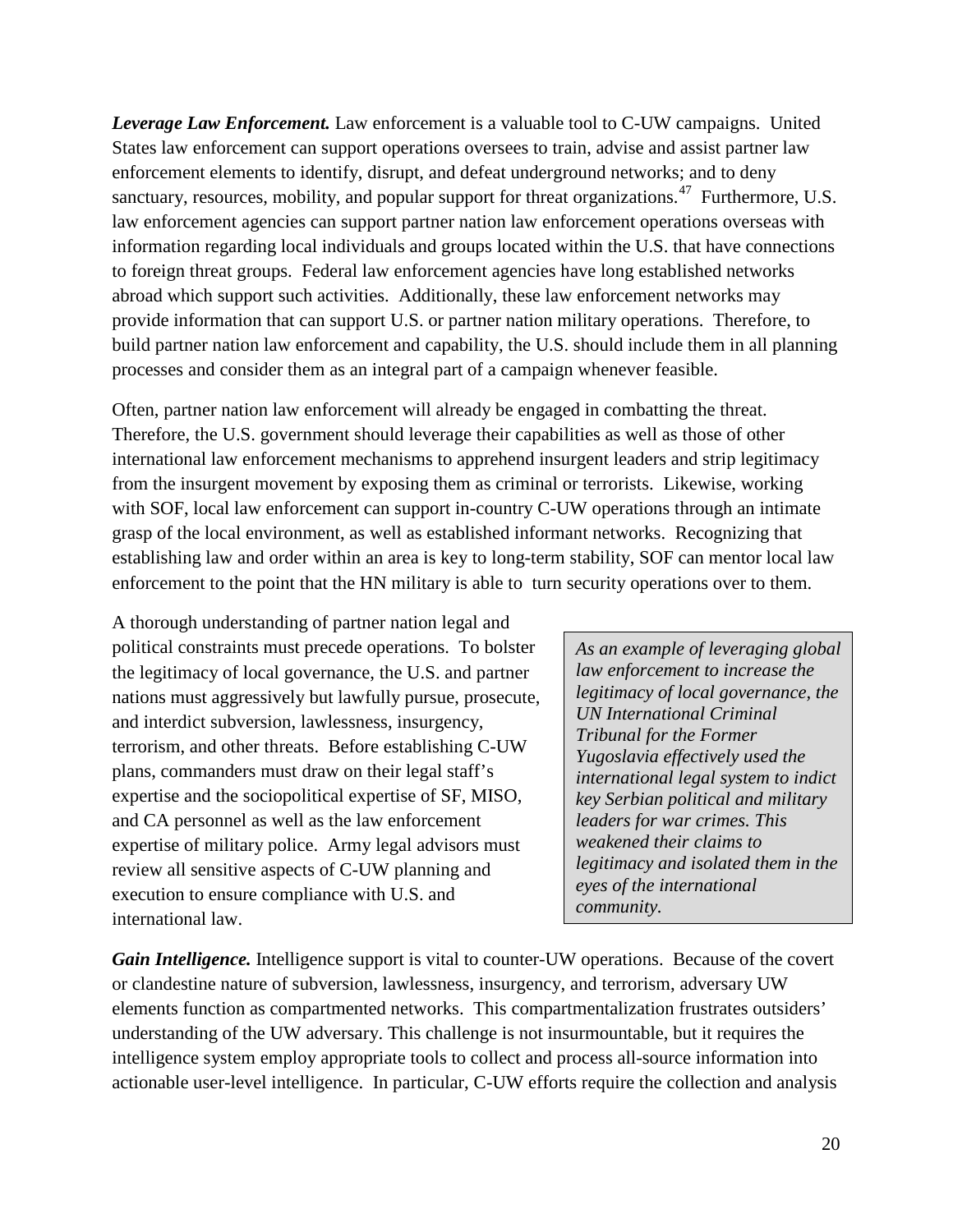***Leverage Law Enforcement.*** Law enforcement is a valuable tool to C-UW campaigns. United States law enforcement can support operations oversees to train, advise and assist partner law enforcement elements to identify, disrupt, and defeat underground networks; and to deny sanctuary, resources, mobility, and popular support for threat organizations.[47] Furthermore, U.S. law enforcement agencies can support partner nation law enforcement operations overseas with information regarding local individuals and groups located within the U.S. that have connections to foreign threat groups. Federal law enforcement agencies have long established networks abroad which support such activities. Additionally, these law enforcement networks may provide information that can support U.S. or partner nation military operations. Therefore, to build partner nation law enforcement and capability, the U.S. should include them in all planning processes and consider them as an integral part of a campaign whenever feasible.

Often, partner nation law enforcement will already be engaged in combatting the threat. Therefore, the U.S. government should leverage their capabilities as well as those of other international law enforcement mechanisms to apprehend insurgent leaders and strip legitimacy from the insurgent movement by exposing them as criminal or terrorists. Likewise, working with SOF, local law enforcement can support in-country C-UW operations through an intimate grasp of the local environment, as well as established informant networks. Recognizing that establishing law and order within an area is key to long-term stability, SOF can mentor local law enforcement to the point that the HN military is able to turn security operations over to them.

A thorough understanding of partner nation legal and political constraints must precede operations. To bolster the legitimacy of local governance, the U.S. and partner nations must aggressively but lawfully pursue, prosecute, and interdict subversion, lawlessness, insurgency, terrorism, and other threats. Before establishing C-UW plans, commanders must draw on their legal staff's expertise and the sociopolitical expertise of SF, MISO, and CA personnel as well as the law enforcement expertise of military police. Army legal advisors must review all sensitive aspects of C-UW planning and execution to ensure compliance with U.S. and international law.

> *As an example of leveraging global law enforcement to increase the legitimacy of local governance, the UN International Criminal Tribunal for the Former Yugoslavia effectively used the international legal system to indict key Serbian political and military leaders for war crimes. This weakened their claims to legitimacy and isolated them in the eyes of the international community.*

***Gain Intelligence.*** Intelligence support is vital to counter-UW operations. Because of the covert or clandestine nature of subversion, lawlessness, insurgency, and terrorism, adversary UW elements function as compartmented networks. This compartmentalization frustrates outsiders' understanding of the UW adversary. This challenge is not insurmountable, but it requires the intelligence system employ appropriate tools to collect and process all-source information into actionable user-level intelligence. In particular, C-UW efforts require the collection and analysis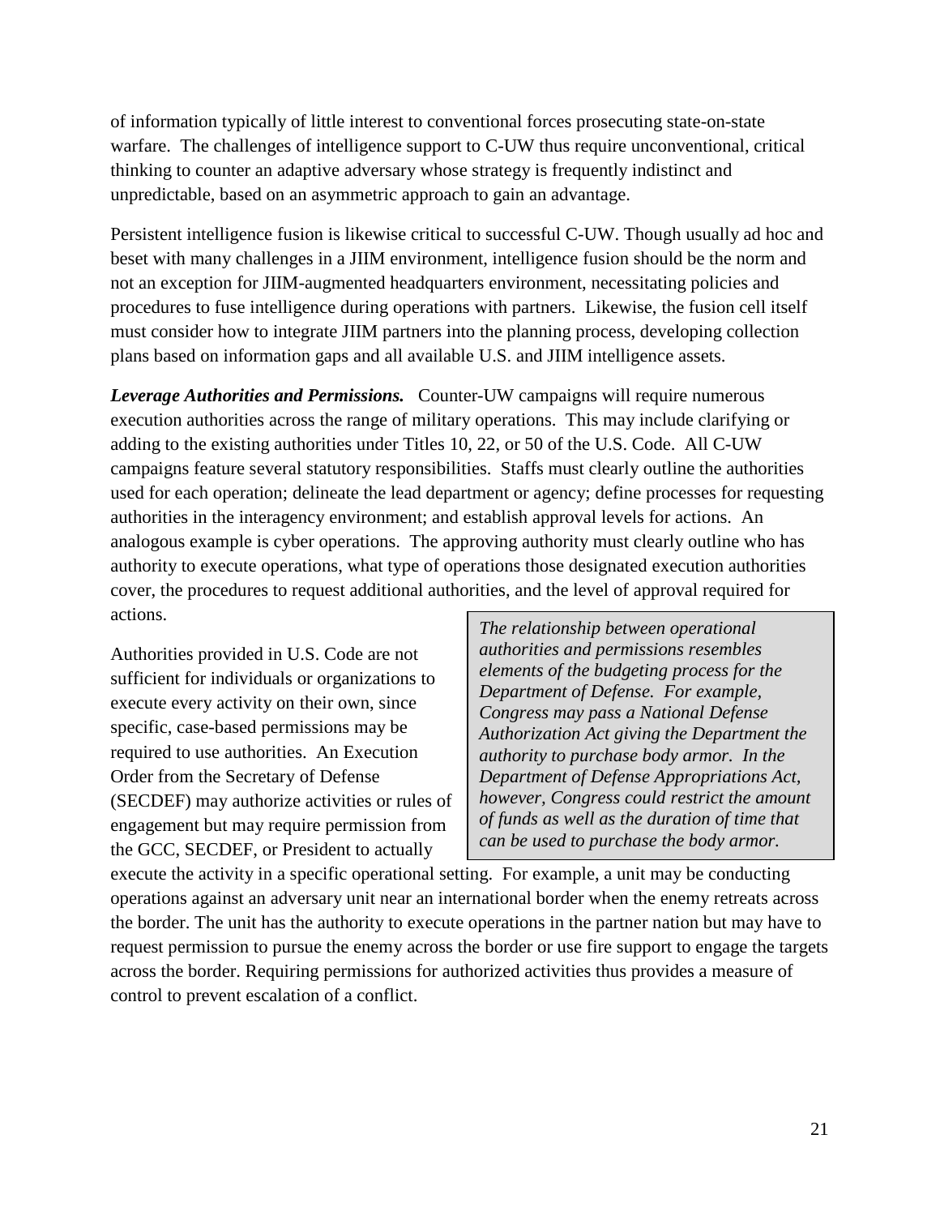of information typically of little interest to conventional forces prosecuting state-on-state warfare. The challenges of intelligence support to C-UW thus require unconventional, critical thinking to counter an adaptive adversary whose strategy is frequently indistinct and unpredictable, based on an asymmetric approach to gain an advantage.

Persistent intelligence fusion is likewise critical to successful C-UW. Though usually ad hoc and beset with many challenges in a JIIM environment, intelligence fusion should be the norm and not an exception for JIIM-augmented headquarters environment, necessitating policies and procedures to fuse intelligence during operations with partners. Likewise, the fusion cell itself must consider how to integrate JIIM partners into the planning process, developing collection plans based on information gaps and all available U.S. and JIIM intelligence assets.

***Leverage Authorities and Permissions.*** Counter-UW campaigns will require numerous execution authorities across the range of military operations. This may include clarifying or adding to the existing authorities under Titles 10, 22, or 50 of the U.S. Code. All C-UW campaigns feature several statutory responsibilities. Staffs must clearly outline the authorities used for each operation; delineate the lead department or agency; define processes for requesting authorities in the interagency environment; and establish approval levels for actions. An analogous example is cyber operations. The approving authority must clearly outline who has authority to execute operations, what type of operations those designated execution authorities cover, the procedures to request additional authorities, and the level of approval required for actions.

> *The relationship between operational authorities and permissions resembles elements of the budgeting process for the Department of Defense. For example, Congress may pass a National Defense Authorization Act giving the Department the authority to purchase body armor. In the Department of Defense Appropriations Act, however, Congress could restrict the amount of funds as well as the duration of time that can be used to purchase the body armor.*

Authorities provided in U.S. Code are not sufficient for individuals or organizations to execute every activity on their own, since specific, case-based permissions may be required to use authorities. An Execution Order from the Secretary of Defense (SECDEF) may authorize activities or rules of engagement but may require permission from the GCC, SECDEF, or President to actually execute the activity in a specific operational setting. For example, a unit may be conducting operations against an adversary unit near an international border when the enemy retreats across the border. The unit has the authority to execute operations in the partner nation but may have to request permission to pursue the enemy across the border or use fire support to engage the targets across the border. Requiring permissions for authorized activities thus provides a measure of control to prevent escalation of a conflict.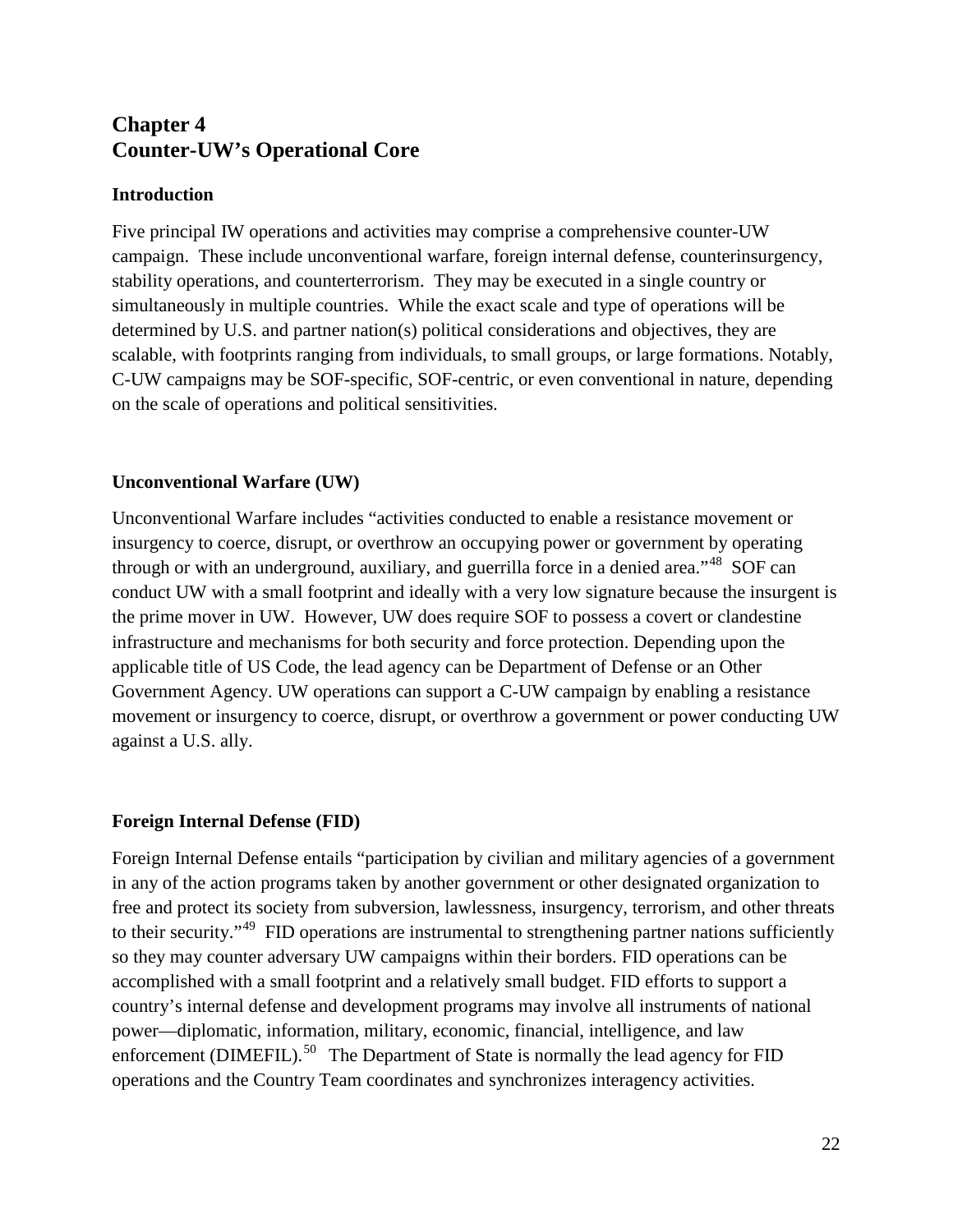# Chapter 4
# Counter-UW's Operational Core

## Introduction

Five principal IW operations and activities may comprise a comprehensive counter-UW campaign. These include unconventional warfare, foreign internal defense, counterinsurgency, stability operations, and counterterrorism. They may be executed in a single country or simultaneously in multiple countries. While the exact scale and type of operations will be determined by U.S. and partner nation(s) political considerations and objectives, they are scalable, with footprints ranging from individuals, to small groups, or large formations. Notably, C-UW campaigns may be SOF-specific, SOF-centric, or even conventional in nature, depending on the scale of operations and political sensitivities.

## Unconventional Warfare (UW)

Unconventional Warfare includes "activities conducted to enable a resistance movement or insurgency to coerce, disrupt, or overthrow an occupying power or government by operating through or with an underground, auxiliary, and guerrilla force in a denied area."[48] SOF can conduct UW with a small footprint and ideally with a very low signature because the insurgent is the prime mover in UW. However, UW does require SOF to possess a covert or clandestine infrastructure and mechanisms for both security and force protection. Depending upon the applicable title of US Code, the lead agency can be Department of Defense or an Other Government Agency. UW operations can support a C-UW campaign by enabling a resistance movement or insurgency to coerce, disrupt, or overthrow a government or power conducting UW against a U.S. ally.

## Foreign Internal Defense (FID)

Foreign Internal Defense entails "participation by civilian and military agencies of a government in any of the action programs taken by another government or other designated organization to free and protect its society from subversion, lawlessness, insurgency, terrorism, and other threats to their security."[49] FID operations are instrumental to strengthening partner nations sufficiently so they may counter adversary UW campaigns within their borders. FID operations can be accomplished with a small footprint and a relatively small budget. FID efforts to support a country's internal defense and development programs may involve all instruments of national power—diplomatic, information, military, economic, financial, intelligence, and law enforcement (DIMEFIL).[50] The Department of State is normally the lead agency for FID operations and the Country Team coordinates and synchronizes interagency activities.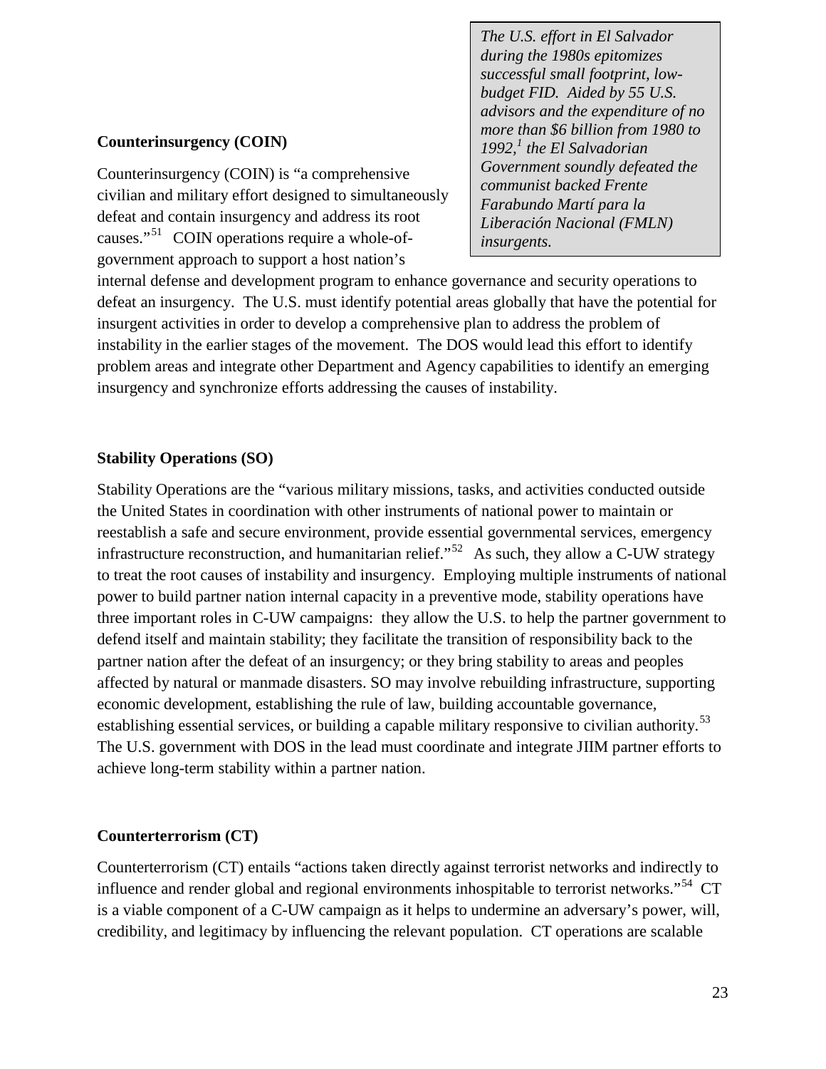> *The U.S. effort in El Salvador during the 1980s epitomizes successful small footprint, low-budget FID. Aided by 55 U.S. advisors and the expenditure of no more than $6 billion from 1980 to 1992,[1] the El Salvadorian Government soundly defeated the communist backed Frente Farabundo Martí para la Liberación Nacional (FMLN) insurgents.*

**Counterinsurgency (COIN)**

Counterinsurgency (COIN) is "a comprehensive civilian and military effort designed to simultaneously defeat and contain insurgency and address its root causes."[51] COIN operations require a whole-of-government approach to support a host nation's internal defense and development program to enhance governance and security operations to defeat an insurgency. The U.S. must identify potential areas globally that have the potential for insurgent activities in order to develop a comprehensive plan to address the problem of instability in the earlier stages of the movement. The DOS would lead this effort to identify problem areas and integrate other Department and Agency capabilities to identify an emerging insurgency and synchronize efforts addressing the causes of instability.

**Stability Operations (SO)**

Stability Operations are the "various military missions, tasks, and activities conducted outside the United States in coordination with other instruments of national power to maintain or reestablish a safe and secure environment, provide essential governmental services, emergency infrastructure reconstruction, and humanitarian relief."[52] As such, they allow a C-UW strategy to treat the root causes of instability and insurgency. Employing multiple instruments of national power to build partner nation internal capacity in a preventive mode, stability operations have three important roles in C-UW campaigns: they allow the U.S. to help the partner government to defend itself and maintain stability; they facilitate the transition of responsibility back to the partner nation after the defeat of an insurgency; or they bring stability to areas and peoples affected by natural or manmade disasters. SO may involve rebuilding infrastructure, supporting economic development, establishing the rule of law, building accountable governance, establishing essential services, or building a capable military responsive to civilian authority.[53] The U.S. government with DOS in the lead must coordinate and integrate JIIM partner efforts to achieve long-term stability within a partner nation.

**Counterterrorism (CT)**

Counterterrorism (CT) entails "actions taken directly against terrorist networks and indirectly to influence and render global and regional environments inhospitable to terrorist networks."[54] CT is a viable component of a C-UW campaign as it helps to undermine an adversary's power, will, credibility, and legitimacy by influencing the relevant population. CT operations are scalable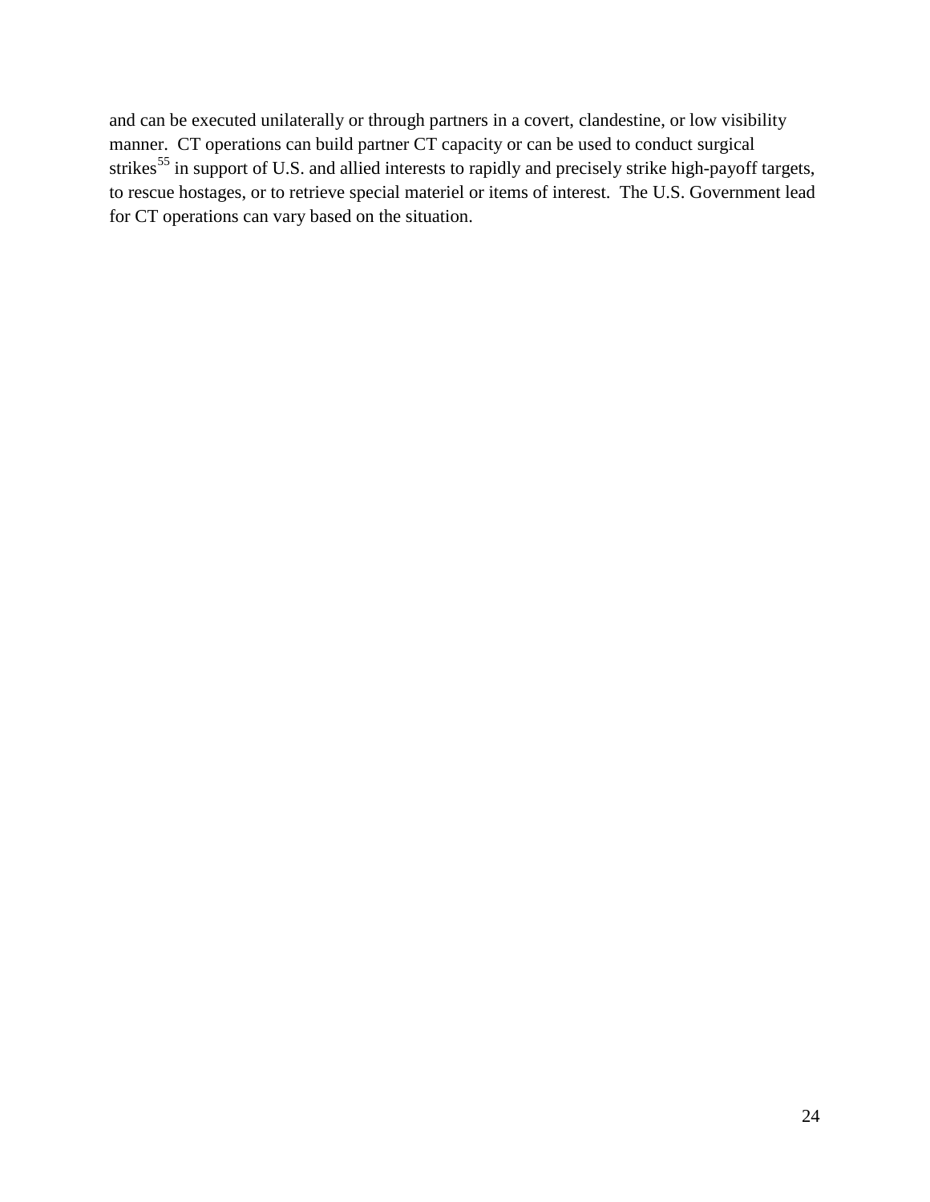and can be executed unilaterally or through partners in a covert, clandestine, or low visibility manner. CT operations can build partner CT capacity or can be used to conduct surgical strikes[55] in support of U.S. and allied interests to rapidly and precisely strike high-payoff targets, to rescue hostages, or to retrieve special materiel or items of interest. The U.S. Government lead for CT operations can vary based on the situation.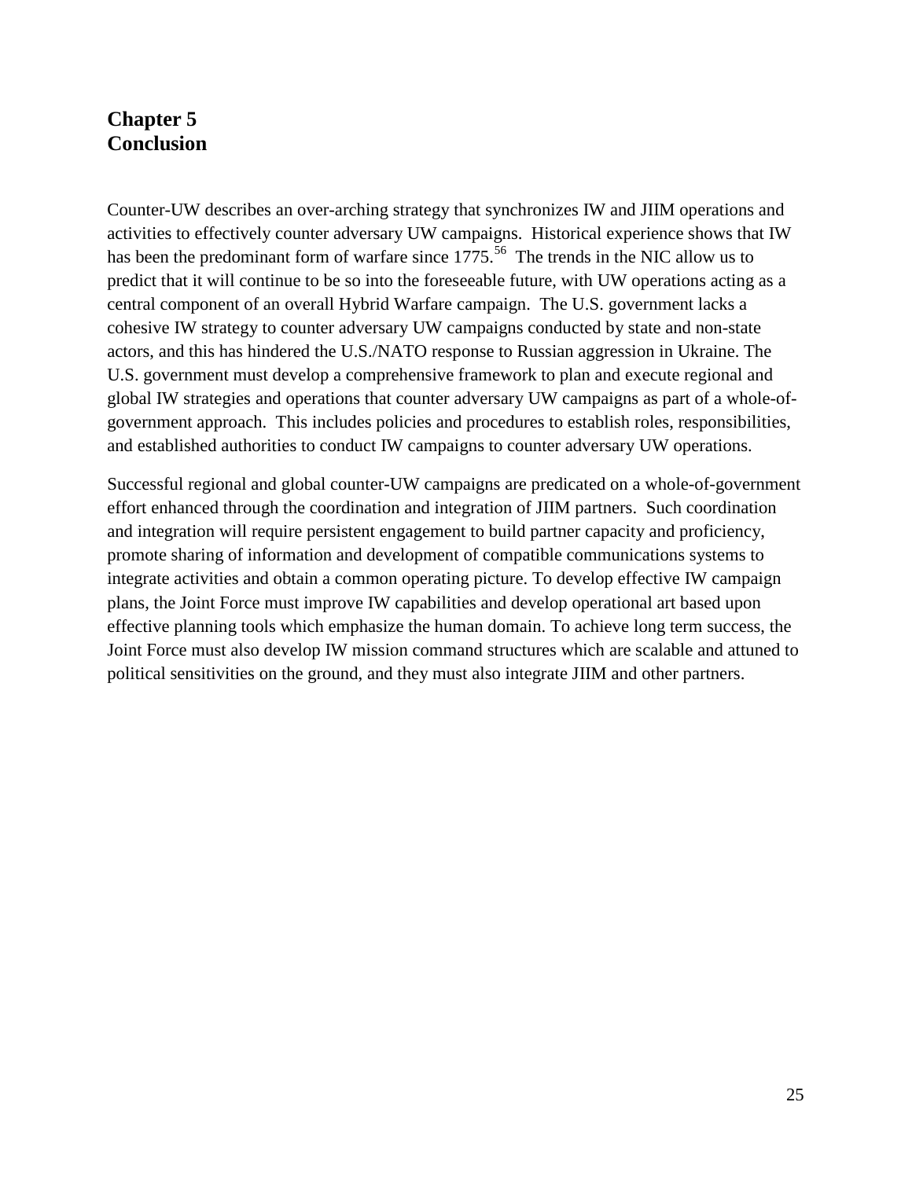# Chapter 5
# Conclusion

Counter-UW describes an over-arching strategy that synchronizes IW and JIIM operations and activities to effectively counter adversary UW campaigns. Historical experience shows that IW has been the predominant form of warfare since 1775.[56] The trends in the NIC allow us to predict that it will continue to be so into the foreseeable future, with UW operations acting as a central component of an overall Hybrid Warfare campaign. The U.S. government lacks a cohesive IW strategy to counter adversary UW campaigns conducted by state and non-state actors, and this has hindered the U.S./NATO response to Russian aggression in Ukraine. The U.S. government must develop a comprehensive framework to plan and execute regional and global IW strategies and operations that counter adversary UW campaigns as part of a whole-of-government approach. This includes policies and procedures to establish roles, responsibilities, and established authorities to conduct IW campaigns to counter adversary UW operations.

Successful regional and global counter-UW campaigns are predicated on a whole-of-government effort enhanced through the coordination and integration of JIIM partners. Such coordination and integration will require persistent engagement to build partner capacity and proficiency, promote sharing of information and development of compatible communications systems to integrate activities and obtain a common operating picture. To develop effective IW campaign plans, the Joint Force must improve IW capabilities and develop operational art based upon effective planning tools which emphasize the human domain. To achieve long term success, the Joint Force must also develop IW mission command structures which are scalable and attuned to political sensitivities on the ground, and they must also integrate JIIM and other partners.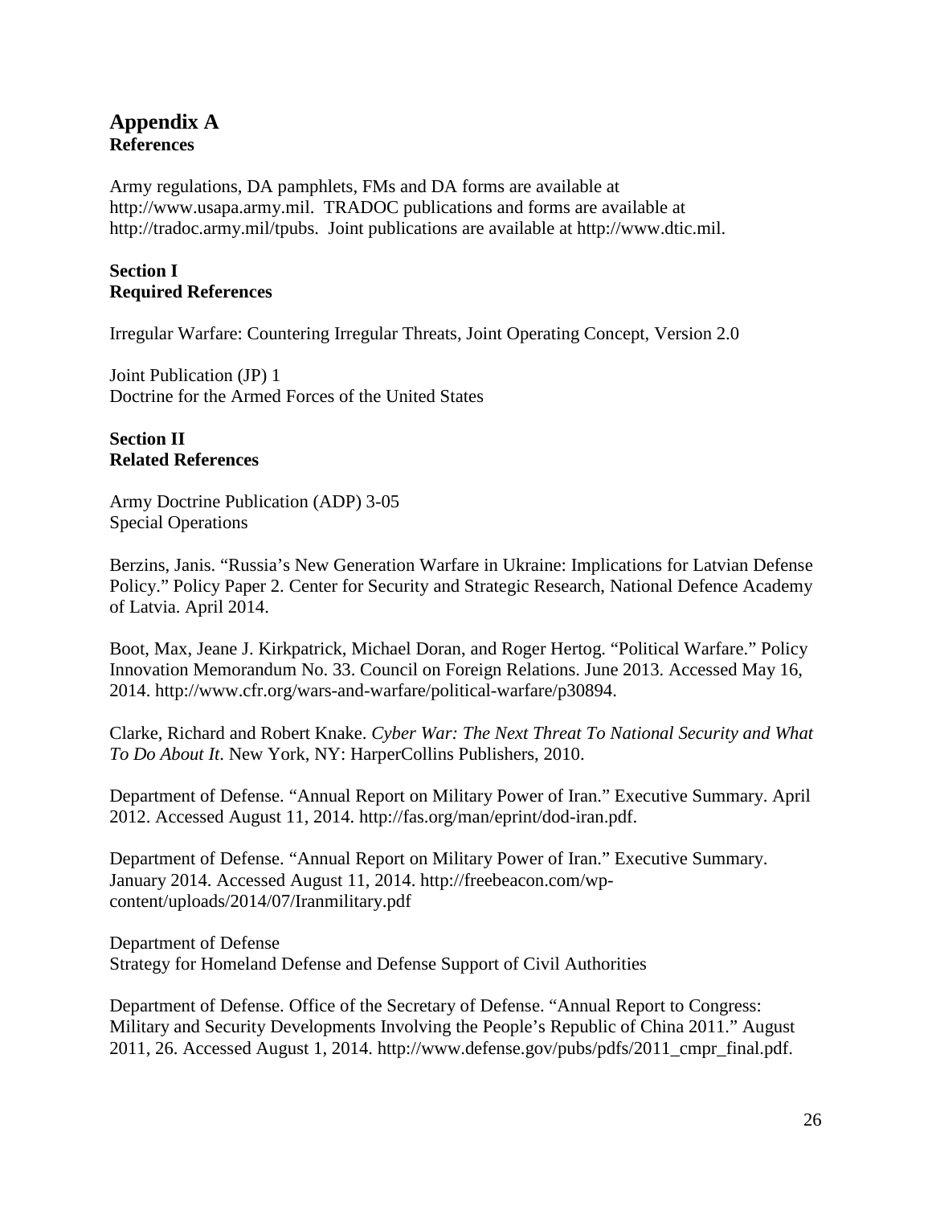# Appendix A
## References

Army regulations, DA pamphlets, FMs and DA forms are available at http://www.usapa.army.mil. TRADOC publications and forms are available at http://tradoc.army.mil/tpubs. Joint publications are available at http://www.dtic.mil.

### Section I
### Required References

Irregular Warfare: Countering Irregular Threats, Joint Operating Concept, Version 2.0

Joint Publication (JP) 1
Doctrine for the Armed Forces of the United States

### Section II
### Related References

Army Doctrine Publication (ADP) 3-05
Special Operations

Berzins, Janis. "Russia's New Generation Warfare in Ukraine: Implications for Latvian Defense Policy." Policy Paper 2. Center for Security and Strategic Research, National Defence Academy of Latvia. April 2014.

Boot, Max, Jeane J. Kirkpatrick, Michael Doran, and Roger Hertog. "Political Warfare." Policy Innovation Memorandum No. 33. Council on Foreign Relations. June 2013. Accessed May 16, 2014. http://www.cfr.org/wars-and-warfare/political-warfare/p30894.

Clarke, Richard and Robert Knake. *Cyber War: The Next Threat To National Security and What To Do About It*. New York, NY: HarperCollins Publishers, 2010.

Department of Defense. "Annual Report on Military Power of Iran." Executive Summary. April 2012. Accessed August 11, 2014. http://fas.org/man/eprint/dod-iran.pdf.

Department of Defense. "Annual Report on Military Power of Iran." Executive Summary. January 2014. Accessed August 11, 2014. http://freebeacon.com/wp-content/uploads/2014/07/Iranmilitary.pdf

Department of Defense
Strategy for Homeland Defense and Defense Support of Civil Authorities

Department of Defense. Office of the Secretary of Defense. "Annual Report to Congress: Military and Security Developments Involving the People's Republic of China 2011." August 2011, 26. Accessed August 1, 2014. http://www.defense.gov/pubs/pdfs/2011_cmpr_final.pdf.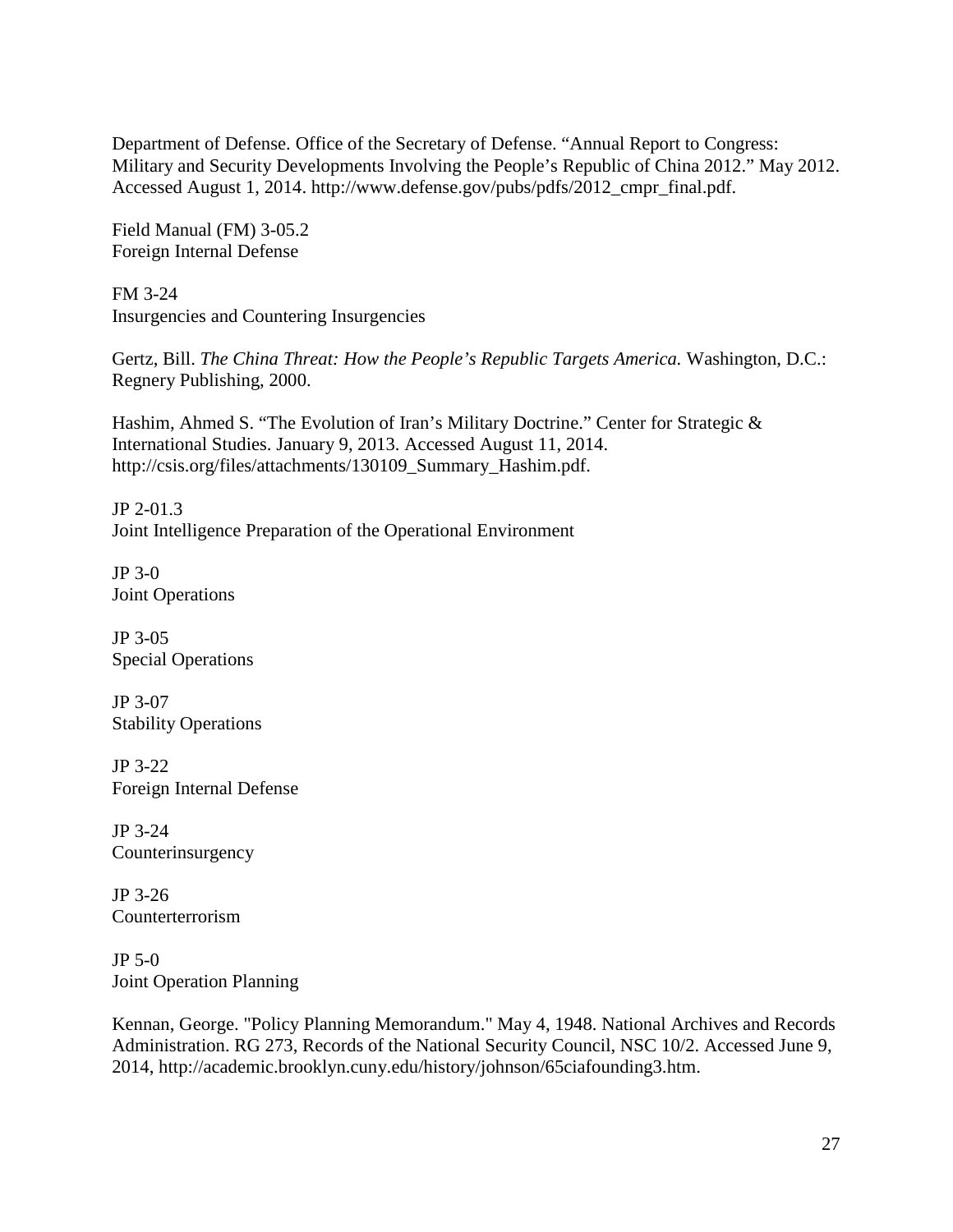Department of Defense. Office of the Secretary of Defense. “Annual Report to Congress: Military and Security Developments Involving the People’s Republic of China 2012.” May 2012. Accessed August 1, 2014. http://www.defense.gov/pubs/pdfs/2012_cmpr_final.pdf.

Field Manual (FM) 3-05.2
Foreign Internal Defense

FM 3-24
Insurgencies and Countering Insurgencies

Gertz, Bill. *The China Threat: How the People’s Republic Targets America.* Washington, D.C.: Regnery Publishing, 2000.

Hashim, Ahmed S. “The Evolution of Iran’s Military Doctrine.” Center for Strategic & International Studies. January 9, 2013. Accessed August 11, 2014. http://csis.org/files/attachments/130109_Summary_Hashim.pdf.

JP 2-01.3
Joint Intelligence Preparation of the Operational Environment

JP 3-0
Joint Operations

JP 3-05
Special Operations

JP 3-07
Stability Operations

JP 3-22
Foreign Internal Defense

JP 3-24
Counterinsurgency

JP 3-26
Counterterrorism

JP 5-0
Joint Operation Planning

Kennan, George. "Policy Planning Memorandum." May 4, 1948. National Archives and Records Administration. RG 273, Records of the National Security Council, NSC 10/2. Accessed June 9, 2014, http://academic.brooklyn.cuny.edu/history/johnson/65ciafounding3.htm.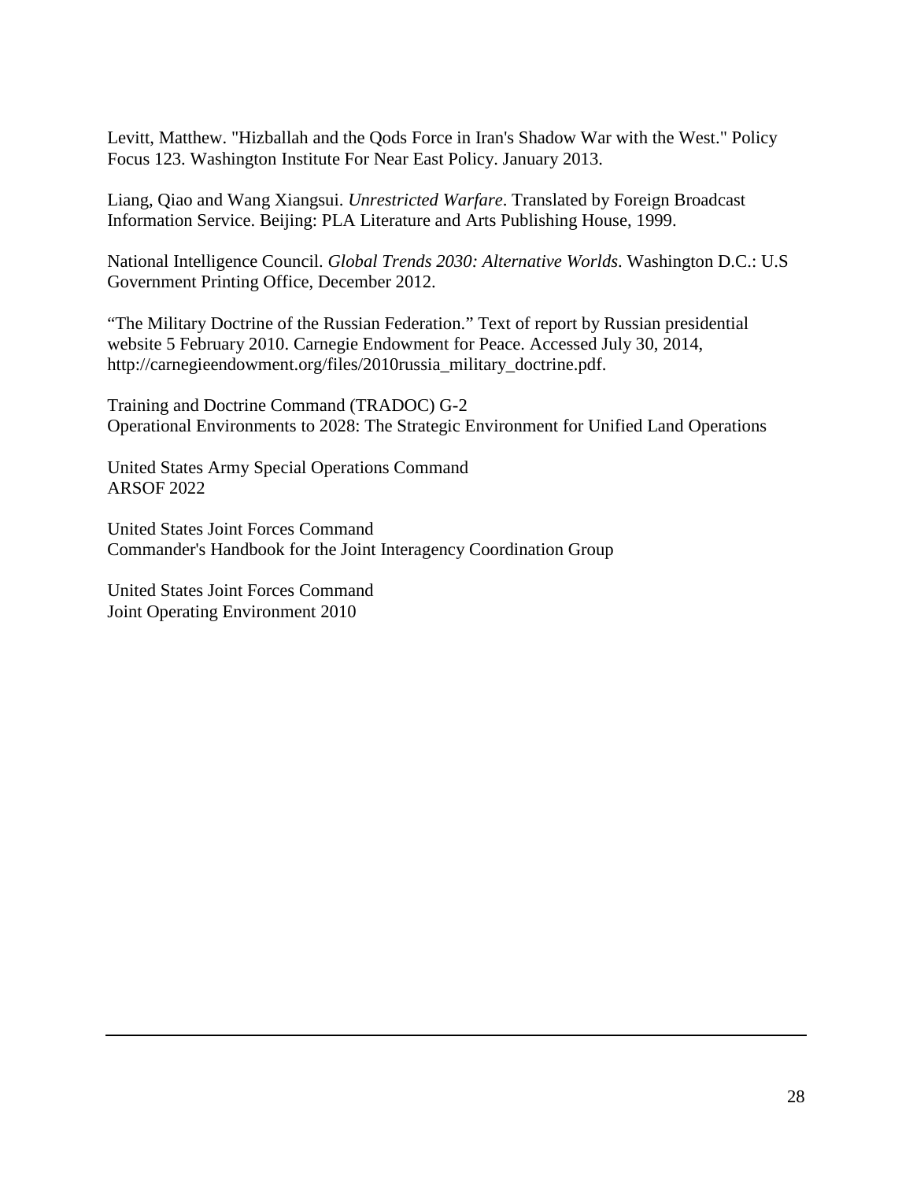Levitt, Matthew. "Hizballah and the Qods Force in Iran's Shadow War with the West." Policy Focus 123. Washington Institute For Near East Policy. January 2013.

Liang, Qiao and Wang Xiangsui. *Unrestricted Warfare*. Translated by Foreign Broadcast Information Service. Beijing: PLA Literature and Arts Publishing House, 1999.

National Intelligence Council. *Global Trends 2030: Alternative Worlds*. Washington D.C.: U.S Government Printing Office, December 2012.

"The Military Doctrine of the Russian Federation." Text of report by Russian presidential website 5 February 2010. Carnegie Endowment for Peace. Accessed July 30, 2014, http://carnegieendowment.org/files/2010russia_military_doctrine.pdf.

Training and Doctrine Command (TRADOC) G-2
Operational Environments to 2028: The Strategic Environment for Unified Land Operations

United States Army Special Operations Command
ARSOF 2022

United States Joint Forces Command
Commander's Handbook for the Joint Interagency Coordination Group

United States Joint Forces Command
Joint Operating Environment 2010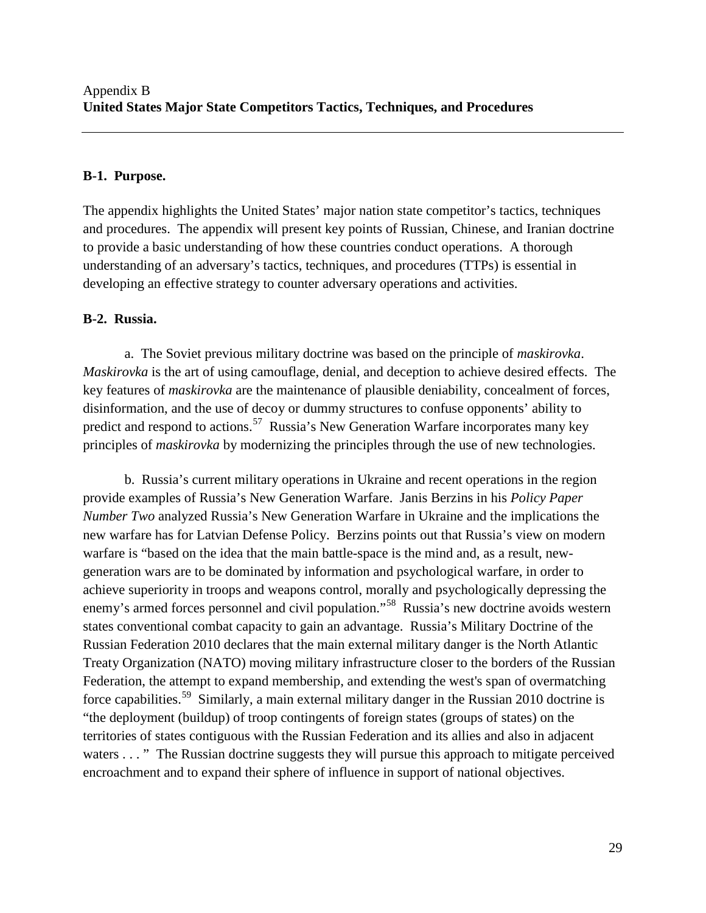Appendix B
## United States Major State Competitors Tactics, Techniques, and Procedures

---

### B-1. Purpose.

The appendix highlights the United States' major nation state competitor's tactics, techniques and procedures. The appendix will present key points of Russian, Chinese, and Iranian doctrine to provide a basic understanding of how these countries conduct operations. A thorough understanding of an adversary's tactics, techniques, and procedures (TTPs) is essential in developing an effective strategy to counter adversary operations and activities.

### B-2. Russia.

a. The Soviet previous military doctrine was based on the principle of *maskirovka*. *Maskirovka* is the art of using camouflage, denial, and deception to achieve desired effects. The key features of *maskirovka* are the maintenance of plausible deniability, concealment of forces, disinformation, and the use of decoy or dummy structures to confuse opponents' ability to predict and respond to actions.[57] Russia's New Generation Warfare incorporates many key principles of *maskirovka* by modernizing the principles through the use of new technologies.

b. Russia's current military operations in Ukraine and recent operations in the region provide examples of Russia's New Generation Warfare. Janis Berzins in his *Policy Paper Number Two* analyzed Russia's New Generation Warfare in Ukraine and the implications the new warfare has for Latvian Defense Policy. Berzins points out that Russia's view on modern warfare is "based on the idea that the main battle-space is the mind and, as a result, new-generation wars are to be dominated by information and psychological warfare, in order to achieve superiority in troops and weapons control, morally and psychologically depressing the enemy's armed forces personnel and civil population."[58] Russia's new doctrine avoids western states conventional combat capacity to gain an advantage. Russia's Military Doctrine of the Russian Federation 2010 declares that the main external military danger is the North Atlantic Treaty Organization (NATO) moving military infrastructure closer to the borders of the Russian Federation, the attempt to expand membership, and extending the west's span of overmatching force capabilities.[59] Similarly, a main external military danger in the Russian 2010 doctrine is "the deployment (buildup) of troop contingents of foreign states (groups of states) on the territories of states contiguous with the Russian Federation and its allies and also in adjacent waters . . . " The Russian doctrine suggests they will pursue this approach to mitigate perceived encroachment and to expand their sphere of influence in support of national objectives.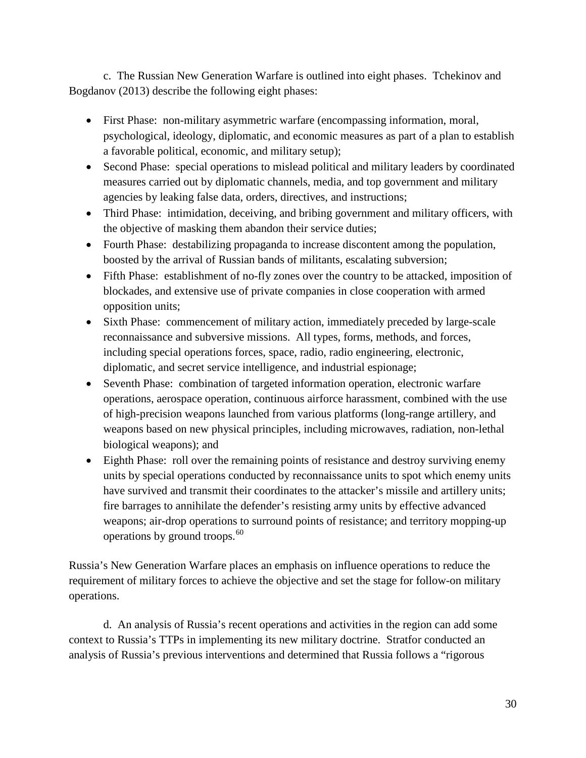c. The Russian New Generation Warfare is outlined into eight phases. Tchekinov and Bogdanov (2013) describe the following eight phases:

- First Phase: non-military asymmetric warfare (encompassing information, moral, psychological, ideology, diplomatic, and economic measures as part of a plan to establish a favorable political, economic, and military setup);
- Second Phase: special operations to mislead political and military leaders by coordinated measures carried out by diplomatic channels, media, and top government and military agencies by leaking false data, orders, directives, and instructions;
- Third Phase: intimidation, deceiving, and bribing government and military officers, with the objective of masking them abandon their service duties;
- Fourth Phase: destabilizing propaganda to increase discontent among the population, boosted by the arrival of Russian bands of militants, escalating subversion;
- Fifth Phase: establishment of no-fly zones over the country to be attacked, imposition of blockades, and extensive use of private companies in close cooperation with armed opposition units;
- Sixth Phase: commencement of military action, immediately preceded by large-scale reconnaissance and subversive missions. All types, forms, methods, and forces, including special operations forces, space, radio, radio engineering, electronic, diplomatic, and secret service intelligence, and industrial espionage;
- Seventh Phase: combination of targeted information operation, electronic warfare operations, aerospace operation, continuous airforce harassment, combined with the use of high-precision weapons launched from various platforms (long-range artillery, and weapons based on new physical principles, including microwaves, radiation, non-lethal biological weapons); and
- Eighth Phase: roll over the remaining points of resistance and destroy surviving enemy units by special operations conducted by reconnaissance units to spot which enemy units have survived and transmit their coordinates to the attacker's missile and artillery units; fire barrages to annihilate the defender's resisting army units by effective advanced weapons; air-drop operations to surround points of resistance; and territory mopping-up operations by ground troops.[60]

Russia's New Generation Warfare places an emphasis on influence operations to reduce the requirement of military forces to achieve the objective and set the stage for follow-on military operations.

d. An analysis of Russia's recent operations and activities in the region can add some context to Russia's TTPs in implementing its new military doctrine. Stratfor conducted an analysis of Russia's previous interventions and determined that Russia follows a "rigorous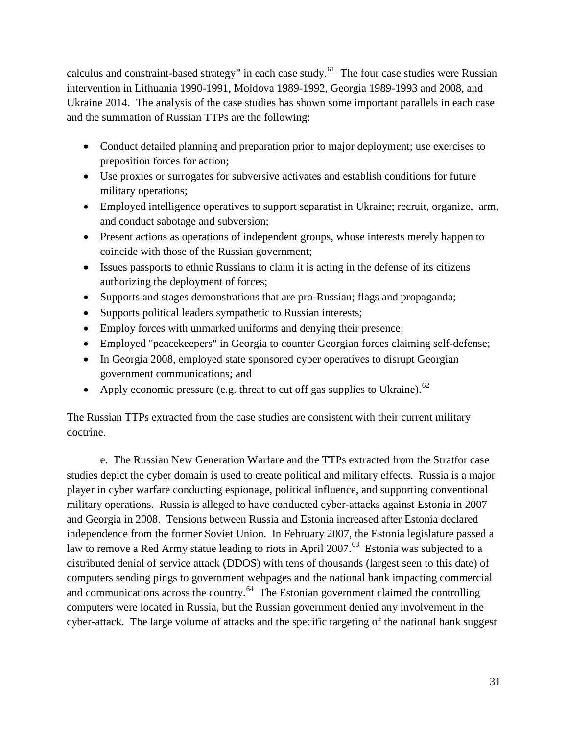calculus and constraint-based strategy" in each case study.[61] The four case studies were Russian intervention in Lithuania 1990-1991, Moldova 1989-1992, Georgia 1989-1993 and 2008, and Ukraine 2014. The analysis of the case studies has shown some important parallels in each case and the summation of Russian TTPs are the following:

- Conduct detailed planning and preparation prior to major deployment; use exercises to preposition forces for action;
- Use proxies or surrogates for subversive activates and establish conditions for future military operations;
- Employed intelligence operatives to support separatist in Ukraine; recruit, organize, arm, and conduct sabotage and subversion;
- Present actions as operations of independent groups, whose interests merely happen to coincide with those of the Russian government;
- Issues passports to ethnic Russians to claim it is acting in the defense of its citizens authorizing the deployment of forces;
- Supports and stages demonstrations that are pro-Russian; flags and propaganda;
- Supports political leaders sympathetic to Russian interests;
- Employ forces with unmarked uniforms and denying their presence;
- Employed "peacekeepers" in Georgia to counter Georgian forces claiming self-defense;
- In Georgia 2008, employed state sponsored cyber operatives to disrupt Georgian government communications; and
- Apply economic pressure (e.g. threat to cut off gas supplies to Ukraine).[62]

The Russian TTPs extracted from the case studies are consistent with their current military doctrine.

e. The Russian New Generation Warfare and the TTPs extracted from the Stratfor case studies depict the cyber domain is used to create political and military effects. Russia is a major player in cyber warfare conducting espionage, political influence, and supporting conventional military operations. Russia is alleged to have conducted cyber-attacks against Estonia in 2007 and Georgia in 2008. Tensions between Russia and Estonia increased after Estonia declared independence from the former Soviet Union. In February 2007, the Estonia legislature passed a law to remove a Red Army statue leading to riots in April 2007.[63] Estonia was subjected to a distributed denial of service attack (DDOS) with tens of thousands (largest seen to this date) of computers sending pings to government webpages and the national bank impacting commercial and communications across the country.[64] The Estonian government claimed the controlling computers were located in Russia, but the Russian government denied any involvement in the cyber-attack. The large volume of attacks and the specific targeting of the national bank suggest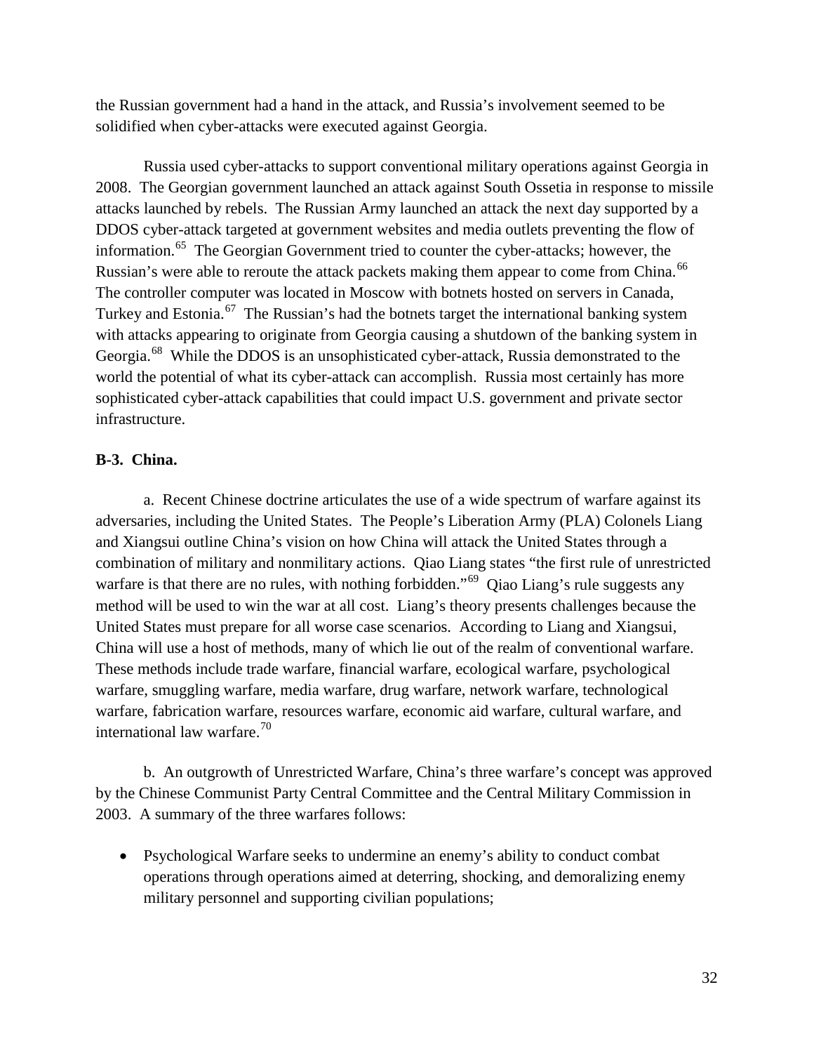the Russian government had a hand in the attack, and Russia's involvement seemed to be solidified when cyber-attacks were executed against Georgia.

Russia used cyber-attacks to support conventional military operations against Georgia in 2008. The Georgian government launched an attack against South Ossetia in response to missile attacks launched by rebels. The Russian Army launched an attack the next day supported by a DDOS cyber-attack targeted at government websites and media outlets preventing the flow of information.[65] The Georgian Government tried to counter the cyber-attacks; however, the Russian's were able to reroute the attack packets making them appear to come from China.[66] The controller computer was located in Moscow with botnets hosted on servers in Canada, Turkey and Estonia.[67] The Russian's had the botnets target the international banking system with attacks appearing to originate from Georgia causing a shutdown of the banking system in Georgia.[68] While the DDOS is an unsophisticated cyber-attack, Russia demonstrated to the world the potential of what its cyber-attack can accomplish. Russia most certainly has more sophisticated cyber-attack capabilities that could impact U.S. government and private sector infrastructure.

**B-3. China.**

a. Recent Chinese doctrine articulates the use of a wide spectrum of warfare against its adversaries, including the United States. The People's Liberation Army (PLA) Colonels Liang and Xiangsui outline China's vision on how China will attack the United States through a combination of military and nonmilitary actions. Qiao Liang states "the first rule of unrestricted warfare is that there are no rules, with nothing forbidden."[69] Qiao Liang's rule suggests any method will be used to win the war at all cost. Liang's theory presents challenges because the United States must prepare for all worse case scenarios. According to Liang and Xiangsui, China will use a host of methods, many of which lie out of the realm of conventional warfare. These methods include trade warfare, financial warfare, ecological warfare, psychological warfare, smuggling warfare, media warfare, drug warfare, network warfare, technological warfare, fabrication warfare, resources warfare, economic aid warfare, cultural warfare, and international law warfare.[70]

b. An outgrowth of Unrestricted Warfare, China's three warfare's concept was approved by the Chinese Communist Party Central Committee and the Central Military Commission in 2003. A summary of the three warfares follows:

- Psychological Warfare seeks to undermine an enemy's ability to conduct combat operations through operations aimed at deterring, shocking, and demoralizing enemy military personnel and supporting civilian populations;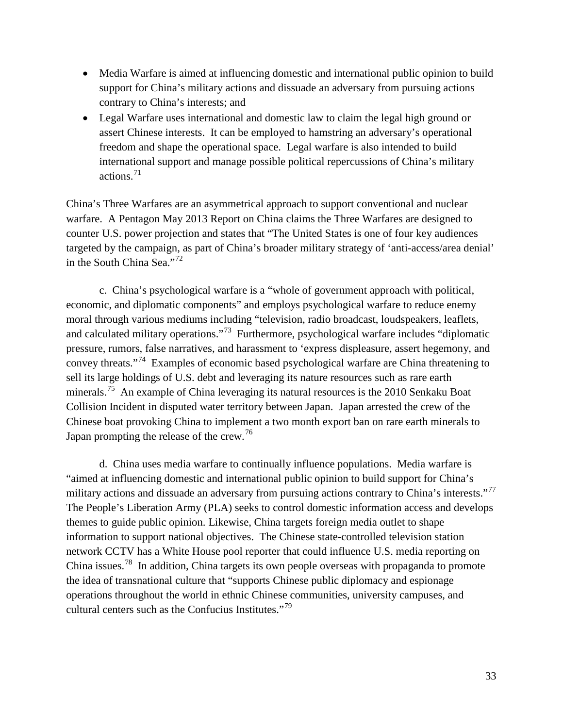- Media Warfare is aimed at influencing domestic and international public opinion to build support for China's military actions and dissuade an adversary from pursuing actions contrary to China's interests; and
- Legal Warfare uses international and domestic law to claim the legal high ground or assert Chinese interests. It can be employed to hamstring an adversary's operational freedom and shape the operational space. Legal warfare is also intended to build international support and manage possible political repercussions of China's military actions.[71]

China's Three Warfares are an asymmetrical approach to support conventional and nuclear warfare. A Pentagon May 2013 Report on China claims the Three Warfares are designed to counter U.S. power projection and states that "The United States is one of four key audiences targeted by the campaign, as part of China's broader military strategy of 'anti-access/area denial' in the South China Sea."[72]

c. China's psychological warfare is a "whole of government approach with political, economic, and diplomatic components" and employs psychological warfare to reduce enemy moral through various mediums including "television, radio broadcast, loudspeakers, leaflets, and calculated military operations."[73] Furthermore, psychological warfare includes "diplomatic pressure, rumors, false narratives, and harassment to 'express displeasure, assert hegemony, and convey threats."[74] Examples of economic based psychological warfare are China threatening to sell its large holdings of U.S. debt and leveraging its nature resources such as rare earth minerals.[75] An example of China leveraging its natural resources is the 2010 Senkaku Boat Collision Incident in disputed water territory between Japan. Japan arrested the crew of the Chinese boat provoking China to implement a two month export ban on rare earth minerals to Japan prompting the release of the crew.[76]

d. China uses media warfare to continually influence populations. Media warfare is "aimed at influencing domestic and international public opinion to build support for China's military actions and dissuade an adversary from pursuing actions contrary to China's interests."[77] The People's Liberation Army (PLA) seeks to control domestic information access and develops themes to guide public opinion. Likewise, China targets foreign media outlet to shape information to support national objectives. The Chinese state-controlled television station network CCTV has a White House pool reporter that could influence U.S. media reporting on China issues.[78] In addition, China targets its own people overseas with propaganda to promote the idea of transnational culture that "supports Chinese public diplomacy and espionage operations throughout the world in ethnic Chinese communities, university campuses, and cultural centers such as the Confucius Institutes."[79]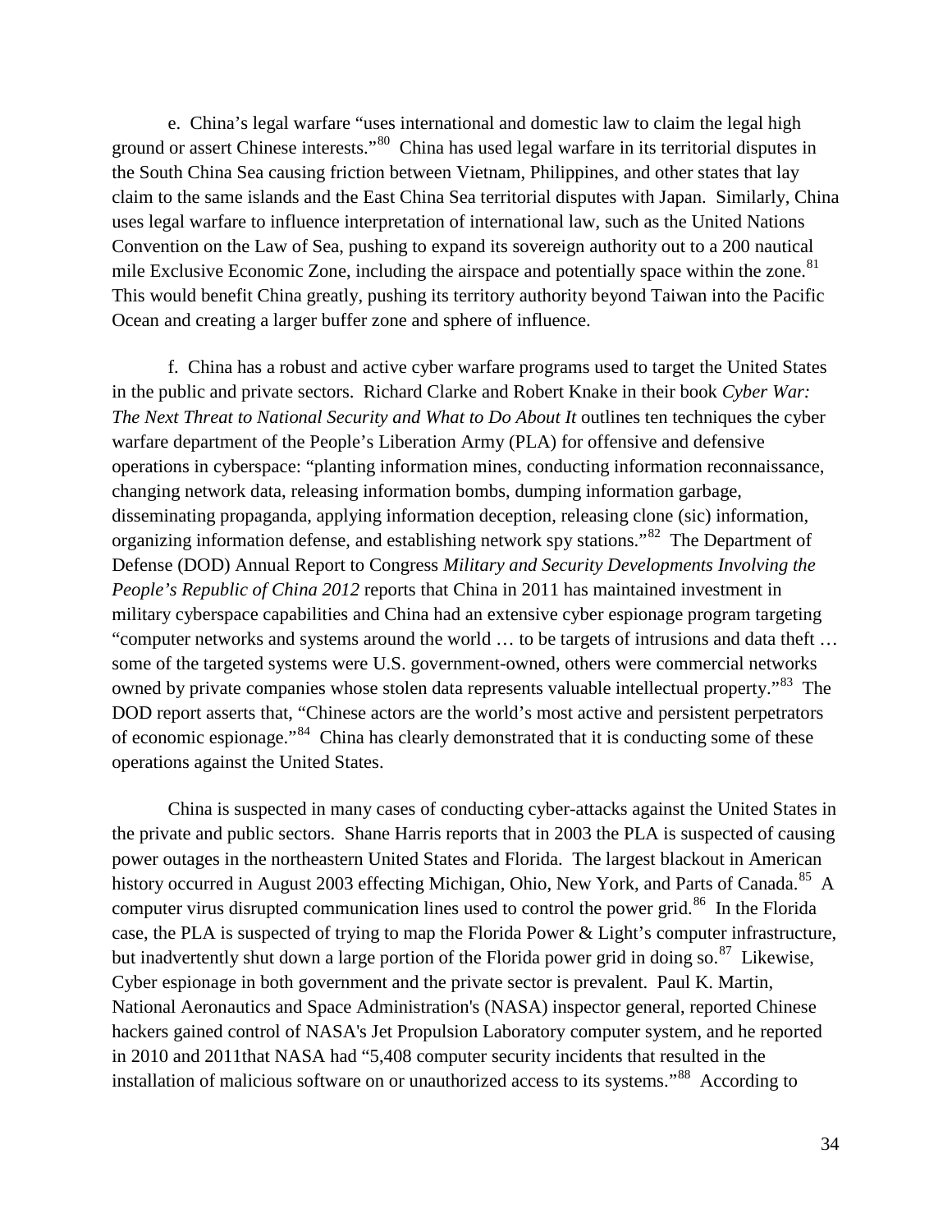e. China's legal warfare "uses international and domestic law to claim the legal high ground or assert Chinese interests."[80] China has used legal warfare in its territorial disputes in the South China Sea causing friction between Vietnam, Philippines, and other states that lay claim to the same islands and the East China Sea territorial disputes with Japan. Similarly, China uses legal warfare to influence interpretation of international law, such as the United Nations Convention on the Law of Sea, pushing to expand its sovereign authority out to a 200 nautical mile Exclusive Economic Zone, including the airspace and potentially space within the zone.[81] This would benefit China greatly, pushing its territory authority beyond Taiwan into the Pacific Ocean and creating a larger buffer zone and sphere of influence.

f. China has a robust and active cyber warfare programs used to target the United States in the public and private sectors. Richard Clarke and Robert Knake in their book *Cyber War: The Next Threat to National Security and What to Do About It* outlines ten techniques the cyber warfare department of the People's Liberation Army (PLA) for offensive and defensive operations in cyberspace: "planting information mines, conducting information reconnaissance, changing network data, releasing information bombs, dumping information garbage, disseminating propaganda, applying information deception, releasing clone (sic) information, organizing information defense, and establishing network spy stations."[82] The Department of Defense (DOD) Annual Report to Congress *Military and Security Developments Involving the People's Republic of China 2012* reports that China in 2011 has maintained investment in military cyberspace capabilities and China had an extensive cyber espionage program targeting "computer networks and systems around the world … to be targets of intrusions and data theft … some of the targeted systems were U.S. government-owned, others were commercial networks owned by private companies whose stolen data represents valuable intellectual property."[83] The DOD report asserts that, "Chinese actors are the world's most active and persistent perpetrators of economic espionage."[84] China has clearly demonstrated that it is conducting some of these operations against the United States.

China is suspected in many cases of conducting cyber-attacks against the United States in the private and public sectors. Shane Harris reports that in 2003 the PLA is suspected of causing power outages in the northeastern United States and Florida. The largest blackout in American history occurred in August 2003 effecting Michigan, Ohio, New York, and Parts of Canada.[85] A computer virus disrupted communication lines used to control the power grid.[86] In the Florida case, the PLA is suspected of trying to map the Florida Power & Light's computer infrastructure, but inadvertently shut down a large portion of the Florida power grid in doing so.[87] Likewise, Cyber espionage in both government and the private sector is prevalent. Paul K. Martin, National Aeronautics and Space Administration's (NASA) inspector general, reported Chinese hackers gained control of NASA's Jet Propulsion Laboratory computer system, and he reported in 2010 and 2011that NASA had "5,408 computer security incidents that resulted in the installation of malicious software on or unauthorized access to its systems."[88] According to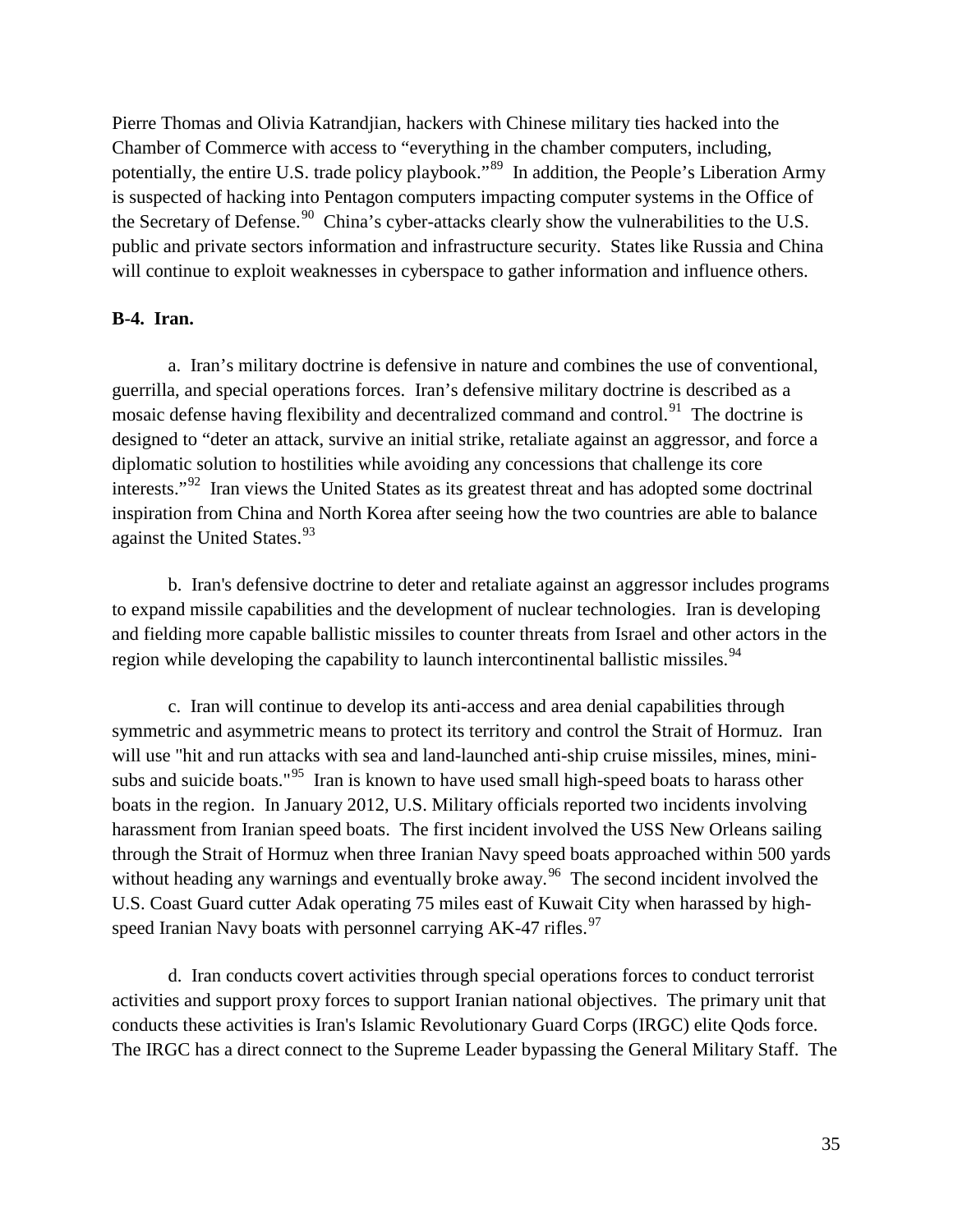Pierre Thomas and Olivia Katrandjian, hackers with Chinese military ties hacked into the Chamber of Commerce with access to "everything in the chamber computers, including, potentially, the entire U.S. trade policy playbook."[89] In addition, the People's Liberation Army is suspected of hacking into Pentagon computers impacting computer systems in the Office of the Secretary of Defense.[90] China's cyber-attacks clearly show the vulnerabilities to the U.S. public and private sectors information and infrastructure security. States like Russia and China will continue to exploit weaknesses in cyberspace to gather information and influence others.

**B-4. Iran.**

a. Iran's military doctrine is defensive in nature and combines the use of conventional, guerrilla, and special operations forces. Iran's defensive military doctrine is described as a mosaic defense having flexibility and decentralized command and control.[91] The doctrine is designed to "deter an attack, survive an initial strike, retaliate against an aggressor, and force a diplomatic solution to hostilities while avoiding any concessions that challenge its core interests."[92] Iran views the United States as its greatest threat and has adopted some doctrinal inspiration from China and North Korea after seeing how the two countries are able to balance against the United States.[93]

b. Iran's defensive doctrine to deter and retaliate against an aggressor includes programs to expand missile capabilities and the development of nuclear technologies. Iran is developing and fielding more capable ballistic missiles to counter threats from Israel and other actors in the region while developing the capability to launch intercontinental ballistic missiles.[94]

c. Iran will continue to develop its anti-access and area denial capabilities through symmetric and asymmetric means to protect its territory and control the Strait of Hormuz. Iran will use "hit and run attacks with sea and land-launched anti-ship cruise missiles, mines, mini-subs and suicide boats."[95] Iran is known to have used small high-speed boats to harass other boats in the region. In January 2012, U.S. Military officials reported two incidents involving harassment from Iranian speed boats. The first incident involved the USS New Orleans sailing through the Strait of Hormuz when three Iranian Navy speed boats approached within 500 yards without heading any warnings and eventually broke away.[96] The second incident involved the U.S. Coast Guard cutter Adak operating 75 miles east of Kuwait City when harassed by high-speed Iranian Navy boats with personnel carrying AK-47 rifles.[97]

d. Iran conducts covert activities through special operations forces to conduct terrorist activities and support proxy forces to support Iranian national objectives. The primary unit that conducts these activities is Iran's Islamic Revolutionary Guard Corps (IRGC) elite Qods force. The IRGC has a direct connect to the Supreme Leader bypassing the General Military Staff. The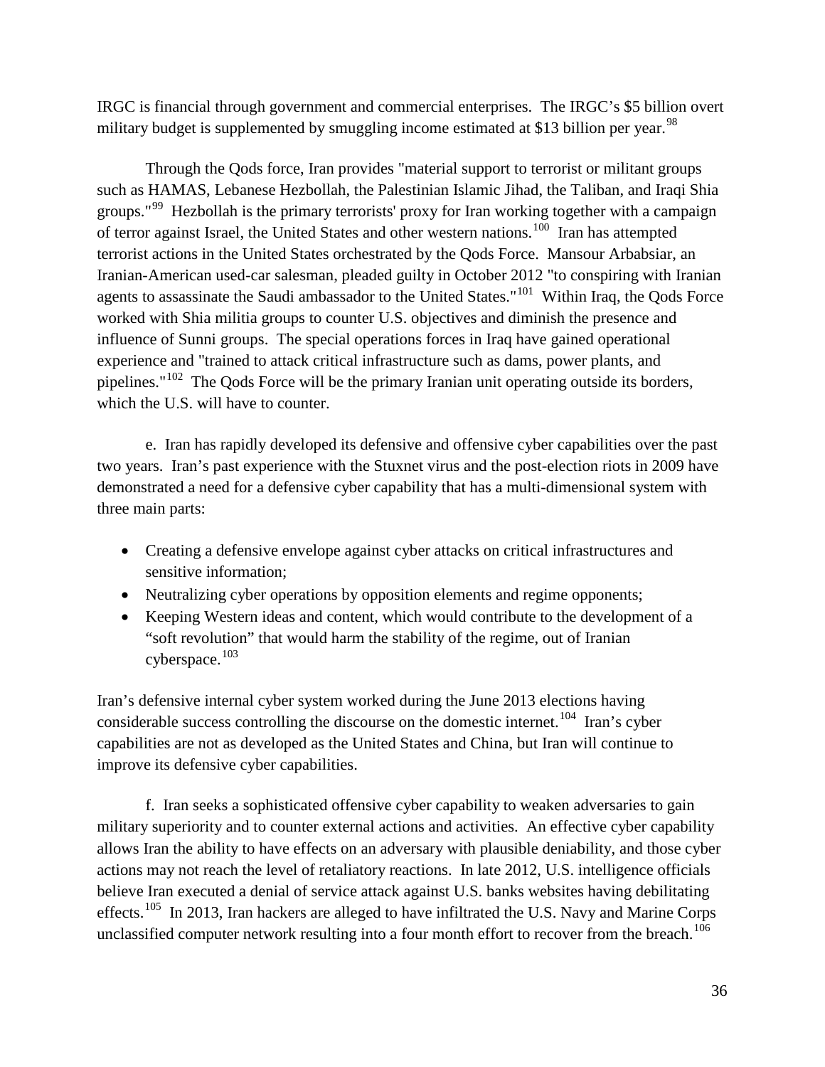IRGC is financial through government and commercial enterprises. The IRGC's $5 billion overt military budget is supplemented by smuggling income estimated at $13 billion per year.[98]

Through the Qods force, Iran provides "material support to terrorist or militant groups such as HAMAS, Lebanese Hezbollah, the Palestinian Islamic Jihad, the Taliban, and Iraqi Shia groups."[99] Hezbollah is the primary terrorists' proxy for Iran working together with a campaign of terror against Israel, the United States and other western nations.[100] Iran has attempted terrorist actions in the United States orchestrated by the Qods Force. Mansour Arbabsiar, an Iranian-American used-car salesman, pleaded guilty in October 2012 "to conspiring with Iranian agents to assassinate the Saudi ambassador to the United States."[101] Within Iraq, the Qods Force worked with Shia militia groups to counter U.S. objectives and diminish the presence and influence of Sunni groups. The special operations forces in Iraq have gained operational experience and "trained to attack critical infrastructure such as dams, power plants, and pipelines."[102] The Qods Force will be the primary Iranian unit operating outside its borders, which the U.S. will have to counter.

e. Iran has rapidly developed its defensive and offensive cyber capabilities over the past two years. Iran's past experience with the Stuxnet virus and the post-election riots in 2009 have demonstrated a need for a defensive cyber capability that has a multi-dimensional system with three main parts:

- Creating a defensive envelope against cyber attacks on critical infrastructures and sensitive information;
- Neutralizing cyber operations by opposition elements and regime opponents;
- Keeping Western ideas and content, which would contribute to the development of a "soft revolution" that would harm the stability of the regime, out of Iranian cyberspace.[103]

Iran's defensive internal cyber system worked during the June 2013 elections having considerable success controlling the discourse on the domestic internet.[104] Iran's cyber capabilities are not as developed as the United States and China, but Iran will continue to improve its defensive cyber capabilities.

f. Iran seeks a sophisticated offensive cyber capability to weaken adversaries to gain military superiority and to counter external actions and activities. An effective cyber capability allows Iran the ability to have effects on an adversary with plausible deniability, and those cyber actions may not reach the level of retaliatory reactions. In late 2012, U.S. intelligence officials believe Iran executed a denial of service attack against U.S. banks websites having debilitating effects.[105] In 2013, Iran hackers are alleged to have infiltrated the U.S. Navy and Marine Corps unclassified computer network resulting into a four month effort to recover from the breach.[106]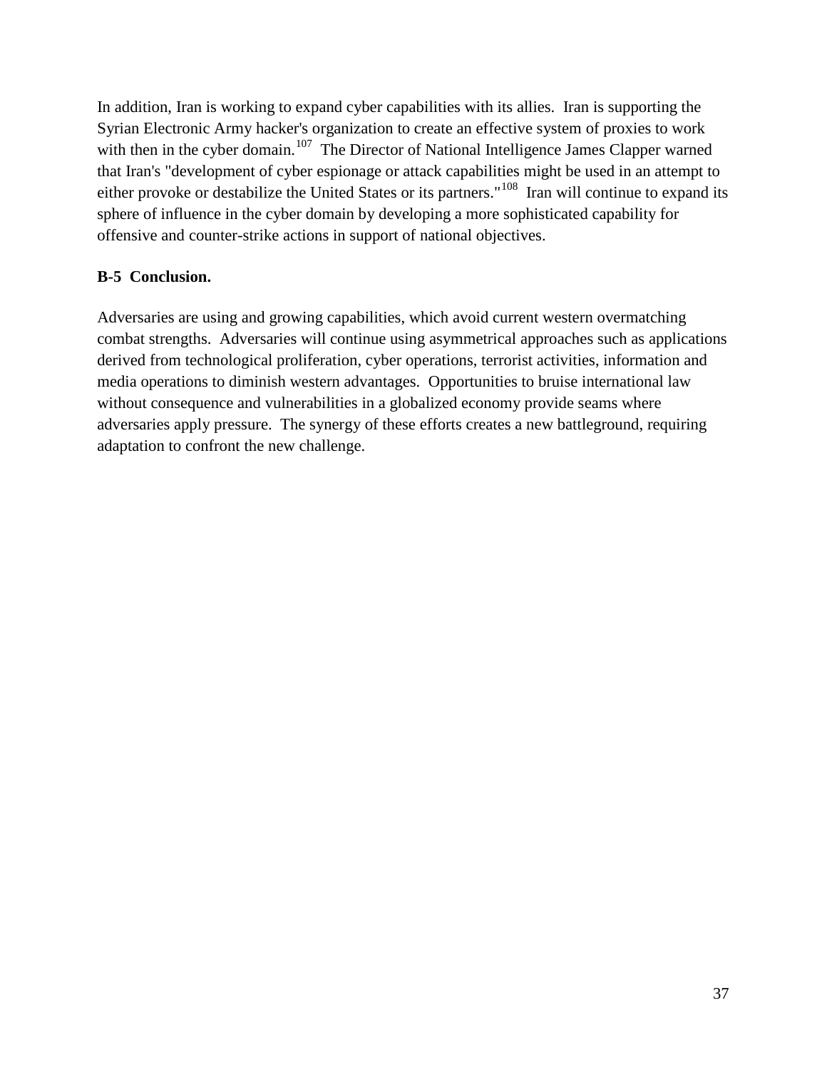In addition, Iran is working to expand cyber capabilities with its allies. Iran is supporting the Syrian Electronic Army hacker's organization to create an effective system of proxies to work with then in the cyber domain.[107] The Director of National Intelligence James Clapper warned that Iran's "development of cyber espionage or attack capabilities might be used in an attempt to either provoke or destabilize the United States or its partners."[108] Iran will continue to expand its sphere of influence in the cyber domain by developing a more sophisticated capability for offensive and counter-strike actions in support of national objectives.

**B-5 Conclusion.**

Adversaries are using and growing capabilities, which avoid current western overmatching combat strengths. Adversaries will continue using asymmetrical approaches such as applications derived from technological proliferation, cyber operations, terrorist activities, information and media operations to diminish western advantages. Opportunities to bruise international law without consequence and vulnerabilities in a globalized economy provide seams where adversaries apply pressure. The synergy of these efforts creates a new battleground, requiring adaptation to confront the new challenge.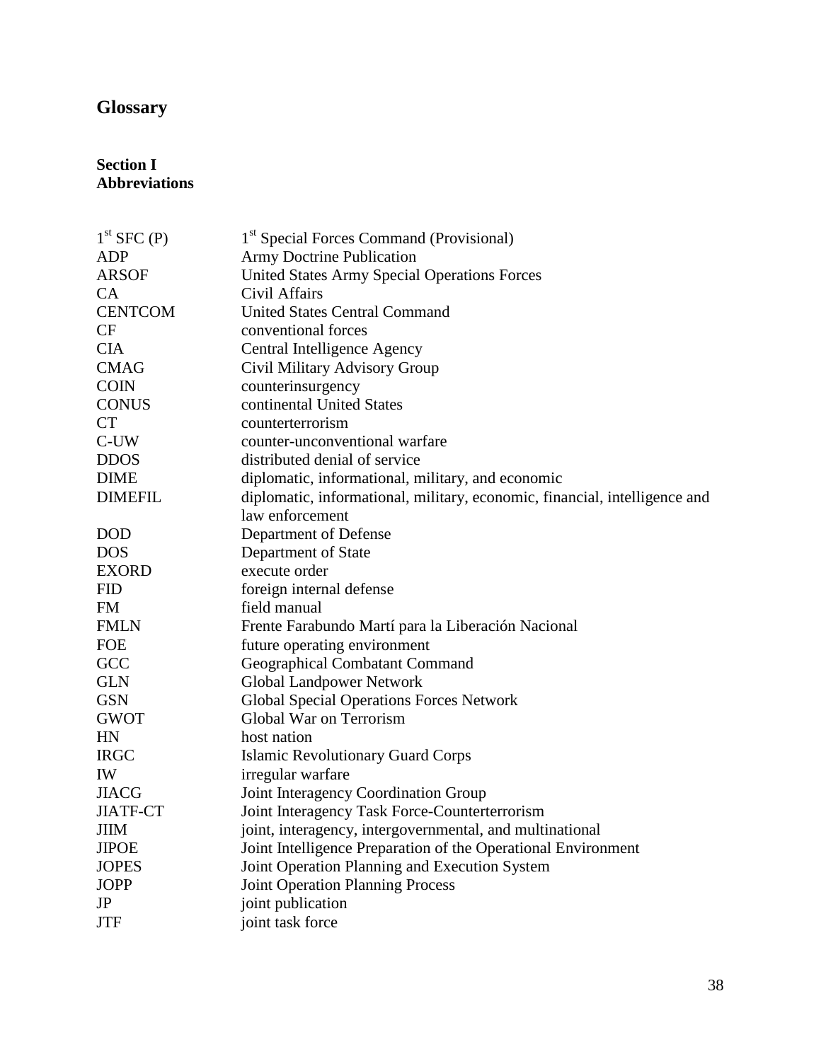# Glossary

## Section I
## Abbreviations

| | |
|---|---|
| 1st SFC (P) | 1st Special Forces Command (Provisional) |
| ADP | Army Doctrine Publication |
| ARSOF | United States Army Special Operations Forces |
| CA | Civil Affairs |
| CENTCOM | United States Central Command |
| CF | conventional forces |
| CIA | Central Intelligence Agency |
| CMAG | Civil Military Advisory Group |
| COIN | counterinsurgency |
| CONUS | continental United States |
| CT | counterterrorism |
| C-UW | counter-unconventional warfare |
| DDOS | distributed denial of service |
| DIME | diplomatic, informational, military, and economic |
| DIMEFIL | diplomatic, informational, military, economic, financial, intelligence and law enforcement |
| DOD | Department of Defense |
| DOS | Department of State |
| EXORD | execute order |
| FID | foreign internal defense |
| FM | field manual |
| FMLN | Frente Farabundo Martí para la Liberación Nacional |
| FOE | future operating environment |
| GCC | Geographical Combatant Command |
| GLN | Global Landpower Network |
| GSN | Global Special Operations Forces Network |
| GWOT | Global War on Terrorism |
| HN | host nation |
| IRGC | Islamic Revolutionary Guard Corps |
| IW | irregular warfare |
| JIACG | Joint Interagency Coordination Group |
| JIATF-CT | Joint Interagency Task Force-Counterterrorism |
| JIIM | joint, interagency, intergovernmental, and multinational |
| JIPOE | Joint Intelligence Preparation of the Operational Environment |
| JOPES | Joint Operation Planning and Execution System |
| JOPP | Joint Operation Planning Process |
| JP | joint publication |
| JTF | joint task force |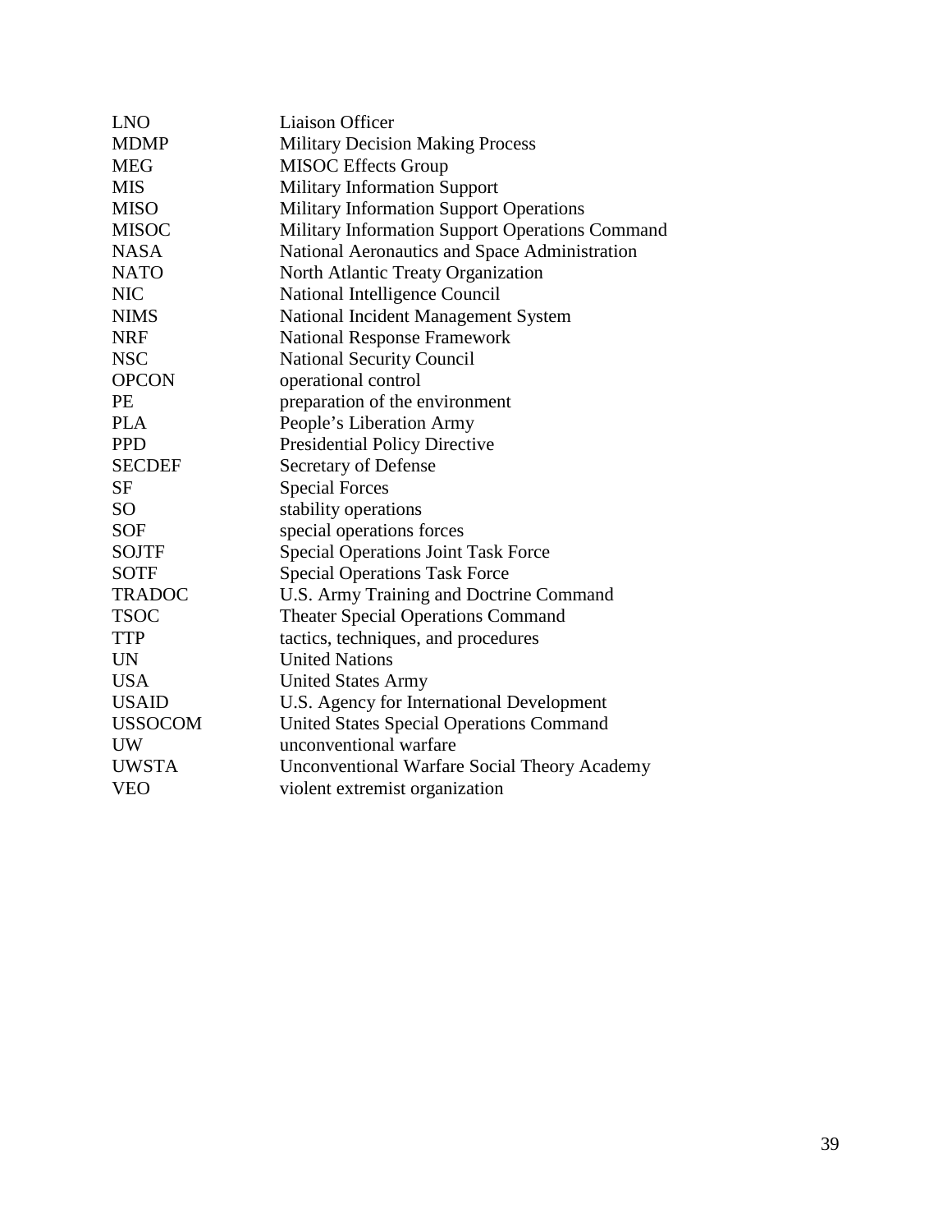| | |
|---|---|
| LNO | Liaison Officer |
| MDMP | Military Decision Making Process |
| MEG | MISOC Effects Group |
| MIS | Military Information Support |
| MISO | Military Information Support Operations |
| MISOC | Military Information Support Operations Command |
| NASA | National Aeronautics and Space Administration |
| NATO | North Atlantic Treaty Organization |
| NIC | National Intelligence Council |
| NIMS | National Incident Management System |
| NRF | National Response Framework |
| NSC | National Security Council |
| OPCON | operational control |
| PE | preparation of the environment |
| PLA | People's Liberation Army |
| PPD | Presidential Policy Directive |
| SECDEF | Secretary of Defense |
| SF | Special Forces |
| SO | stability operations |
| SOF | special operations forces |
| SOJTF | Special Operations Joint Task Force |
| SOTF | Special Operations Task Force |
| TRADOC | U.S. Army Training and Doctrine Command |
| TSOC | Theater Special Operations Command |
| TTP | tactics, techniques, and procedures |
| UN | United Nations |
| USA | United States Army |
| USAID | U.S. Agency for International Development |
| USSOCOM | United States Special Operations Command |
| UW | unconventional warfare |
| UWSTA | Unconventional Warfare Social Theory Academy |
| VEO | violent extremist organization |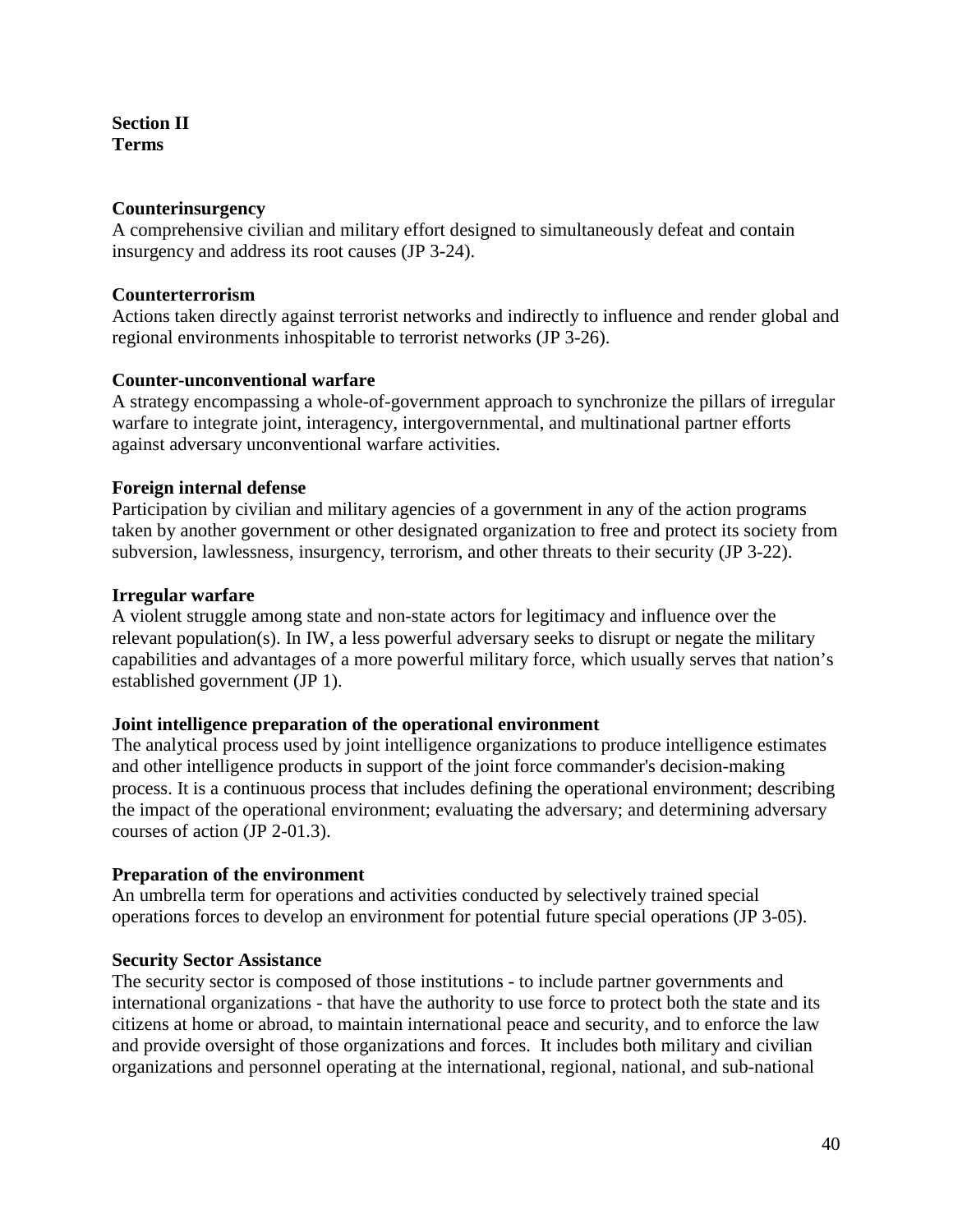## Section II
## Terms

**Counterinsurgency**
A comprehensive civilian and military effort designed to simultaneously defeat and contain insurgency and address its root causes (JP 3-24).

**Counterterrorism**
Actions taken directly against terrorist networks and indirectly to influence and render global and regional environments inhospitable to terrorist networks (JP 3-26).

**Counter-unconventional warfare**
A strategy encompassing a whole-of-government approach to synchronize the pillars of irregular warfare to integrate joint, interagency, intergovernmental, and multinational partner efforts against adversary unconventional warfare activities.

**Foreign internal defense**
Participation by civilian and military agencies of a government in any of the action programs taken by another government or other designated organization to free and protect its society from subversion, lawlessness, insurgency, terrorism, and other threats to their security (JP 3-22).

**Irregular warfare**
A violent struggle among state and non-state actors for legitimacy and influence over the relevant population(s). In IW, a less powerful adversary seeks to disrupt or negate the military capabilities and advantages of a more powerful military force, which usually serves that nation's established government (JP 1).

**Joint intelligence preparation of the operational environment**
The analytical process used by joint intelligence organizations to produce intelligence estimates and other intelligence products in support of the joint force commander's decision-making process. It is a continuous process that includes defining the operational environment; describing the impact of the operational environment; evaluating the adversary; and determining adversary courses of action (JP 2-01.3).

**Preparation of the environment**
An umbrella term for operations and activities conducted by selectively trained special operations forces to develop an environment for potential future special operations (JP 3-05).

**Security Sector Assistance**
The security sector is composed of those institutions - to include partner governments and international organizations - that have the authority to use force to protect both the state and its citizens at home or abroad, to maintain international peace and security, and to enforce the law and provide oversight of those organizations and forces. It includes both military and civilian organizations and personnel operating at the international, regional, national, and sub-national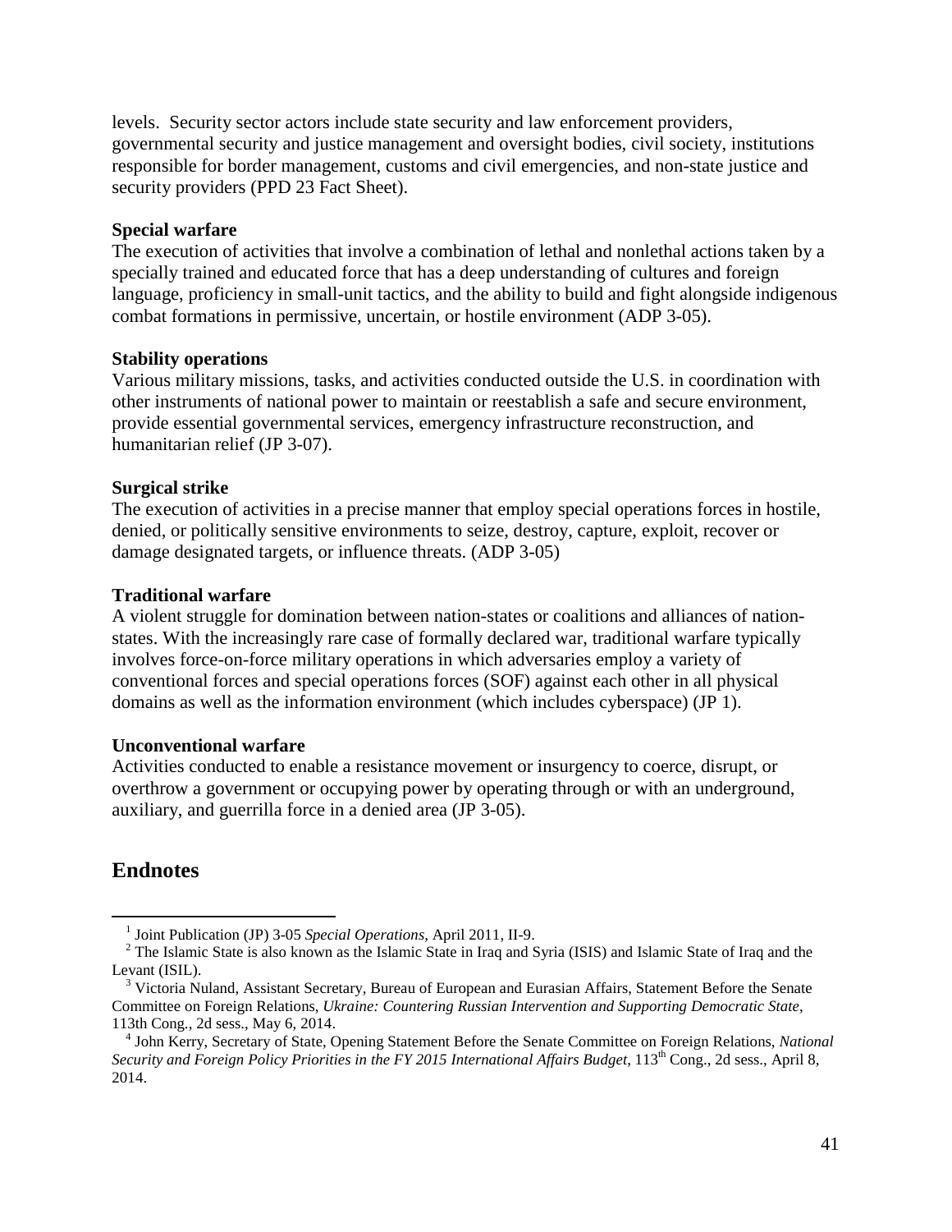levels. Security sector actors include state security and law enforcement providers, governmental security and justice management and oversight bodies, civil society, institutions responsible for border management, customs and civil emergencies, and non-state justice and security providers (PPD 23 Fact Sheet).

**Special warfare**
The execution of activities that involve a combination of lethal and nonlethal actions taken by a specially trained and educated force that has a deep understanding of cultures and foreign language, proficiency in small-unit tactics, and the ability to build and fight alongside indigenous combat formations in permissive, uncertain, or hostile environment (ADP 3-05).

**Stability operations**
Various military missions, tasks, and activities conducted outside the U.S. in coordination with other instruments of national power to maintain or reestablish a safe and secure environment, provide essential governmental services, emergency infrastructure reconstruction, and humanitarian relief (JP 3-07).

**Surgical strike**
The execution of activities in a precise manner that employ special operations forces in hostile, denied, or politically sensitive environments to seize, destroy, capture, exploit, recover or damage designated targets, or influence threats. (ADP 3-05)

**Traditional warfare**
A violent struggle for domination between nation-states or coalitions and alliances of nation-states. With the increasingly rare case of formally declared war, traditional warfare typically involves force-on-force military operations in which adversaries employ a variety of conventional forces and special operations forces (SOF) against each other in all physical domains as well as the information environment (which includes cyberspace) (JP 1).

**Unconventional warfare**
Activities conducted to enable a resistance movement or insurgency to coerce, disrupt, or overthrow a government or occupying power by operating through or with an underground, auxiliary, and guerrilla force in a denied area (JP 3-05).

## Endnotes

[1] Joint Publication (JP) 3-05 *Special Operations*, April 2011, II-9.

[2] The Islamic State is also known as the Islamic State in Iraq and Syria (ISIS) and Islamic State of Iraq and the Levant (ISIL).

[3] Victoria Nuland, Assistant Secretary, Bureau of European and Eurasian Affairs, Statement Before the Senate Committee on Foreign Relations, *Ukraine: Countering Russian Intervention and Supporting Democratic State*, 113th Cong., 2d sess., May 6, 2014.

[4] John Kerry, Secretary of State, Opening Statement Before the Senate Committee on Foreign Relations, *National Security and Foreign Policy Priorities in the FY 2015 International Affairs Budget*, 113th Cong., 2d sess., April 8, 2014.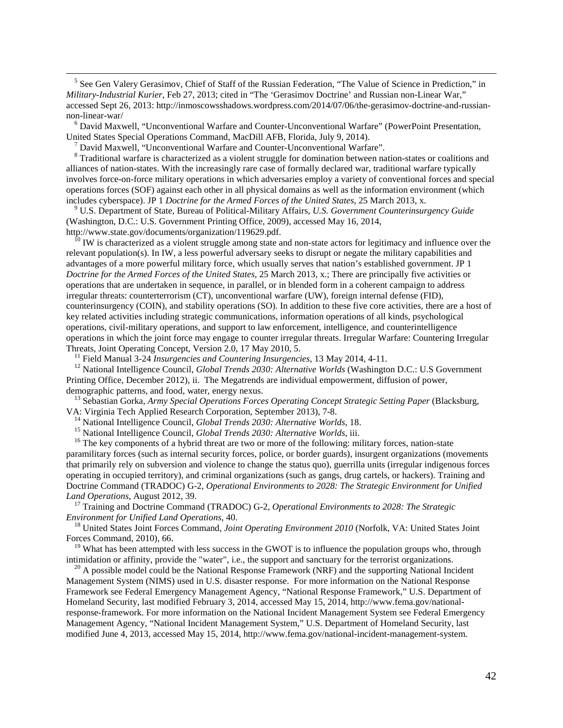[5] See Gen Valery Gerasimov, Chief of Staff of the Russian Federation, "The Value of Science in Prediction," in *Military-Industrial Kurier*, Feb 27, 2013; cited in "The 'Gerasimov Doctrine' and Russian non-Linear War," accessed Sept 26, 2013: http://inmoscowsshadows.wordpress.com/2014/07/06/the-gerasimov-doctrine-and-russian-non-linear-war/

[6] David Maxwell, "Unconventional Warfare and Counter-Unconventional Warfare" (PowerPoint Presentation, United States Special Operations Command, MacDill AFB, Florida, July 9, 2014).

[7] David Maxwell, "Unconventional Warfare and Counter-Unconventional Warfare".

[8] Traditional warfare is characterized as a violent struggle for domination between nation-states or coalitions and alliances of nation-states. With the increasingly rare case of formally declared war, traditional warfare typically involves force-on-force military operations in which adversaries employ a variety of conventional forces and special operations forces (SOF) against each other in all physical domains as well as the information environment (which includes cyberspace). JP 1 *Doctrine for the Armed Forces of the United States*, 25 March 2013, x.

[9] U.S. Department of State, Bureau of Political-Military Affairs, *U.S. Government Counterinsurgency Guide* (Washington, D.C.: U.S. Government Printing Office, 2009), accessed May 16, 2014, http://www.state.gov/documents/organization/119629.pdf.

[10] IW is characterized as a violent struggle among state and non-state actors for legitimacy and influence over the relevant population(s). In IW, a less powerful adversary seeks to disrupt or negate the military capabilities and advantages of a more powerful military force, which usually serves that nation's established government. JP 1 *Doctrine for the Armed Forces of the United States*, 25 March 2013, x.; There are principally five activities or operations that are undertaken in sequence, in parallel, or in blended form in a coherent campaign to address irregular threats: counterterrorism (CT), unconventional warfare (UW), foreign internal defense (FID), counterinsurgency (COIN), and stability operations (SO). In addition to these five core activities, there are a host of key related activities including strategic communications, information operations of all kinds, psychological operations, civil-military operations, and support to law enforcement, intelligence, and counterintelligence operations in which the joint force may engage to counter irregular threats. Irregular Warfare: Countering Irregular Threats, Joint Operating Concept, Version 2.0, 17 May 2010, 5.

[11] Field Manual 3-24 *Insurgencies and Countering Insurgencies*, 13 May 2014, 4-11.

[12] National Intelligence Council, *Global Trends 2030: Alternative Worlds* (Washington D.C.: U.S Government Printing Office, December 2012), ii. The Megatrends are individual empowerment, diffusion of power, demographic patterns, and food, water, energy nexus.

[13] Sebastian Gorka, *Army Special Operations Forces Operating Concept Strategic Setting Paper* (Blacksburg, VA: Virginia Tech Applied Research Corporation, September 2013), 7-8.

[14] National Intelligence Council, *Global Trends 2030: Alternative Worlds*, 18.

[15] National Intelligence Council, *Global Trends 2030: Alternative Worlds*, iii.

[16] The key components of a hybrid threat are two or more of the following: military forces, nation-state paramilitary forces (such as internal security forces, police, or border guards), insurgent organizations (movements that primarily rely on subversion and violence to change the status quo), guerrilla units (irregular indigenous forces operating in occupied territory), and criminal organizations (such as gangs, drug cartels, or hackers). Training and Doctrine Command (TRADOC) G-2, *Operational Environments to 2028: The Strategic Environment for Unified Land Operations*, August 2012, 39.

[17] Training and Doctrine Command (TRADOC) G-2, *Operational Environments to 2028: The Strategic Environment for Unified Land Operations*, 40.

[18] United States Joint Forces Command, *Joint Operating Environment 2010* (Norfolk, VA: United States Joint Forces Command, 2010), 66.

[19] What has been attempted with less success in the GWOT is to influence the population groups who, through intimidation or affinity, provide the "water", i.e., the support and sanctuary for the terrorist organizations.

[20] A possible model could be the National Response Framework (NRF) and the supporting National Incident Management System (NIMS) used in U.S. disaster response. For more information on the National Response Framework see Federal Emergency Management Agency, "National Response Framework," U.S. Department of Homeland Security, last modified February 3, 2014, accessed May 15, 2014, http://www.fema.gov/national-response-framework. For more information on the National Incident Management System see Federal Emergency Management Agency, "National Incident Management System," U.S. Department of Homeland Security, last modified June 4, 2013, accessed May 15, 2014, http://www.fema.gov/national-incident-management-system.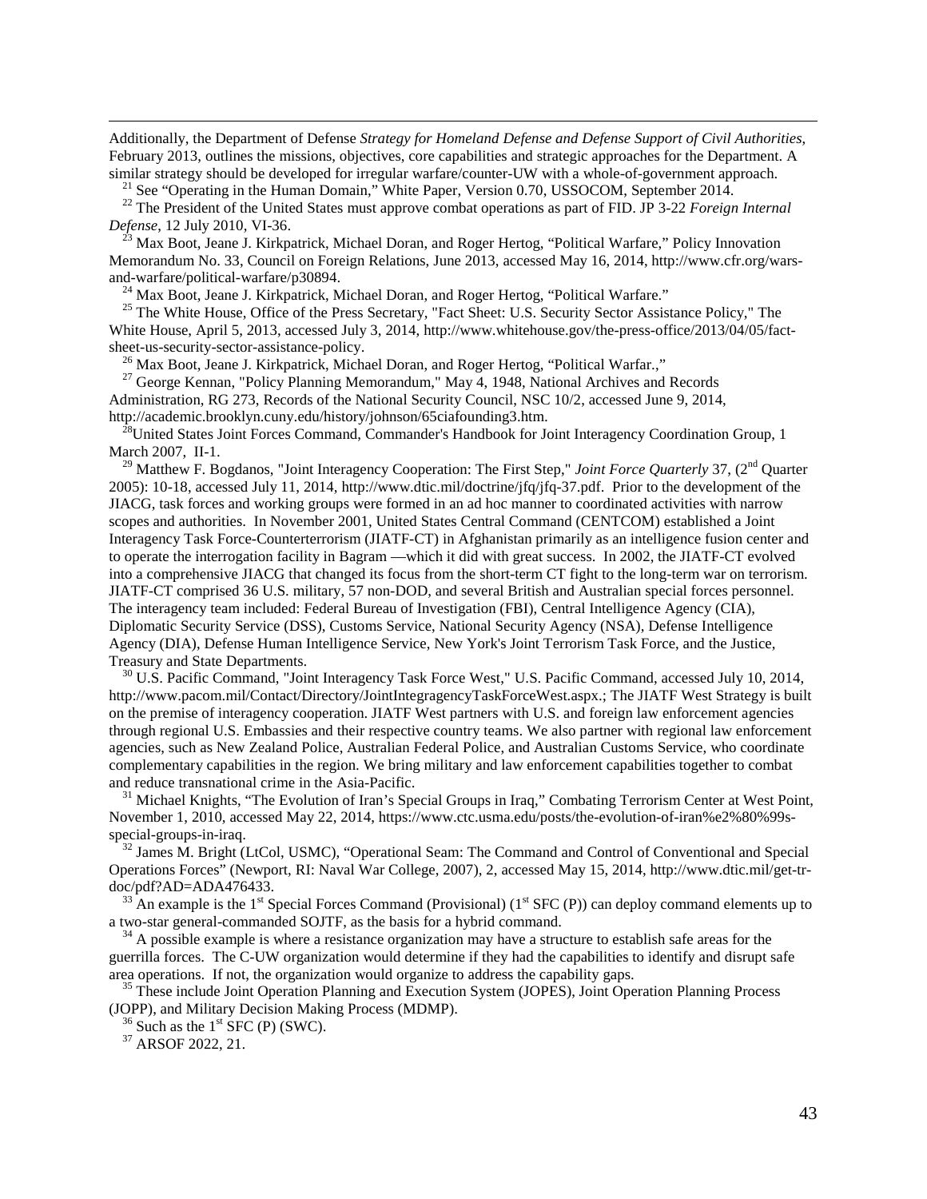Additionally, the Department of Defense *Strategy for Homeland Defense and Defense Support of Civil Authorities*, February 2013, outlines the missions, objectives, core capabilities and strategic approaches for the Department. A similar strategy should be developed for irregular warfare/counter-UW with a whole-of-government approach.

[21] See "Operating in the Human Domain," White Paper, Version 0.70, USSOCOM, September 2014.

[22] The President of the United States must approve combat operations as part of FID. JP 3-22 *Foreign Internal Defense*, 12 July 2010, VI-36.

[23] Max Boot, Jeane J. Kirkpatrick, Michael Doran, and Roger Hertog, "Political Warfare," Policy Innovation Memorandum No. 33, Council on Foreign Relations, June 2013, accessed May 16, 2014, http://www.cfr.org/wars-and-warfare/political-warfare/p30894.

[24] Max Boot, Jeane J. Kirkpatrick, Michael Doran, and Roger Hertog, "Political Warfare."

[25] The White House, Office of the Press Secretary, "Fact Sheet: U.S. Security Sector Assistance Policy," The White House, April 5, 2013, accessed July 3, 2014, http://www.whitehouse.gov/the-press-office/2013/04/05/fact-sheet-us-security-sector-assistance-policy.

[26] Max Boot, Jeane J. Kirkpatrick, Michael Doran, and Roger Hertog, "Political Warfar.,"

[27] George Kennan, "Policy Planning Memorandum," May 4, 1948, National Archives and Records Administration, RG 273, Records of the National Security Council, NSC 10/2, accessed June 9, 2014, http://academic.brooklyn.cuny.edu/history/johnson/65ciafounding3.htm.

[28] United States Joint Forces Command, Commander's Handbook for Joint Interagency Coordination Group, 1 March 2007, II-1.

[29] Matthew F. Bogdanos, "Joint Interagency Cooperation: The First Step," *Joint Force Quarterly* 37, (2nd Quarter 2005): 10-18, accessed July 11, 2014, http://www.dtic.mil/doctrine/jfq/jfq-37.pdf. Prior to the development of the JIACG, task forces and working groups were formed in an ad hoc manner to coordinated activities with narrow scopes and authorities. In November 2001, United States Central Command (CENTCOM) established a Joint Interagency Task Force-Counterterrorism (JIATF-CT) in Afghanistan primarily as an intelligence fusion center and to operate the interrogation facility in Bagram —which it did with great success. In 2002, the JIATF-CT evolved into a comprehensive JIACG that changed its focus from the short-term CT fight to the long-term war on terrorism. JIATF-CT comprised 36 U.S. military, 57 non-DOD, and several British and Australian special forces personnel. The interagency team included: Federal Bureau of Investigation (FBI), Central Intelligence Agency (CIA), Diplomatic Security Service (DSS), Customs Service, National Security Agency (NSA), Defense Intelligence Agency (DIA), Defense Human Intelligence Service, New York's Joint Terrorism Task Force, and the Justice, Treasury and State Departments.

[30] U.S. Pacific Command, "Joint Interagency Task Force West," U.S. Pacific Command, accessed July 10, 2014, http://www.pacom.mil/Contact/Directory/JointIntegragencyTaskForceWest.aspx.; The JIATF West Strategy is built on the premise of interagency cooperation. JIATF West partners with U.S. and foreign law enforcement agencies through regional U.S. Embassies and their respective country teams. We also partner with regional law enforcement agencies, such as New Zealand Police, Australian Federal Police, and Australian Customs Service, who coordinate complementary capabilities in the region. We bring military and law enforcement capabilities together to combat and reduce transnational crime in the Asia-Pacific.

[31] Michael Knights, "The Evolution of Iran's Special Groups in Iraq," Combating Terrorism Center at West Point, November 1, 2010, accessed May 22, 2014, https://www.ctc.usma.edu/posts/the-evolution-of-iran%e2%80%99s-special-groups-in-iraq.

[32] James M. Bright (LtCol, USMC), "Operational Seam: The Command and Control of Conventional and Special Operations Forces" (Newport, RI: Naval War College, 2007), 2, accessed May 15, 2014, http://www.dtic.mil/get-tr-doc/pdf?AD=ADA476433.

[33] An example is the 1st Special Forces Command (Provisional) (1st SFC (P)) can deploy command elements up to a two-star general-commanded SOJTF, as the basis for a hybrid command.

[34] A possible example is where a resistance organization may have a structure to establish safe areas for the guerrilla forces. The C-UW organization would determine if they had the capabilities to identify and disrupt safe area operations. If not, the organization would organize to address the capability gaps.

[35] These include Joint Operation Planning and Execution System (JOPES), Joint Operation Planning Process (JOPP), and Military Decision Making Process (MDMP).

[36] Such as the 1st SFC (P) (SWC).

[37] ARSOF 2022, 21.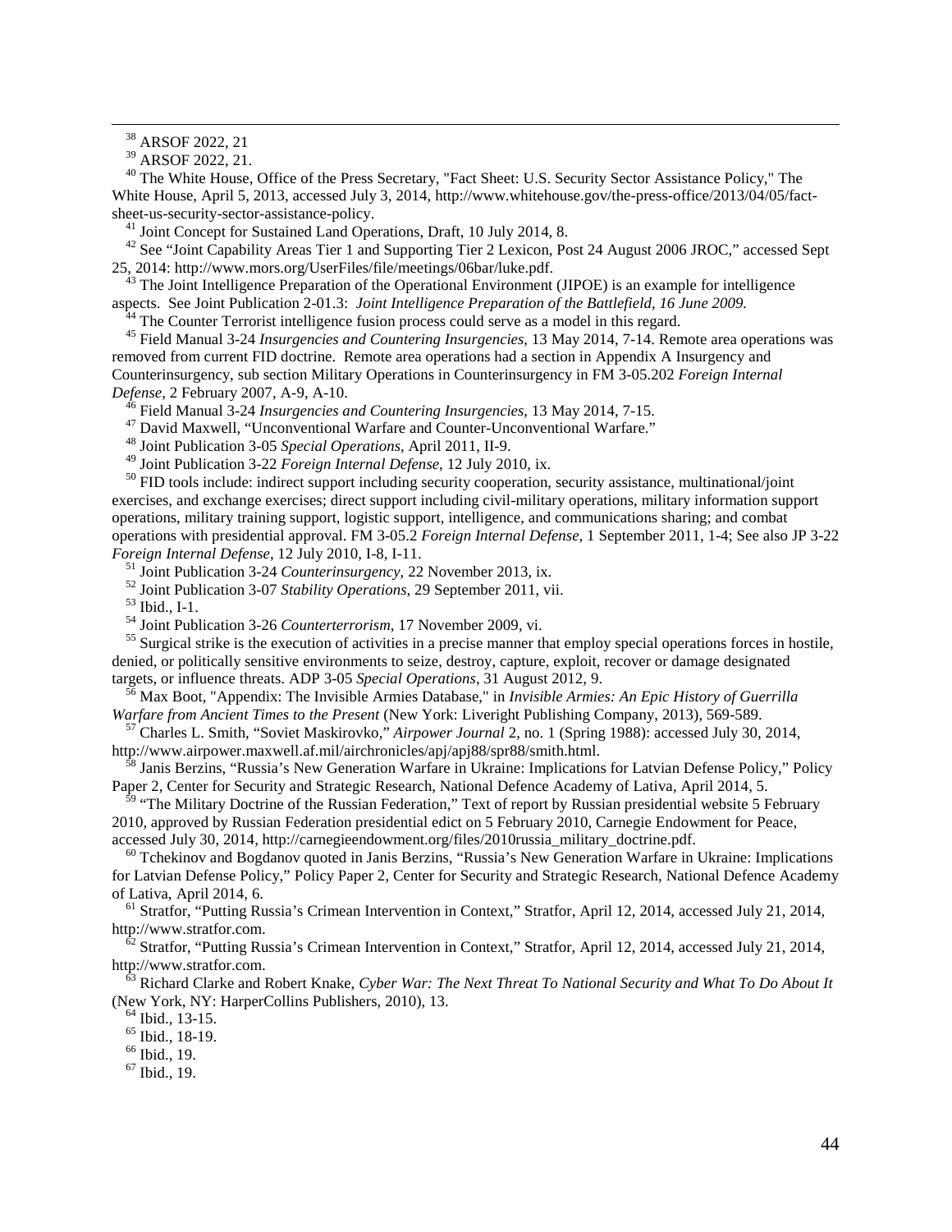[38] ARSOF 2022, 21

[39] ARSOF 2022, 21.

[40] The White House, Office of the Press Secretary, "Fact Sheet: U.S. Security Sector Assistance Policy," The White House, April 5, 2013, accessed July 3, 2014, http://www.whitehouse.gov/the-press-office/2013/04/05/fact-sheet-us-security-sector-assistance-policy.

[41] Joint Concept for Sustained Land Operations, Draft, 10 July 2014, 8.

[42] See "Joint Capability Areas Tier 1 and Supporting Tier 2 Lexicon, Post 24 August 2006 JROC," accessed Sept 25, 2014: http://www.mors.org/UserFiles/file/meetings/06bar/luke.pdf.

[43] The Joint Intelligence Preparation of the Operational Environment (JIPOE) is an example for intelligence aspects. See Joint Publication 2-01.3: *Joint Intelligence Preparation of the Battlefield, 16 June 2009.*

[44] The Counter Terrorist intelligence fusion process could serve as a model in this regard.

[45] Field Manual 3-24 *Insurgencies and Countering Insurgencies*, 13 May 2014, 7-14. Remote area operations was removed from current FID doctrine. Remote area operations had a section in Appendix A Insurgency and Counterinsurgency, sub section Military Operations in Counterinsurgency in FM 3-05.202 *Foreign Internal Defense*, 2 February 2007, A-9, A-10.

[46] Field Manual 3-24 *Insurgencies and Countering Insurgencies*, 13 May 2014, 7-15.

[47] David Maxwell, "Unconventional Warfare and Counter-Unconventional Warfare."

[48] Joint Publication 3-05 *Special Operations*, April 2011, II-9.

[49] Joint Publication 3-22 *Foreign Internal Defense*, 12 July 2010, ix.

[50] FID tools include: indirect support including security cooperation, security assistance, multinational/joint exercises, and exchange exercises; direct support including civil-military operations, military information support operations, military training support, logistic support, intelligence, and communications sharing; and combat operations with presidential approval. FM 3-05.2 *Foreign Internal Defense*, 1 September 2011, 1-4; See also JP 3-22 *Foreign Internal Defense*, 12 July 2010, I-8, I-11.

[51] Joint Publication 3-24 *Counterinsurgency*, 22 November 2013, ix.

[52] Joint Publication 3-07 *Stability Operations*, 29 September 2011, vii.

[53] Ibid., I-1.

[54] Joint Publication 3-26 *Counterterrorism*, 17 November 2009, vi.

[55] Surgical strike is the execution of activities in a precise manner that employ special operations forces in hostile, denied, or politically sensitive environments to seize, destroy, capture, exploit, recover or damage designated targets, or influence threats. ADP 3-05 *Special Operations*, 31 August 2012, 9.

[56] Max Boot, "Appendix: The Invisible Armies Database," in *Invisible Armies: An Epic History of Guerrilla Warfare from Ancient Times to the Present* (New York: Liveright Publishing Company, 2013), 569-589.

[57] Charles L. Smith, "Soviet Maskirovko," *Airpower Journal* 2, no. 1 (Spring 1988): accessed July 30, 2014, http://www.airpower.maxwell.af.mil/airchronicles/apj/apj88/spr88/smith.html.

[58] Janis Berzins, "Russia's New Generation Warfare in Ukraine: Implications for Latvian Defense Policy," Policy Paper 2, Center for Security and Strategic Research, National Defence Academy of Lativa, April 2014, 5.

[59] "The Military Doctrine of the Russian Federation," Text of report by Russian presidential website 5 February 2010, approved by Russian Federation presidential edict on 5 February 2010, Carnegie Endowment for Peace, accessed July 30, 2014, http://carnegieendowment.org/files/2010russia_military_doctrine.pdf.

[60] Tchekinov and Bogdanov quoted in Janis Berzins, "Russia's New Generation Warfare in Ukraine: Implications for Latvian Defense Policy," Policy Paper 2, Center for Security and Strategic Research, National Defence Academy of Lativa, April 2014, 6.

[61] Stratfor, "Putting Russia's Crimean Intervention in Context," Stratfor, April 12, 2014, accessed July 21, 2014, http://www.stratfor.com.

[62] Stratfor, "Putting Russia's Crimean Intervention in Context," Stratfor, April 12, 2014, accessed July 21, 2014, http://www.stratfor.com.

[63] Richard Clarke and Robert Knake, *Cyber War: The Next Threat To National Security and What To Do About It* (New York, NY: HarperCollins Publishers, 2010), 13.

[64] Ibid., 13-15.

[65] Ibid., 18-19.

[66] Ibid., 19.

[67] Ibid., 19.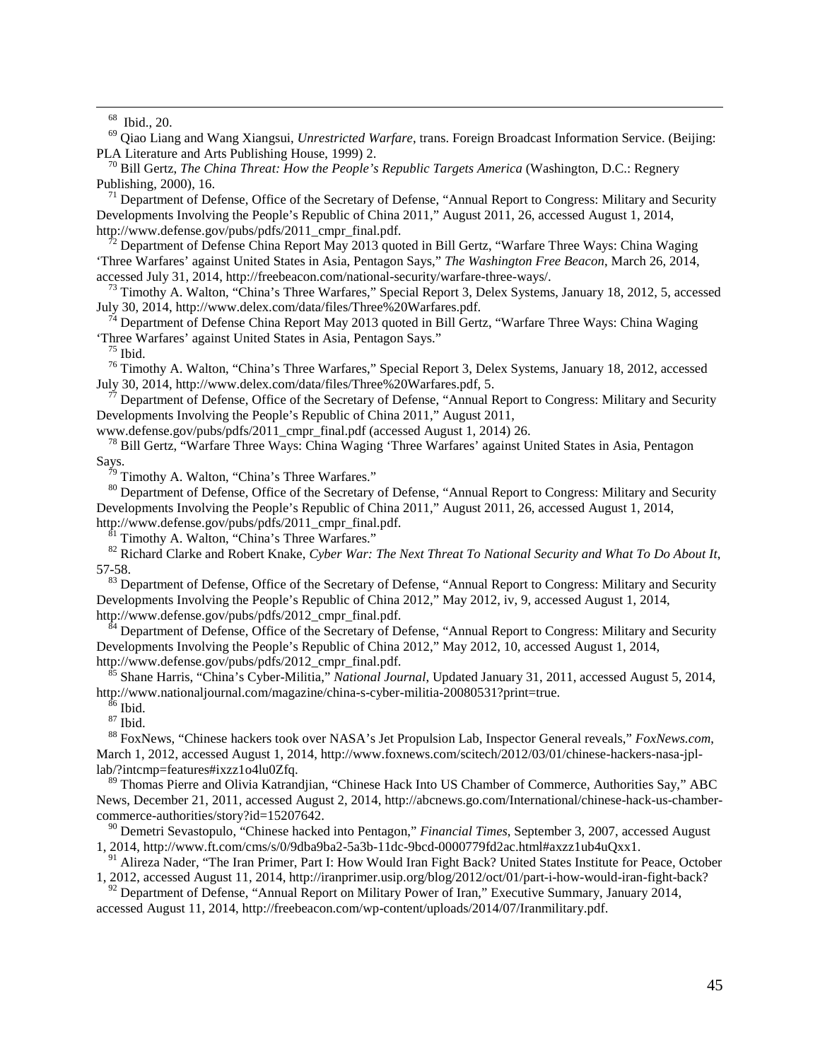[68] Ibid., 20.

[69] Qiao Liang and Wang Xiangsui, *Unrestricted Warfare*, trans. Foreign Broadcast Information Service. (Beijing: PLA Literature and Arts Publishing House, 1999) 2.

[70] Bill Gertz, *The China Threat: How the People's Republic Targets America* (Washington, D.C.: Regnery Publishing, 2000), 16.

[71] Department of Defense, Office of the Secretary of Defense, "Annual Report to Congress: Military and Security Developments Involving the People's Republic of China 2011," August 2011, 26, accessed August 1, 2014, http://www.defense.gov/pubs/pdfs/2011_cmpr_final.pdf.

[72] Department of Defense China Report May 2013 quoted in Bill Gertz, "Warfare Three Ways: China Waging 'Three Warfares' against United States in Asia, Pentagon Says," *The Washington Free Beacon*, March 26, 2014, accessed July 31, 2014, http://freebeacon.com/national-security/warfare-three-ways/.

[73] Timothy A. Walton, "China's Three Warfares," Special Report 3, Delex Systems, January 18, 2012, 5, accessed July 30, 2014, http://www.delex.com/data/files/Three%20Warfares.pdf.

[74] Department of Defense China Report May 2013 quoted in Bill Gertz, "Warfare Three Ways: China Waging 'Three Warfares' against United States in Asia, Pentagon Says."

[75] Ibid.

[76] Timothy A. Walton, "China's Three Warfares," Special Report 3, Delex Systems, January 18, 2012, accessed July 30, 2014, http://www.delex.com/data/files/Three%20Warfares.pdf, 5.

[77] Department of Defense, Office of the Secretary of Defense, "Annual Report to Congress: Military and Security Developments Involving the People's Republic of China 2011," August 2011, www.defense.gov/pubs/pdfs/2011_cmpr_final.pdf (accessed August 1, 2014) 26.

[78] Bill Gertz, "Warfare Three Ways: China Waging 'Three Warfares' against United States in Asia, Pentagon Says.

[79] Timothy A. Walton, "China's Three Warfares."

[80] Department of Defense, Office of the Secretary of Defense, "Annual Report to Congress: Military and Security Developments Involving the People's Republic of China 2011," August 2011, 26, accessed August 1, 2014, http://www.defense.gov/pubs/pdfs/2011_cmpr_final.pdf.

[81] Timothy A. Walton, "China's Three Warfares."

[82] Richard Clarke and Robert Knake, *Cyber War: The Next Threat To National Security and What To Do About It*, 57-58.

[83] Department of Defense, Office of the Secretary of Defense, "Annual Report to Congress: Military and Security Developments Involving the People's Republic of China 2012," May 2012, iv, 9, accessed August 1, 2014, http://www.defense.gov/pubs/pdfs/2012_cmpr_final.pdf.

[84] Department of Defense, Office of the Secretary of Defense, "Annual Report to Congress: Military and Security Developments Involving the People's Republic of China 2012," May 2012, 10, accessed August 1, 2014, http://www.defense.gov/pubs/pdfs/2012_cmpr_final.pdf.

[85] Shane Harris, "China's Cyber-Militia," *National Journal*, Updated January 31, 2011, accessed August 5, 2014, http://www.nationaljournal.com/magazine/china-s-cyber-militia-20080531?print=true.

[86] Ibid.

[87] Ibid.

[88] FoxNews, "Chinese hackers took over NASA's Jet Propulsion Lab, Inspector General reveals," *FoxNews.com*, March 1, 2012, accessed August 1, 2014, http://www.foxnews.com/scitech/2012/03/01/chinese-hackers-nasa-jpl-lab/?intcmp=features#ixzz1o4lu0Zfq.

[89] Thomas Pierre and Olivia Katrandjian, "Chinese Hack Into US Chamber of Commerce, Authorities Say," ABC News, December 21, 2011, accessed August 2, 2014, http://abcnews.go.com/International/chinese-hack-us-chamber-commerce-authorities/story?id=15207642.

[90] Demetri Sevastopulo, "Chinese hacked into Pentagon," *Financial Times*, September 3, 2007, accessed August 1, 2014, http://www.ft.com/cms/s/0/9dba9ba2-5a3b-11dc-9bcd-0000779fd2ac.html#axzz1ub4uQxx1.

[91] Alireza Nader, "The Iran Primer, Part I: How Would Iran Fight Back? United States Institute for Peace, October 1, 2012, accessed August 11, 2014, http://iranprimer.usip.org/blog/2012/oct/01/part-i-how-would-iran-fight-back?

[92] Department of Defense, "Annual Report on Military Power of Iran," Executive Summary, January 2014, accessed August 11, 2014, http://freebeacon.com/wp-content/uploads/2014/07/Iranmilitary.pdf.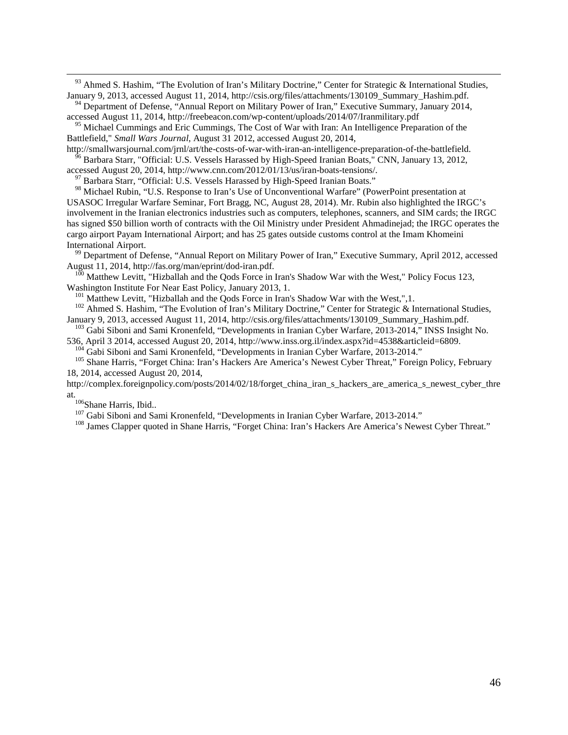[93] Ahmed S. Hashim, "The Evolution of Iran's Military Doctrine," Center for Strategic & International Studies, January 9, 2013, accessed August 11, 2014, http://csis.org/files/attachments/130109_Summary_Hashim.pdf.

[94] Department of Defense, "Annual Report on Military Power of Iran," Executive Summary, January 2014, accessed August 11, 2014, http://freebeacon.com/wp-content/uploads/2014/07/Iranmilitary.pdf

[95] Michael Cummings and Eric Cummings, The Cost of War with Iran: An Intelligence Preparation of the Battlefield," *Small Wars Journal*, August 31 2012, accessed August 20, 2014, http://smallwarsjournal.com/jrnl/art/the-costs-of-war-with-iran-an-intelligence-preparation-of-the-battlefield.

[96] Barbara Starr, "Official: U.S. Vessels Harassed by High-Speed Iranian Boats," CNN, January 13, 2012, accessed August 20, 2014, http://www.cnn.com/2012/01/13/us/iran-boats-tensions/.

[97] Barbara Starr, "Official: U.S. Vessels Harassed by High-Speed Iranian Boats."

[98] Michael Rubin, "U.S. Response to Iran's Use of Unconventional Warfare" (PowerPoint presentation at USASOC Irregular Warfare Seminar, Fort Bragg, NC, August 28, 2014). Mr. Rubin also highlighted the IRGC's involvement in the Iranian electronics industries such as computers, telephones, scanners, and SIM cards; the IRGC has signed $50 billion worth of contracts with the Oil Ministry under President Ahmadinejad; the IRGC operates the cargo airport Payam International Airport; and has 25 gates outside customs control at the Imam Khomeini International Airport.

[99] Department of Defense, "Annual Report on Military Power of Iran," Executive Summary, April 2012, accessed August 11, 2014, http://fas.org/man/eprint/dod-iran.pdf.

[100] Matthew Levitt, "Hizballah and the Qods Force in Iran's Shadow War with the West," Policy Focus 123, Washington Institute For Near East Policy, January 2013, 1.

[101] Matthew Levitt, "Hizballah and the Qods Force in Iran's Shadow War with the West,",1.

[102] Ahmed S. Hashim, "The Evolution of Iran's Military Doctrine," Center for Strategic & International Studies, January 9, 2013, accessed August 11, 2014, http://csis.org/files/attachments/130109_Summary_Hashim.pdf.

[103] Gabi Siboni and Sami Kronenfeld, "Developments in Iranian Cyber Warfare, 2013-2014," INSS Insight No. 536, April 3 2014, accessed August 20, 2014, http://www.inss.org.il/index.aspx?id=4538&articleid=6809.

[104] Gabi Siboni and Sami Kronenfeld, "Developments in Iranian Cyber Warfare, 2013-2014."

[105] Shane Harris, "Forget China: Iran's Hackers Are America's Newest Cyber Threat," Foreign Policy, February 18, 2014, accessed August 20, 2014, http://complex.foreignpolicy.com/posts/2014/02/18/forget_china_iran_s_hackers_are_america_s_newest_cyber_threat.

[106] Shane Harris, Ibid..

[107] Gabi Siboni and Sami Kronenfeld, "Developments in Iranian Cyber Warfare, 2013-2014."

[108] James Clapper quoted in Shane Harris, "Forget China: Iran's Hackers Are America's Newest Cyber Threat."